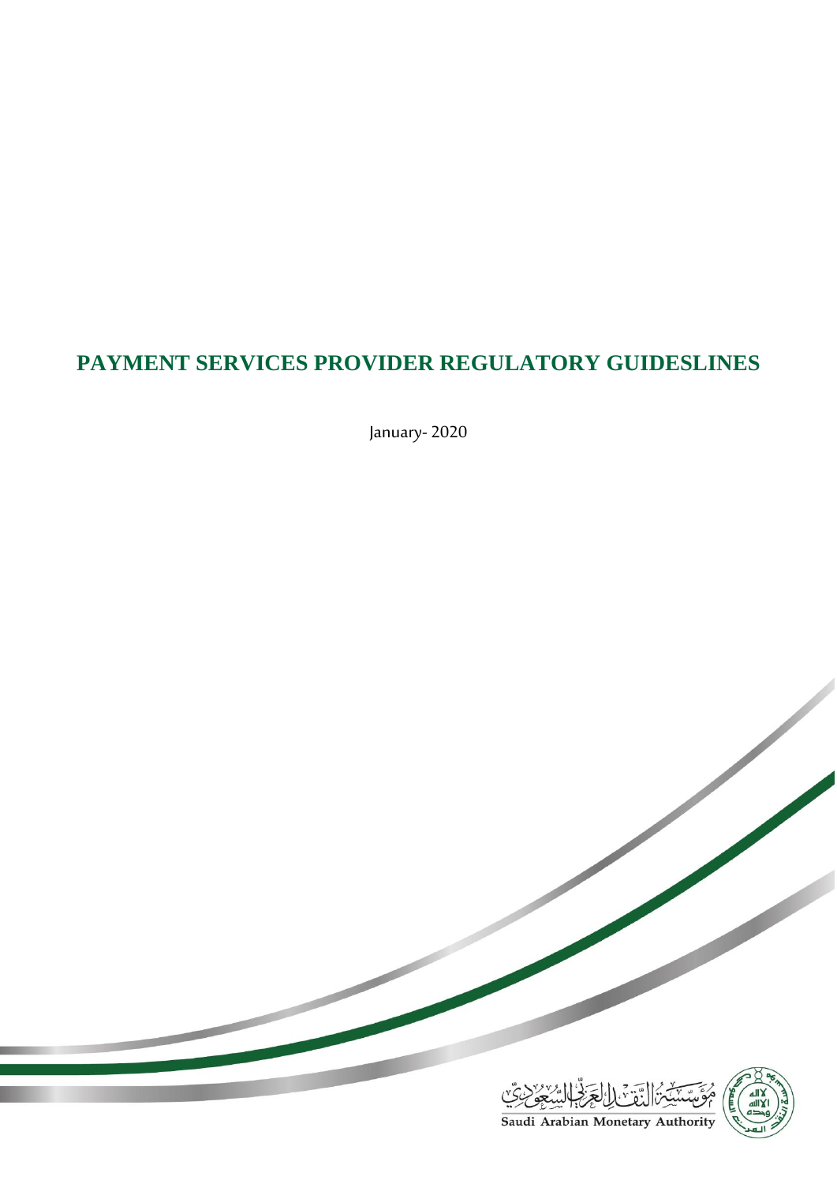# PAYMENT SERVICES PROVIDER REGULATORY GUIDESLINES

January- 2020

مؤسسة النقد العربي السعودي

Saudi Arabian Monetary Authority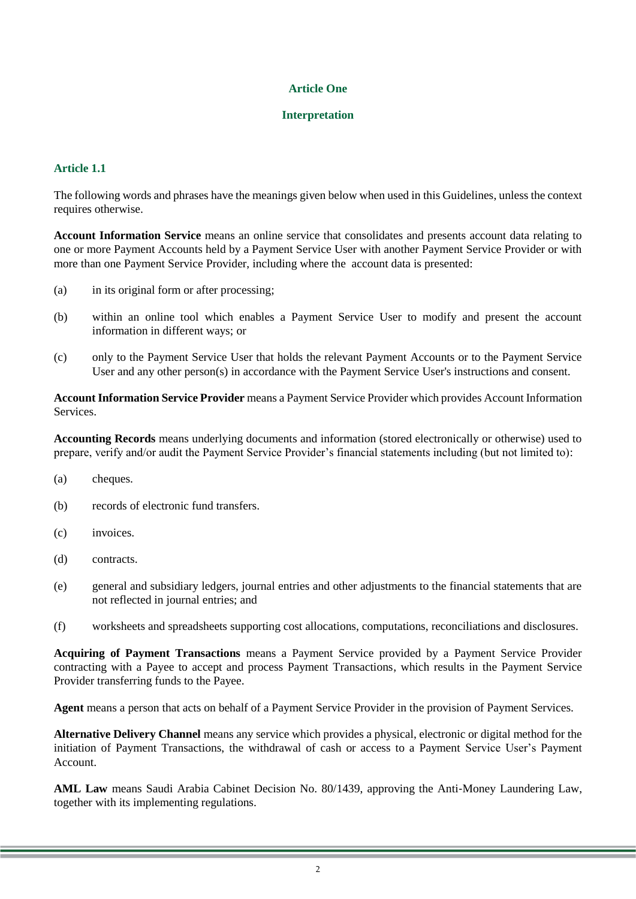## Article One

## Interpretation

### Article 1.1

The following words and phrases have the meanings given below when used in this Guidelines, unless the context requires otherwise.

**Account Information Service** means an online service that consolidates and presents account data relating to one or more Payment Accounts held by a Payment Service User with another Payment Service Provider or with more than one Payment Service Provider, including where the account data is presented:

(a) in its original form or after processing;

(b) within an online tool which enables a Payment Service User to modify and present the account information in different ways; or

(c) only to the Payment Service User that holds the relevant Payment Accounts or to the Payment Service User and any other person(s) in accordance with the Payment Service User's instructions and consent.

**Account Information Service Provider** means a Payment Service Provider which provides Account Information Services.

**Accounting Records** means underlying documents and information (stored electronically or otherwise) used to prepare, verify and/or audit the Payment Service Provider's financial statements including (but not limited to):

(a) cheques.

(b) records of electronic fund transfers.

(c) invoices.

(d) contracts.

(e) general and subsidiary ledgers, journal entries and other adjustments to the financial statements that are not reflected in journal entries; and

(f) worksheets and spreadsheets supporting cost allocations, computations, reconciliations and disclosures.

**Acquiring of Payment Transactions** means a Payment Service provided by a Payment Service Provider contracting with a Payee to accept and process Payment Transactions, which results in the Payment Service Provider transferring funds to the Payee.

**Agent** means a person that acts on behalf of a Payment Service Provider in the provision of Payment Services.

**Alternative Delivery Channel** means any service which provides a physical, electronic or digital method for the initiation of Payment Transactions, the withdrawal of cash or access to a Payment Service User's Payment Account.

**AML Law** means Saudi Arabia Cabinet Decision No. 80/1439, approving the Anti-Money Laundering Law, together with its implementing regulations.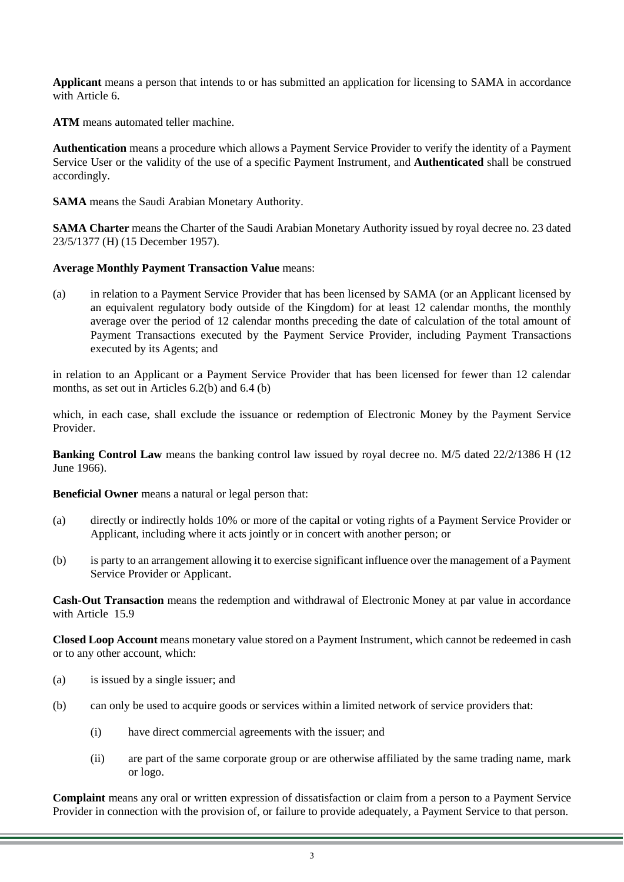**Applicant** means a person that intends to or has submitted an application for licensing to SAMA in accordance with Article 6.

**ATM** means automated teller machine.

**Authentication** means a procedure which allows a Payment Service Provider to verify the identity of a Payment Service User or the validity of the use of a specific Payment Instrument, and **Authenticated** shall be construed accordingly.

**SAMA** means the Saudi Arabian Monetary Authority.

**SAMA Charter** means the Charter of the Saudi Arabian Monetary Authority issued by royal decree no. 23 dated 23/5/1377 (H) (15 December 1957).

**Average Monthly Payment Transaction Value** means:

(a) in relation to a Payment Service Provider that has been licensed by SAMA (or an Applicant licensed by an equivalent regulatory body outside of the Kingdom) for at least 12 calendar months, the monthly average over the period of 12 calendar months preceding the date of calculation of the total amount of Payment Transactions executed by the Payment Service Provider, including Payment Transactions executed by its Agents; and

in relation to an Applicant or a Payment Service Provider that has been licensed for fewer than 12 calendar months, as set out in Articles 6.2(b) and 6.4 (b)

which, in each case, shall exclude the issuance or redemption of Electronic Money by the Payment Service Provider.

**Banking Control Law** means the banking control law issued by royal decree no. M/5 dated 22/2/1386 H (12 June 1966).

**Beneficial Owner** means a natural or legal person that:

(a) directly or indirectly holds 10% or more of the capital or voting rights of a Payment Service Provider or Applicant, including where it acts jointly or in concert with another person; or

(b) is party to an arrangement allowing it to exercise significant influence over the management of a Payment Service Provider or Applicant.

**Cash-Out Transaction** means the redemption and withdrawal of Electronic Money at par value in accordance with Article 15.9

**Closed Loop Account** means monetary value stored on a Payment Instrument, which cannot be redeemed in cash or to any other account, which:

(a) is issued by a single issuer; and

(b) can only be used to acquire goods or services within a limited network of service providers that:

  (i) have direct commercial agreements with the issuer; and

  (ii) are part of the same corporate group or are otherwise affiliated by the same trading name, mark or logo.

**Complaint** means any oral or written expression of dissatisfaction or claim from a person to a Payment Service Provider in connection with the provision of, or failure to provide adequately, a Payment Service to that person.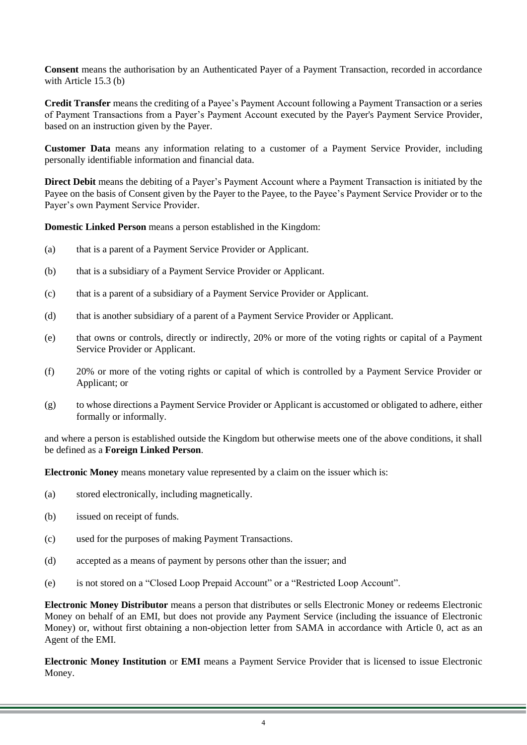**Consent** means the authorisation by an Authenticated Payer of a Payment Transaction, recorded in accordance with Article 15.3 (b)

**Credit Transfer** means the crediting of a Payee's Payment Account following a Payment Transaction or a series of Payment Transactions from a Payer's Payment Account executed by the Payer's Payment Service Provider, based on an instruction given by the Payer.

**Customer Data** means any information relating to a customer of a Payment Service Provider, including personally identifiable information and financial data.

**Direct Debit** means the debiting of a Payer's Payment Account where a Payment Transaction is initiated by the Payee on the basis of Consent given by the Payer to the Payee, to the Payee's Payment Service Provider or to the Payer's own Payment Service Provider.

**Domestic Linked Person** means a person established in the Kingdom:

(a) that is a parent of a Payment Service Provider or Applicant.

(b) that is a subsidiary of a Payment Service Provider or Applicant.

(c) that is a parent of a subsidiary of a Payment Service Provider or Applicant.

(d) that is another subsidiary of a parent of a Payment Service Provider or Applicant.

(e) that owns or controls, directly or indirectly, 20% or more of the voting rights or capital of a Payment Service Provider or Applicant.

(f) 20% or more of the voting rights or capital of which is controlled by a Payment Service Provider or Applicant; or

(g) to whose directions a Payment Service Provider or Applicant is accustomed or obligated to adhere, either formally or informally.

and where a person is established outside the Kingdom but otherwise meets one of the above conditions, it shall be defined as a **Foreign Linked Person**.

**Electronic Money** means monetary value represented by a claim on the issuer which is:

(a) stored electronically, including magnetically.

(b) issued on receipt of funds.

(c) used for the purposes of making Payment Transactions.

(d) accepted as a means of payment by persons other than the issuer; and

(e) is not stored on a "Closed Loop Prepaid Account" or a "Restricted Loop Account".

**Electronic Money Distributor** means a person that distributes or sells Electronic Money or redeems Electronic Money on behalf of an EMI, but does not provide any Payment Service (including the issuance of Electronic Money) or, without first obtaining a non-objection letter from SAMA in accordance with Article 0, act as an Agent of the EMI.

**Electronic Money Institution** or **EMI** means a Payment Service Provider that is licensed to issue Electronic Money.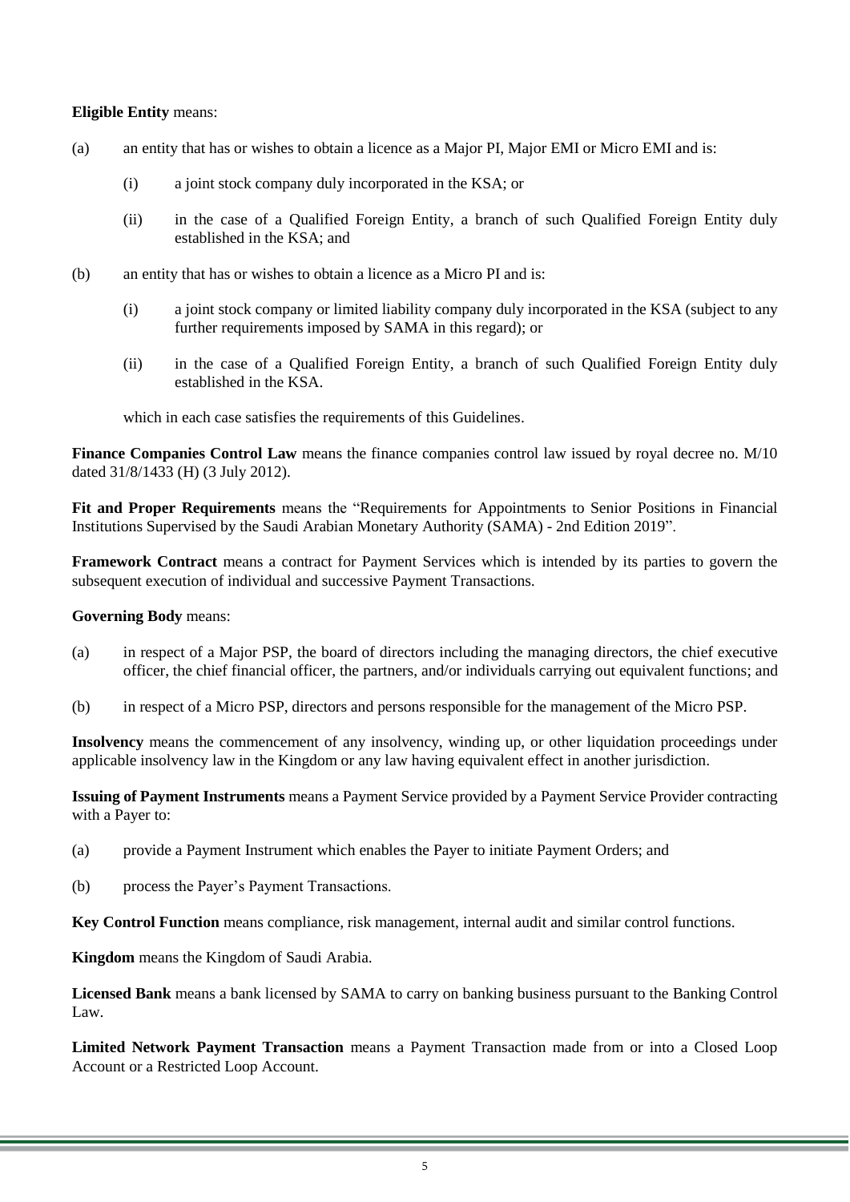**Eligible Entity** means:

(a) an entity that has or wishes to obtain a licence as a Major PI, Major EMI or Micro EMI and is:

   (i) a joint stock company duly incorporated in the KSA; or

   (ii) in the case of a Qualified Foreign Entity, a branch of such Qualified Foreign Entity duly established in the KSA; and

(b) an entity that has or wishes to obtain a licence as a Micro PI and is:

   (i) a joint stock company or limited liability company duly incorporated in the KSA (subject to any further requirements imposed by SAMA in this regard); or

   (ii) in the case of a Qualified Foreign Entity, a branch of such Qualified Foreign Entity duly established in the KSA.

   which in each case satisfies the requirements of this Guidelines.

**Finance Companies Control Law** means the finance companies control law issued by royal decree no. M/10 dated 31/8/1433 (H) (3 July 2012).

**Fit and Proper Requirements** means the "Requirements for Appointments to Senior Positions in Financial Institutions Supervised by the Saudi Arabian Monetary Authority (SAMA) - 2nd Edition 2019".

**Framework Contract** means a contract for Payment Services which is intended by its parties to govern the subsequent execution of individual and successive Payment Transactions.

**Governing Body** means:

(a) in respect of a Major PSP, the board of directors including the managing directors, the chief executive officer, the chief financial officer, the partners, and/or individuals carrying out equivalent functions; and

(b) in respect of a Micro PSP, directors and persons responsible for the management of the Micro PSP.

**Insolvency** means the commencement of any insolvency, winding up, or other liquidation proceedings under applicable insolvency law in the Kingdom or any law having equivalent effect in another jurisdiction.

**Issuing of Payment Instruments** means a Payment Service provided by a Payment Service Provider contracting with a Payer to:

(a) provide a Payment Instrument which enables the Payer to initiate Payment Orders; and

(b) process the Payer's Payment Transactions.

**Key Control Function** means compliance, risk management, internal audit and similar control functions.

**Kingdom** means the Kingdom of Saudi Arabia.

**Licensed Bank** means a bank licensed by SAMA to carry on banking business pursuant to the Banking Control Law.

**Limited Network Payment Transaction** means a Payment Transaction made from or into a Closed Loop Account or a Restricted Loop Account.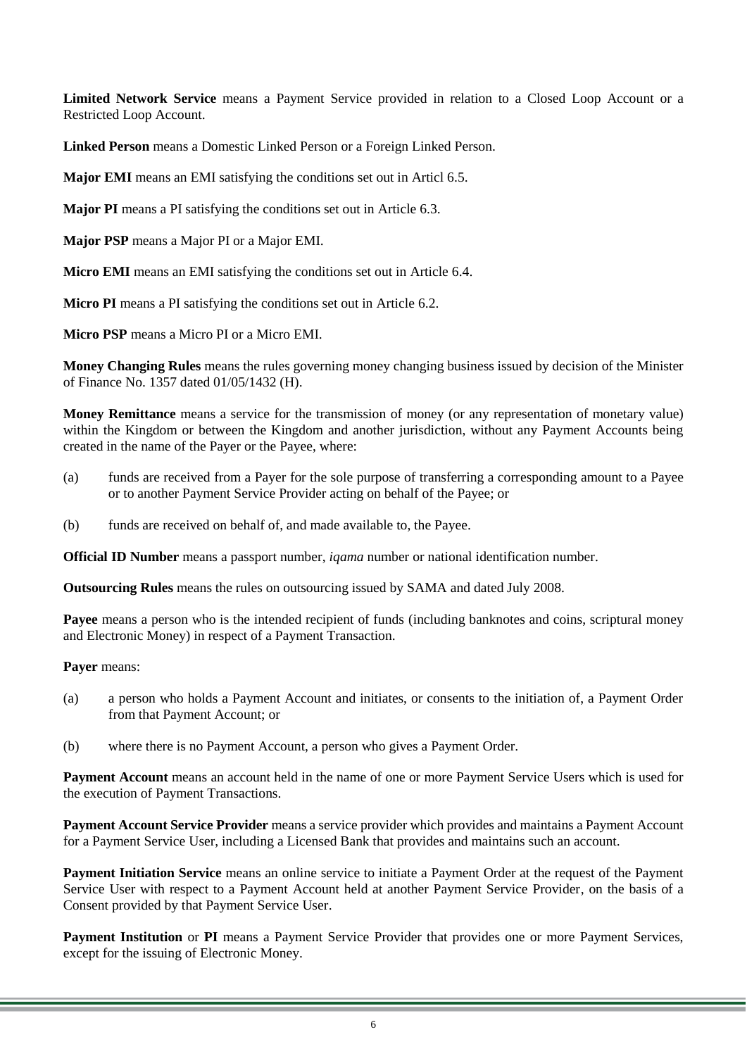**Limited Network Service** means a Payment Service provided in relation to a Closed Loop Account or a Restricted Loop Account.

**Linked Person** means a Domestic Linked Person or a Foreign Linked Person.

**Major EMI** means an EMI satisfying the conditions set out in Articl 6.5.

**Major PI** means a PI satisfying the conditions set out in Article 6.3.

**Major PSP** means a Major PI or a Major EMI.

**Micro EMI** means an EMI satisfying the conditions set out in Article 6.4.

**Micro PI** means a PI satisfying the conditions set out in Article 6.2.

**Micro PSP** means a Micro PI or a Micro EMI.

**Money Changing Rules** means the rules governing money changing business issued by decision of the Minister of Finance No. 1357 dated 01/05/1432 (H).

**Money Remittance** means a service for the transmission of money (or any representation of monetary value) within the Kingdom or between the Kingdom and another jurisdiction, without any Payment Accounts being created in the name of the Payer or the Payee, where:

(a) funds are received from a Payer for the sole purpose of transferring a corresponding amount to a Payee or to another Payment Service Provider acting on behalf of the Payee; or

(b) funds are received on behalf of, and made available to, the Payee.

**Official ID Number** means a passport number, *iqama* number or national identification number.

**Outsourcing Rules** means the rules on outsourcing issued by SAMA and dated July 2008.

**Payee** means a person who is the intended recipient of funds (including banknotes and coins, scriptural money and Electronic Money) in respect of a Payment Transaction.

**Payer** means:

(a) a person who holds a Payment Account and initiates, or consents to the initiation of, a Payment Order from that Payment Account; or

(b) where there is no Payment Account, a person who gives a Payment Order.

**Payment Account** means an account held in the name of one or more Payment Service Users which is used for the execution of Payment Transactions.

**Payment Account Service Provider** means a service provider which provides and maintains a Payment Account for a Payment Service User, including a Licensed Bank that provides and maintains such an account.

**Payment Initiation Service** means an online service to initiate a Payment Order at the request of the Payment Service User with respect to a Payment Account held at another Payment Service Provider, on the basis of a Consent provided by that Payment Service User.

**Payment Institution** or **PI** means a Payment Service Provider that provides one or more Payment Services, except for the issuing of Electronic Money.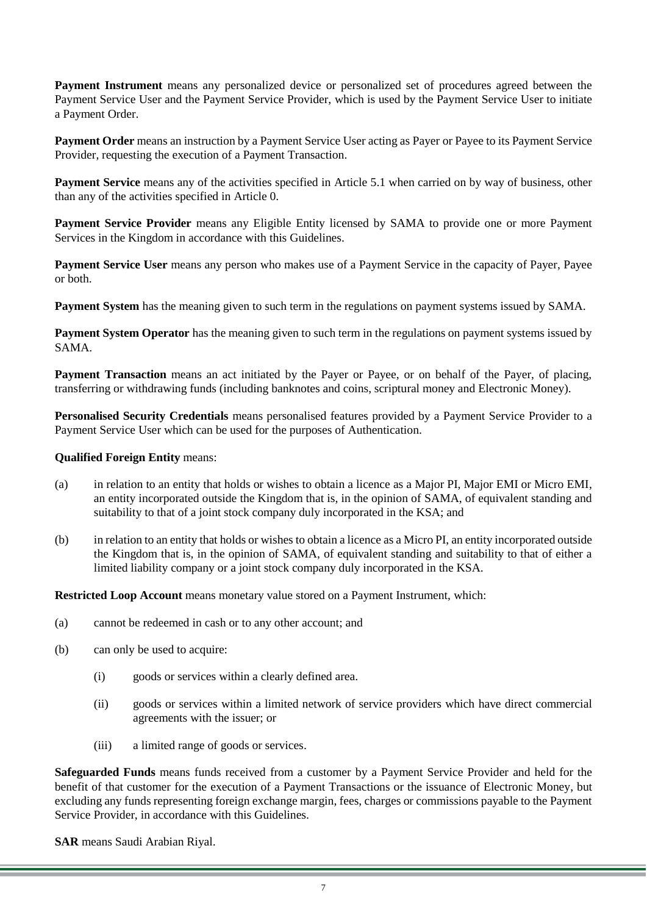**Payment Instrument** means any personalized device or personalized set of procedures agreed between the Payment Service User and the Payment Service Provider, which is used by the Payment Service User to initiate a Payment Order.

**Payment Order** means an instruction by a Payment Service User acting as Payer or Payee to its Payment Service Provider, requesting the execution of a Payment Transaction.

**Payment Service** means any of the activities specified in Article 5.1 when carried on by way of business, other than any of the activities specified in Article 0.

**Payment Service Provider** means any Eligible Entity licensed by SAMA to provide one or more Payment Services in the Kingdom in accordance with this Guidelines.

**Payment Service User** means any person who makes use of a Payment Service in the capacity of Payer, Payee or both.

**Payment System** has the meaning given to such term in the regulations on payment systems issued by SAMA.

**Payment System Operator** has the meaning given to such term in the regulations on payment systems issued by SAMA.

**Payment Transaction** means an act initiated by the Payer or Payee, or on behalf of the Payer, of placing, transferring or withdrawing funds (including banknotes and coins, scriptural money and Electronic Money).

**Personalised Security Credentials** means personalised features provided by a Payment Service Provider to a Payment Service User which can be used for the purposes of Authentication.

**Qualified Foreign Entity** means:

(a) in relation to an entity that holds or wishes to obtain a licence as a Major PI, Major EMI or Micro EMI, an entity incorporated outside the Kingdom that is, in the opinion of SAMA, of equivalent standing and suitability to that of a joint stock company duly incorporated in the KSA; and

(b) in relation to an entity that holds or wishes to obtain a licence as a Micro PI, an entity incorporated outside the Kingdom that is, in the opinion of SAMA, of equivalent standing and suitability to that of either a limited liability company or a joint stock company duly incorporated in the KSA.

**Restricted Loop Account** means monetary value stored on a Payment Instrument, which:

(a) cannot be redeemed in cash or to any other account; and

(b) can only be used to acquire:

 (i) goods or services within a clearly defined area.

 (ii) goods or services within a limited network of service providers which have direct commercial agreements with the issuer; or

 (iii) a limited range of goods or services.

**Safeguarded Funds** means funds received from a customer by a Payment Service Provider and held for the benefit of that customer for the execution of a Payment Transactions or the issuance of Electronic Money, but excluding any funds representing foreign exchange margin, fees, charges or commissions payable to the Payment Service Provider, in accordance with this Guidelines.

**SAR** means Saudi Arabian Riyal.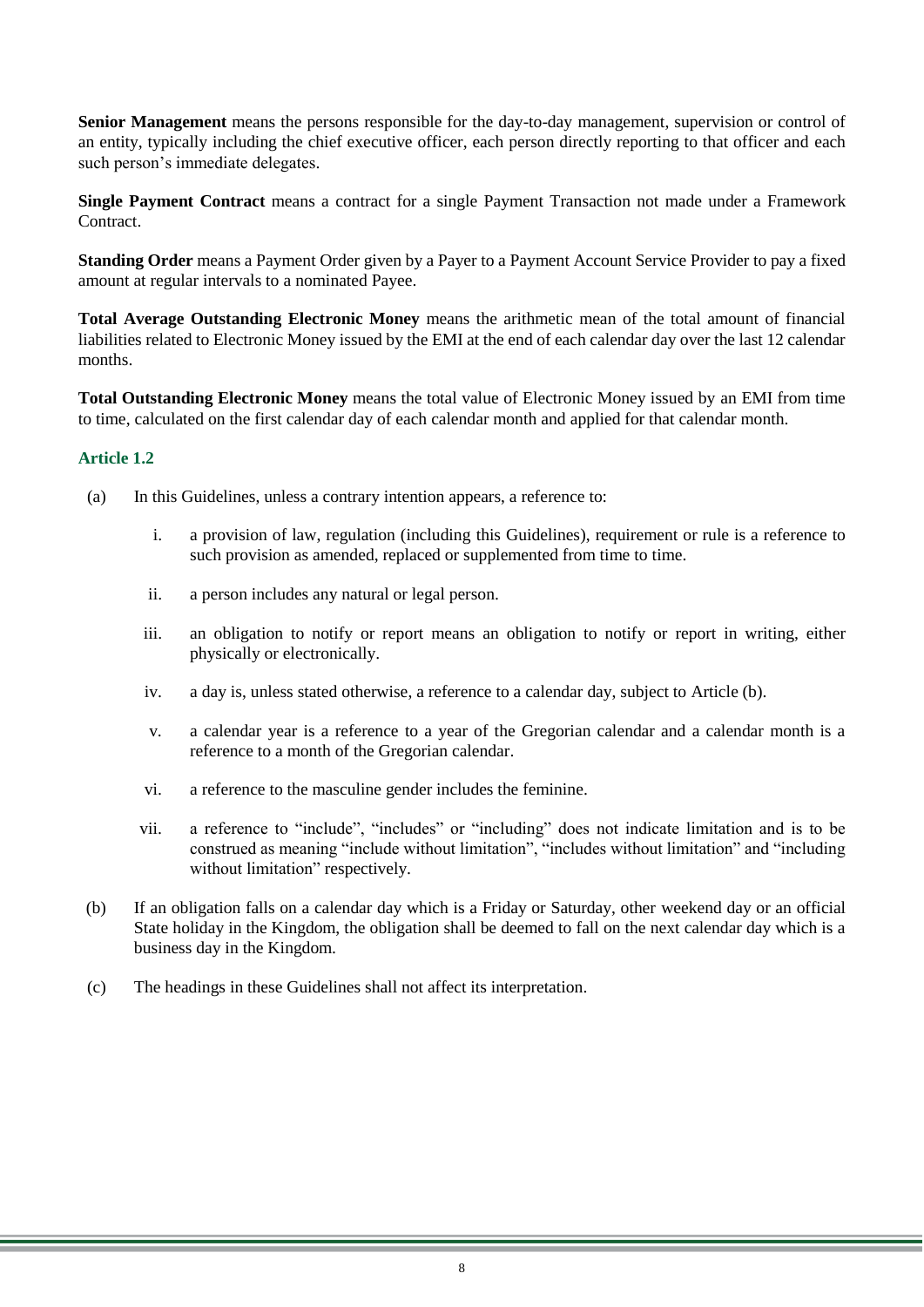**Senior Management** means the persons responsible for the day-to-day management, supervision or control of an entity, typically including the chief executive officer, each person directly reporting to that officer and each such person's immediate delegates.

**Single Payment Contract** means a contract for a single Payment Transaction not made under a Framework Contract.

**Standing Order** means a Payment Order given by a Payer to a Payment Account Service Provider to pay a fixed amount at regular intervals to a nominated Payee.

**Total Average Outstanding Electronic Money** means the arithmetic mean of the total amount of financial liabilities related to Electronic Money issued by the EMI at the end of each calendar day over the last 12 calendar months.

**Total Outstanding Electronic Money** means the total value of Electronic Money issued by an EMI from time to time, calculated on the first calendar day of each calendar month and applied for that calendar month.

### Article 1.2

(a) In this Guidelines, unless a contrary intention appears, a reference to:

  i. a provision of law, regulation (including this Guidelines), requirement or rule is a reference to such provision as amended, replaced or supplemented from time to time.

  ii. a person includes any natural or legal person.

  iii. an obligation to notify or report means an obligation to notify or report in writing, either physically or electronically.

  iv. a day is, unless stated otherwise, a reference to a calendar day, subject to Article (b).

  v. a calendar year is a reference to a year of the Gregorian calendar and a calendar month is a reference to a month of the Gregorian calendar.

  vi. a reference to the masculine gender includes the feminine.

  vii. a reference to "include", "includes" or "including" does not indicate limitation and is to be construed as meaning "include without limitation", "includes without limitation" and "including without limitation" respectively.

(b) If an obligation falls on a calendar day which is a Friday or Saturday, other weekend day or an official State holiday in the Kingdom, the obligation shall be deemed to fall on the next calendar day which is a business day in the Kingdom.

(c) The headings in these Guidelines shall not affect its interpretation.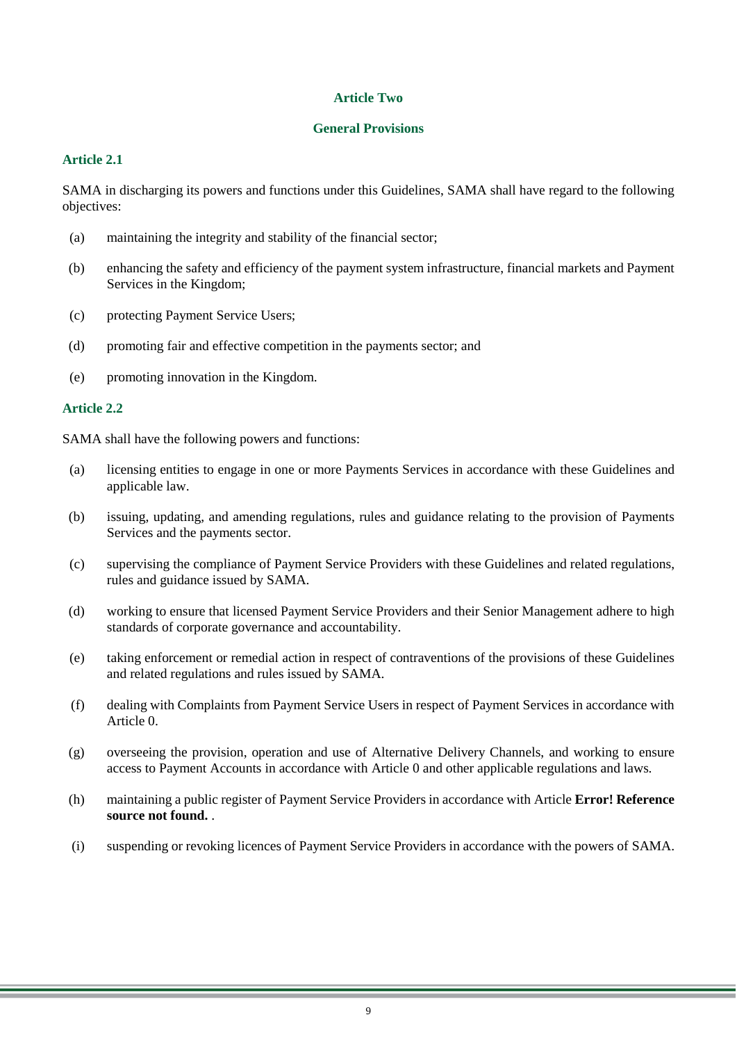## Article Two

## General Provisions

### Article 2.1

SAMA in discharging its powers and functions under this Guidelines, SAMA shall have regard to the following objectives:

(a) maintaining the integrity and stability of the financial sector;

(b) enhancing the safety and efficiency of the payment system infrastructure, financial markets and Payment Services in the Kingdom;

(c) protecting Payment Service Users;

(d) promoting fair and effective competition in the payments sector; and

(e) promoting innovation in the Kingdom.

### Article 2.2

SAMA shall have the following powers and functions:

(a) licensing entities to engage in one or more Payments Services in accordance with these Guidelines and applicable law.

(b) issuing, updating, and amending regulations, rules and guidance relating to the provision of Payments Services and the payments sector.

(c) supervising the compliance of Payment Service Providers with these Guidelines and related regulations, rules and guidance issued by SAMA.

(d) working to ensure that licensed Payment Service Providers and their Senior Management adhere to high standards of corporate governance and accountability.

(e) taking enforcement or remedial action in respect of contraventions of the provisions of these Guidelines and related regulations and rules issued by SAMA.

(f) dealing with Complaints from Payment Service Users in respect of Payment Services in accordance with Article 0.

(g) overseeing the provision, operation and use of Alternative Delivery Channels, and working to ensure access to Payment Accounts in accordance with Article 0 and other applicable regulations and laws.

(h) maintaining a public register of Payment Service Providers in accordance with Article **Error! Reference source not found.** .

(i) suspending or revoking licences of Payment Service Providers in accordance with the powers of SAMA.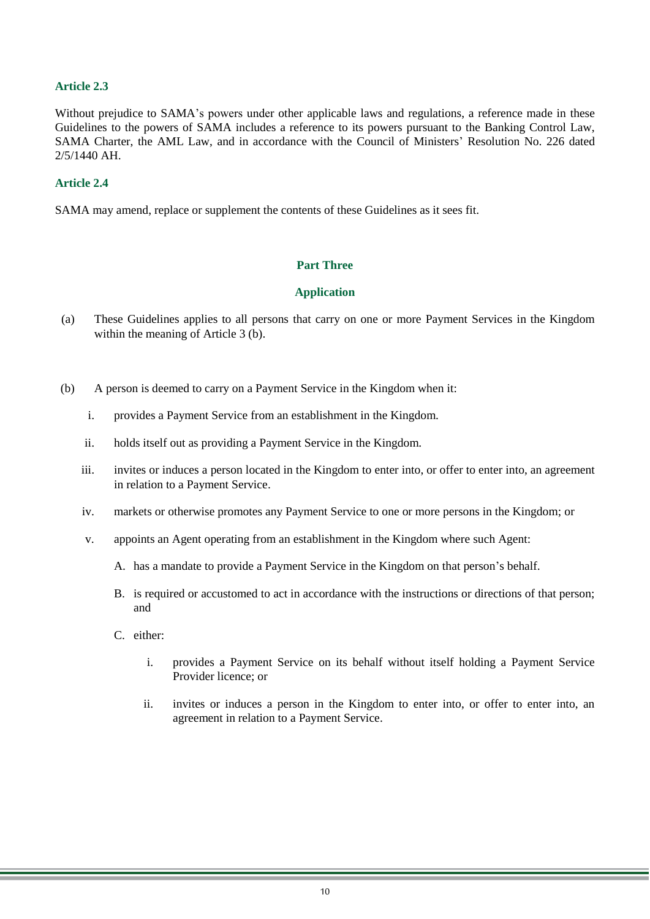### Article 2.3

Without prejudice to SAMA's powers under other applicable laws and regulations, a reference made in these Guidelines to the powers of SAMA includes a reference to its powers pursuant to the Banking Control Law, SAMA Charter, the AML Law, and in accordance with the Council of Ministers' Resolution No. 226 dated 2/5/1440 AH.

### Article 2.4

SAMA may amend, replace or supplement the contents of these Guidelines as it sees fit.

## Part Three

## Application

(a) These Guidelines applies to all persons that carry on one or more Payment Services in the Kingdom within the meaning of Article 3 (b).

(b) A person is deemed to carry on a Payment Service in the Kingdom when it:

  i. provides a Payment Service from an establishment in the Kingdom.

  ii. holds itself out as providing a Payment Service in the Kingdom.

  iii. invites or induces a person located in the Kingdom to enter into, or offer to enter into, an agreement in relation to a Payment Service.

  iv. markets or otherwise promotes any Payment Service to one or more persons in the Kingdom; or

  v. appoints an Agent operating from an establishment in the Kingdom where such Agent:

    A. has a mandate to provide a Payment Service in the Kingdom on that person's behalf.

    B. is required or accustomed to act in accordance with the instructions or directions of that person; and

    C. either:

      i. provides a Payment Service on its behalf without itself holding a Payment Service Provider licence; or

      ii. invites or induces a person in the Kingdom to enter into, or offer to enter into, an agreement in relation to a Payment Service.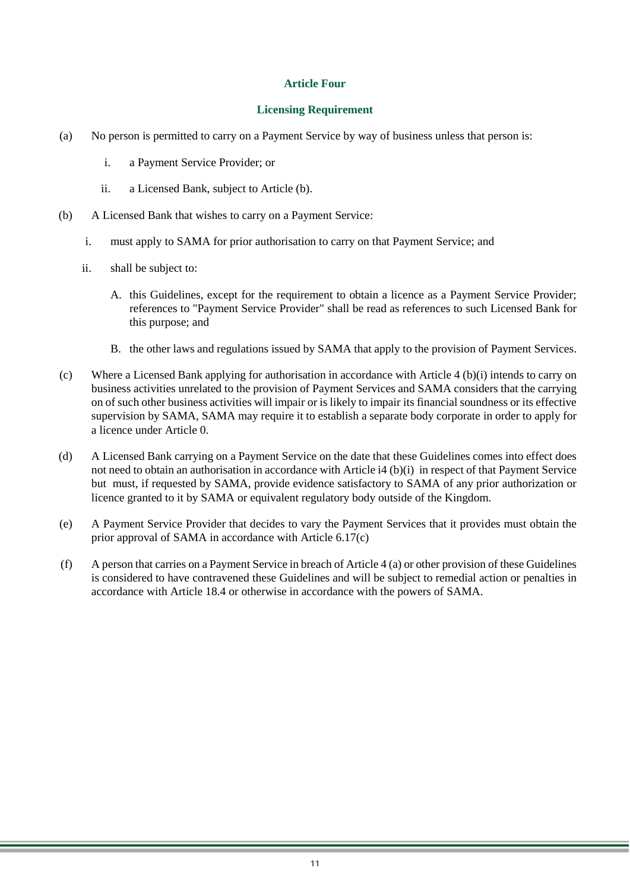## Article Four

### Licensing Requirement

(a) No person is permitted to carry on a Payment Service by way of business unless that person is:

  i. a Payment Service Provider; or

  ii. a Licensed Bank, subject to Article (b).

(b) A Licensed Bank that wishes to carry on a Payment Service:

  i. must apply to SAMA for prior authorisation to carry on that Payment Service; and

  ii. shall be subject to:

    A. this Guidelines, except for the requirement to obtain a licence as a Payment Service Provider; references to "Payment Service Provider" shall be read as references to such Licensed Bank for this purpose; and

    B. the other laws and regulations issued by SAMA that apply to the provision of Payment Services.

(c) Where a Licensed Bank applying for authorisation in accordance with Article 4 (b)(i) intends to carry on business activities unrelated to the provision of Payment Services and SAMA considers that the carrying on of such other business activities will impair or is likely to impair its financial soundness or its effective supervision by SAMA, SAMA may require it to establish a separate body corporate in order to apply for a licence under Article 0.

(d) A Licensed Bank carrying on a Payment Service on the date that these Guidelines comes into effect does not need to obtain an authorisation in accordance with Article i4 (b)(i) in respect of that Payment Service but must, if requested by SAMA, provide evidence satisfactory to SAMA of any prior authorization or licence granted to it by SAMA or equivalent regulatory body outside of the Kingdom.

(e) A Payment Service Provider that decides to vary the Payment Services that it provides must obtain the prior approval of SAMA in accordance with Article 6.17(c)

(f) A person that carries on a Payment Service in breach of Article 4 (a) or other provision of these Guidelines is considered to have contravened these Guidelines and will be subject to remedial action or penalties in accordance with Article 18.4 or otherwise in accordance with the powers of SAMA.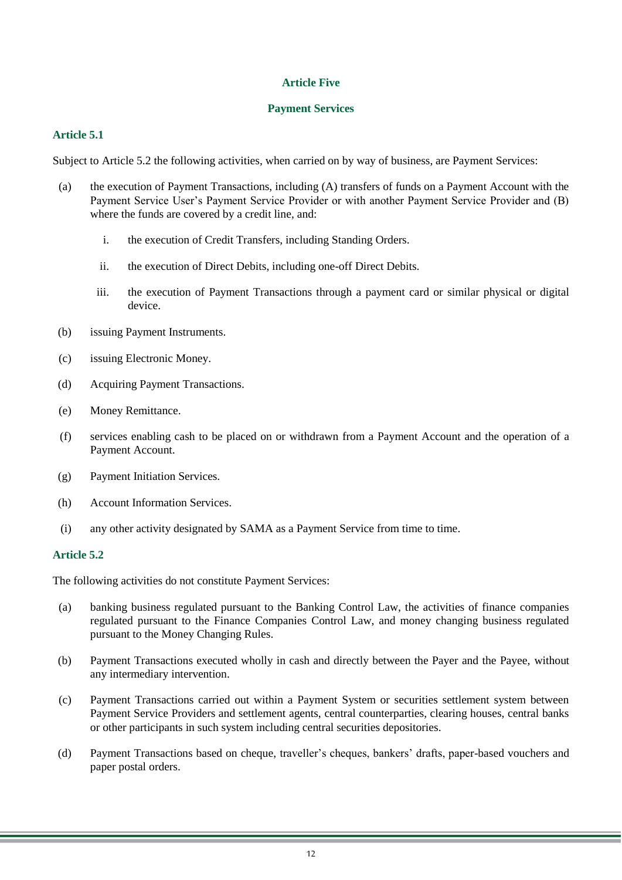## Article Five

## Payment Services

### Article 5.1

Subject to Article 5.2 the following activities, when carried on by way of business, are Payment Services:

(a) the execution of Payment Transactions, including (A) transfers of funds on a Payment Account with the Payment Service User's Payment Service Provider or with another Payment Service Provider and (B) where the funds are covered by a credit line, and:

   i. the execution of Credit Transfers, including Standing Orders.

   ii. the execution of Direct Debits, including one-off Direct Debits.

   iii. the execution of Payment Transactions through a payment card or similar physical or digital device.

(b) issuing Payment Instruments.

(c) issuing Electronic Money.

(d) Acquiring Payment Transactions.

(e) Money Remittance.

(f) services enabling cash to be placed on or withdrawn from a Payment Account and the operation of a Payment Account.

(g) Payment Initiation Services.

(h) Account Information Services.

(i) any other activity designated by SAMA as a Payment Service from time to time.

### Article 5.2

The following activities do not constitute Payment Services:

(a) banking business regulated pursuant to the Banking Control Law, the activities of finance companies regulated pursuant to the Finance Companies Control Law, and money changing business regulated pursuant to the Money Changing Rules.

(b) Payment Transactions executed wholly in cash and directly between the Payer and the Payee, without any intermediary intervention.

(c) Payment Transactions carried out within a Payment System or securities settlement system between Payment Service Providers and settlement agents, central counterparties, clearing houses, central banks or other participants in such system including central securities depositories.

(d) Payment Transactions based on cheque, traveller's cheques, bankers' drafts, paper-based vouchers and paper postal orders.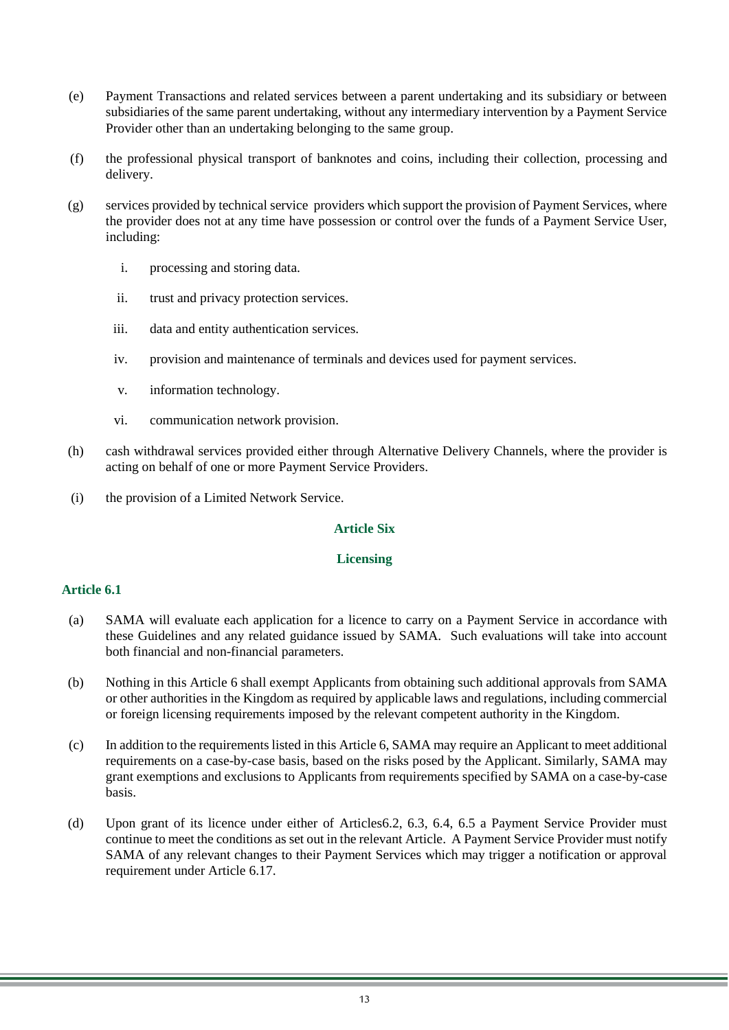(e) Payment Transactions and related services between a parent undertaking and its subsidiary or between subsidiaries of the same parent undertaking, without any intermediary intervention by a Payment Service Provider other than an undertaking belonging to the same group.

(f) the professional physical transport of banknotes and coins, including their collection, processing and delivery.

(g) services provided by technical service providers which support the provision of Payment Services, where the provider does not at any time have possession or control over the funds of a Payment Service User, including:

  i. processing and storing data.

  ii. trust and privacy protection services.

  iii. data and entity authentication services.

  iv. provision and maintenance of terminals and devices used for payment services.

  v. information technology.

  vi. communication network provision.

(h) cash withdrawal services provided either through Alternative Delivery Channels, where the provider is acting on behalf of one or more Payment Service Providers.

(i) the provision of a Limited Network Service.

## Article Six

## Licensing

### Article 6.1

(a) SAMA will evaluate each application for a licence to carry on a Payment Service in accordance with these Guidelines and any related guidance issued by SAMA. Such evaluations will take into account both financial and non-financial parameters.

(b) Nothing in this Article 6 shall exempt Applicants from obtaining such additional approvals from SAMA or other authorities in the Kingdom as required by applicable laws and regulations, including commercial or foreign licensing requirements imposed by the relevant competent authority in the Kingdom.

(c) In addition to the requirements listed in this Article 6, SAMA may require an Applicant to meet additional requirements on a case-by-case basis, based on the risks posed by the Applicant. Similarly, SAMA may grant exemptions and exclusions to Applicants from requirements specified by SAMA on a case-by-case basis.

(d) Upon grant of its licence under either of Articles6.2, 6.3, 6.4, 6.5 a Payment Service Provider must continue to meet the conditions as set out in the relevant Article. A Payment Service Provider must notify SAMA of any relevant changes to their Payment Services which may trigger a notification or approval requirement under Article 6.17.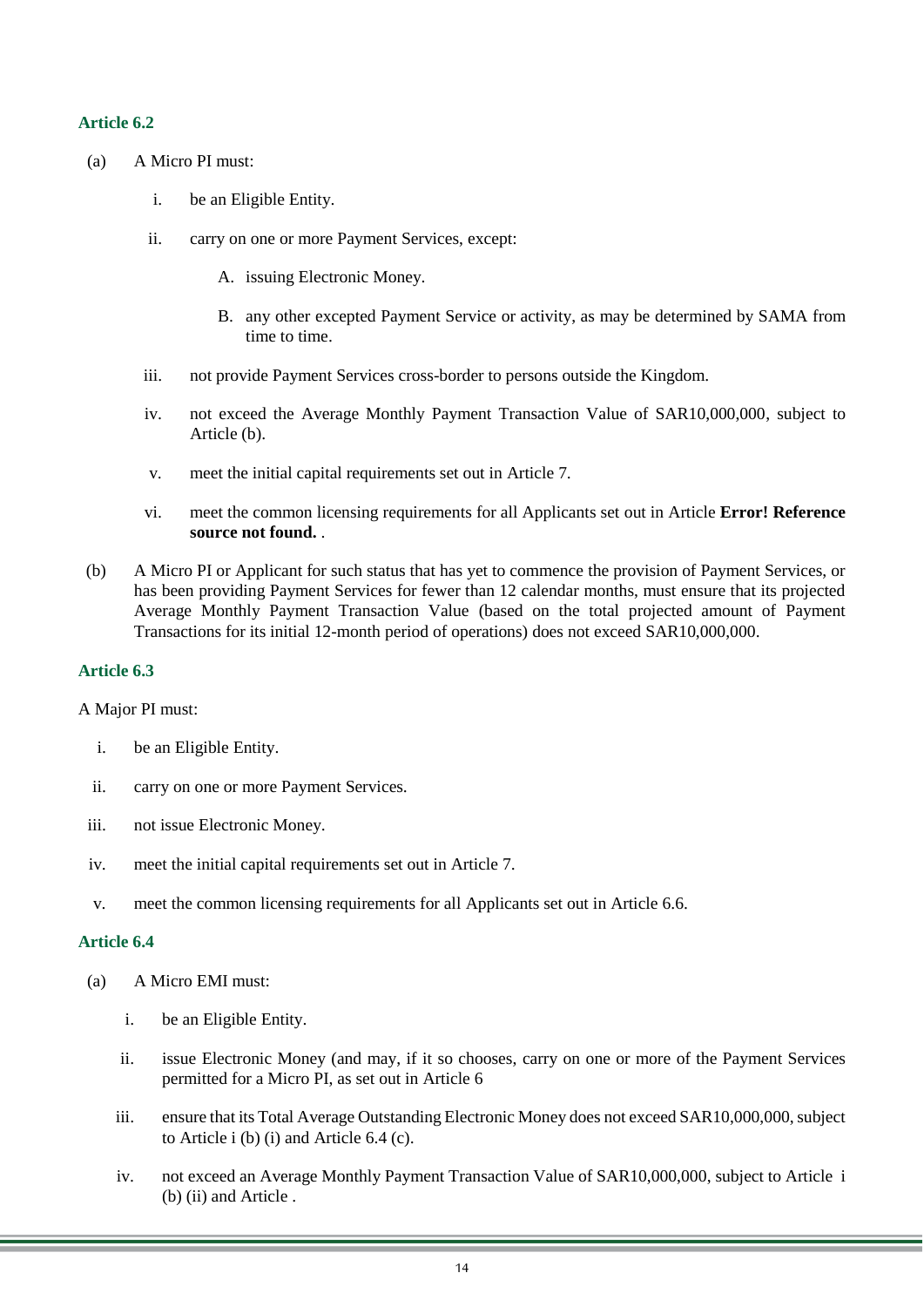### Article 6.2

(a) A Micro PI must:

i. be an Eligible Entity.

ii. carry on one or more Payment Services, except:

A. issuing Electronic Money.

B. any other excepted Payment Service or activity, as may be determined by SAMA from time to time.

iii. not provide Payment Services cross-border to persons outside the Kingdom.

iv. not exceed the Average Monthly Payment Transaction Value of SAR10,000,000, subject to Article (b).

v. meet the initial capital requirements set out in Article 7.

vi. meet the common licensing requirements for all Applicants set out in Article **Error! Reference source not found.** .

(b) A Micro PI or Applicant for such status that has yet to commence the provision of Payment Services, or has been providing Payment Services for fewer than 12 calendar months, must ensure that its projected Average Monthly Payment Transaction Value (based on the total projected amount of Payment Transactions for its initial 12-month period of operations) does not exceed SAR10,000,000.

### Article 6.3

A Major PI must:

i. be an Eligible Entity.

ii. carry on one or more Payment Services.

iii. not issue Electronic Money.

iv. meet the initial capital requirements set out in Article 7.

v. meet the common licensing requirements for all Applicants set out in Article 6.6.

### Article 6.4

(a) A Micro EMI must:

i. be an Eligible Entity.

ii. issue Electronic Money (and may, if it so chooses, carry on one or more of the Payment Services permitted for a Micro PI, as set out in Article 6

iii. ensure that its Total Average Outstanding Electronic Money does not exceed SAR10,000,000, subject to Article i (b) (i) and Article 6.4 (c).

iv. not exceed an Average Monthly Payment Transaction Value of SAR10,000,000, subject to Article i (b) (ii) and Article .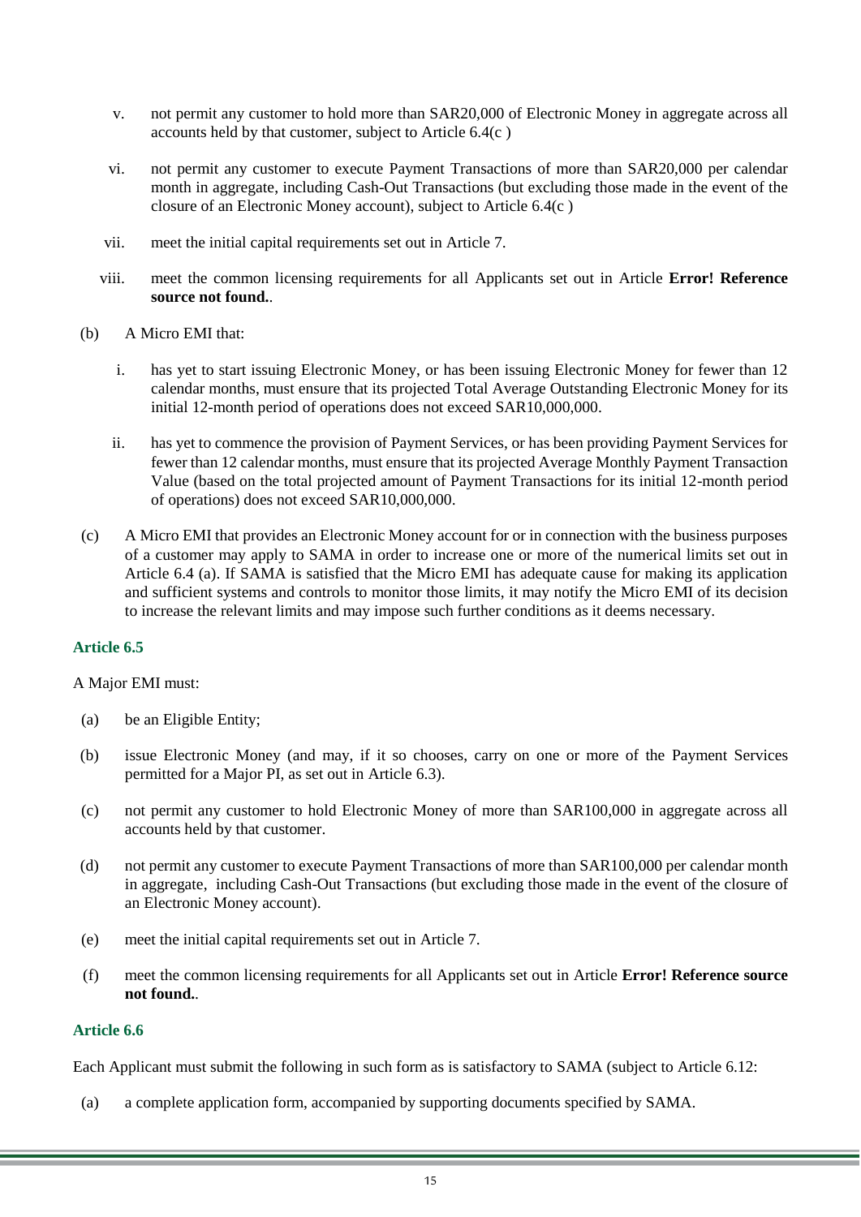v. not permit any customer to hold more than SAR20,000 of Electronic Money in aggregate across all accounts held by that customer, subject to Article 6.4(c )

vi. not permit any customer to execute Payment Transactions of more than SAR20,000 per calendar month in aggregate, including Cash-Out Transactions (but excluding those made in the event of the closure of an Electronic Money account), subject to Article 6.4(c )

vii. meet the initial capital requirements set out in Article 7.

viii. meet the common licensing requirements for all Applicants set out in Article **Error! Reference source not found.**.

(b) A Micro EMI that:

i. has yet to start issuing Electronic Money, or has been issuing Electronic Money for fewer than 12 calendar months, must ensure that its projected Total Average Outstanding Electronic Money for its initial 12-month period of operations does not exceed SAR10,000,000.

ii. has yet to commence the provision of Payment Services, or has been providing Payment Services for fewer than 12 calendar months, must ensure that its projected Average Monthly Payment Transaction Value (based on the total projected amount of Payment Transactions for its initial 12-month period of operations) does not exceed SAR10,000,000.

(c) A Micro EMI that provides an Electronic Money account for or in connection with the business purposes of a customer may apply to SAMA in order to increase one or more of the numerical limits set out in Article 6.4 (a). If SAMA is satisfied that the Micro EMI has adequate cause for making its application and sufficient systems and controls to monitor those limits, it may notify the Micro EMI of its decision to increase the relevant limits and may impose such further conditions as it deems necessary.

### Article 6.5

A Major EMI must:

(a) be an Eligible Entity;

(b) issue Electronic Money (and may, if it so chooses, carry on one or more of the Payment Services permitted for a Major PI, as set out in Article 6.3).

(c) not permit any customer to hold Electronic Money of more than SAR100,000 in aggregate across all accounts held by that customer.

(d) not permit any customer to execute Payment Transactions of more than SAR100,000 per calendar month in aggregate, including Cash-Out Transactions (but excluding those made in the event of the closure of an Electronic Money account).

(e) meet the initial capital requirements set out in Article 7.

(f) meet the common licensing requirements for all Applicants set out in Article **Error! Reference source not found.**.

### Article 6.6

Each Applicant must submit the following in such form as is satisfactory to SAMA (subject to Article 6.12:

(a) a complete application form, accompanied by supporting documents specified by SAMA.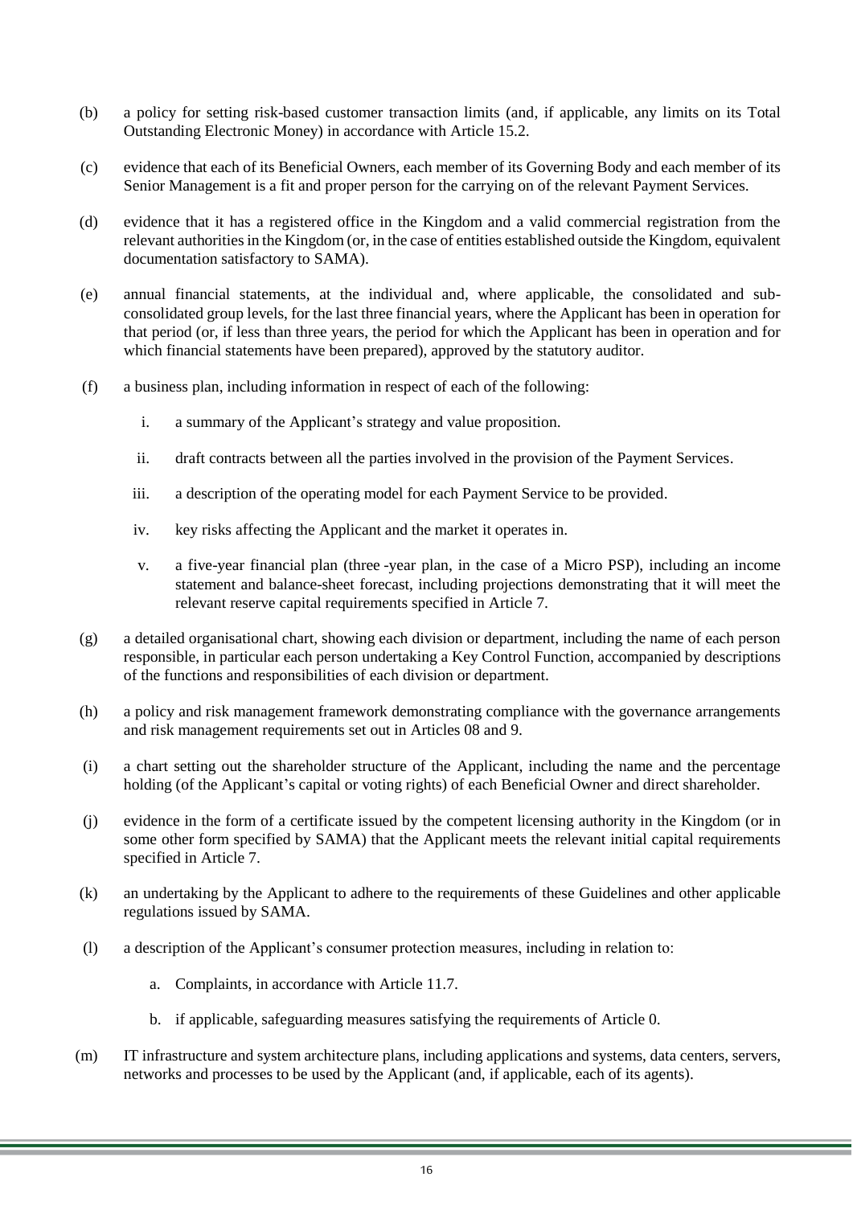(b) a policy for setting risk-based customer transaction limits (and, if applicable, any limits on its Total Outstanding Electronic Money) in accordance with Article 15.2.

(c) evidence that each of its Beneficial Owners, each member of its Governing Body and each member of its Senior Management is a fit and proper person for the carrying on of the relevant Payment Services.

(d) evidence that it has a registered office in the Kingdom and a valid commercial registration from the relevant authorities in the Kingdom (or, in the case of entities established outside the Kingdom, equivalent documentation satisfactory to SAMA).

(e) annual financial statements, at the individual and, where applicable, the consolidated and sub-consolidated group levels, for the last three financial years, where the Applicant has been in operation for that period (or, if less than three years, the period for which the Applicant has been in operation and for which financial statements have been prepared), approved by the statutory auditor.

(f) a business plan, including information in respect of each of the following:

   i. a summary of the Applicant's strategy and value proposition.

   ii. draft contracts between all the parties involved in the provision of the Payment Services.

   iii. a description of the operating model for each Payment Service to be provided.

   iv. key risks affecting the Applicant and the market it operates in.

   v. a five-year financial plan (three -year plan, in the case of a Micro PSP), including an income statement and balance-sheet forecast, including projections demonstrating that it will meet the relevant reserve capital requirements specified in Article 7.

(g) a detailed organisational chart, showing each division or department, including the name of each person responsible, in particular each person undertaking a Key Control Function, accompanied by descriptions of the functions and responsibilities of each division or department.

(h) a policy and risk management framework demonstrating compliance with the governance arrangements and risk management requirements set out in Articles 08 and 9.

(i) a chart setting out the shareholder structure of the Applicant, including the name and the percentage holding (of the Applicant's capital or voting rights) of each Beneficial Owner and direct shareholder.

(j) evidence in the form of a certificate issued by the competent licensing authority in the Kingdom (or in some other form specified by SAMA) that the Applicant meets the relevant initial capital requirements specified in Article 7.

(k) an undertaking by the Applicant to adhere to the requirements of these Guidelines and other applicable regulations issued by SAMA.

(l) a description of the Applicant's consumer protection measures, including in relation to:

   a. Complaints, in accordance with Article 11.7.

   b. if applicable, safeguarding measures satisfying the requirements of Article 0.

(m) IT infrastructure and system architecture plans, including applications and systems, data centers, servers, networks and processes to be used by the Applicant (and, if applicable, each of its agents).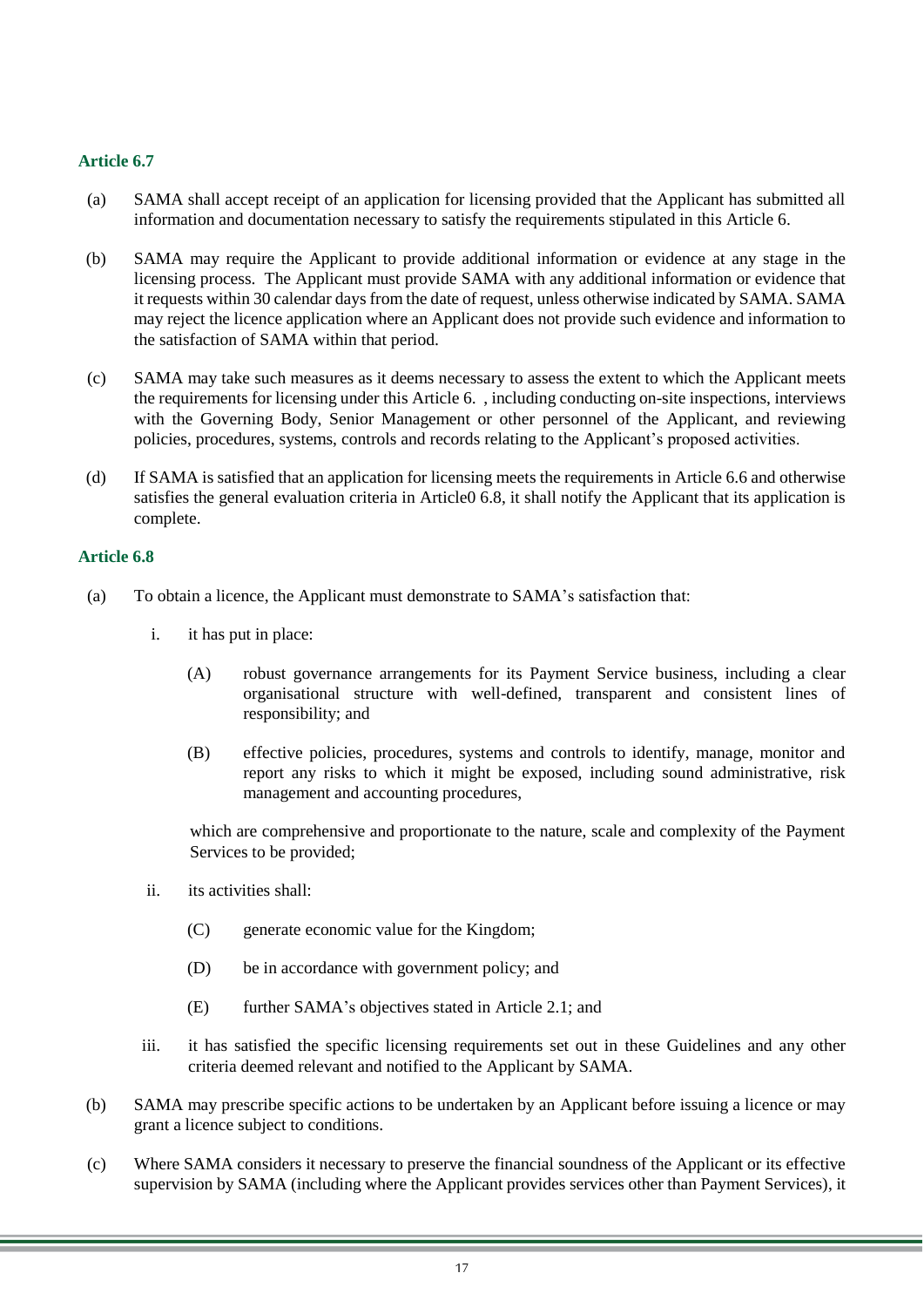### Article 6.7

(a) SAMA shall accept receipt of an application for licensing provided that the Applicant has submitted all information and documentation necessary to satisfy the requirements stipulated in this Article 6.

(b) SAMA may require the Applicant to provide additional information or evidence at any stage in the licensing process. The Applicant must provide SAMA with any additional information or evidence that it requests within 30 calendar days from the date of request, unless otherwise indicated by SAMA. SAMA may reject the licence application where an Applicant does not provide such evidence and information to the satisfaction of SAMA within that period.

(c) SAMA may take such measures as it deems necessary to assess the extent to which the Applicant meets the requirements for licensing under this Article 6. , including conducting on-site inspections, interviews with the Governing Body, Senior Management or other personnel of the Applicant, and reviewing policies, procedures, systems, controls and records relating to the Applicant's proposed activities.

(d) If SAMA is satisfied that an application for licensing meets the requirements in Article 6.6 and otherwise satisfies the general evaluation criteria in Article0 6.8, it shall notify the Applicant that its application is complete.

### Article 6.8

(a) To obtain a licence, the Applicant must demonstrate to SAMA's satisfaction that:

  i. it has put in place:

    (A) robust governance arrangements for its Payment Service business, including a clear organisational structure with well-defined, transparent and consistent lines of responsibility; and

    (B) effective policies, procedures, systems and controls to identify, manage, monitor and report any risks to which it might be exposed, including sound administrative, risk management and accounting procedures,

  which are comprehensive and proportionate to the nature, scale and complexity of the Payment Services to be provided;

  ii. its activities shall:

    (C) generate economic value for the Kingdom;

    (D) be in accordance with government policy; and

    (E) further SAMA's objectives stated in Article 2.1; and

  iii. it has satisfied the specific licensing requirements set out in these Guidelines and any other criteria deemed relevant and notified to the Applicant by SAMA.

(b) SAMA may prescribe specific actions to be undertaken by an Applicant before issuing a licence or may grant a licence subject to conditions.

(c) Where SAMA considers it necessary to preserve the financial soundness of the Applicant or its effective supervision by SAMA (including where the Applicant provides services other than Payment Services), it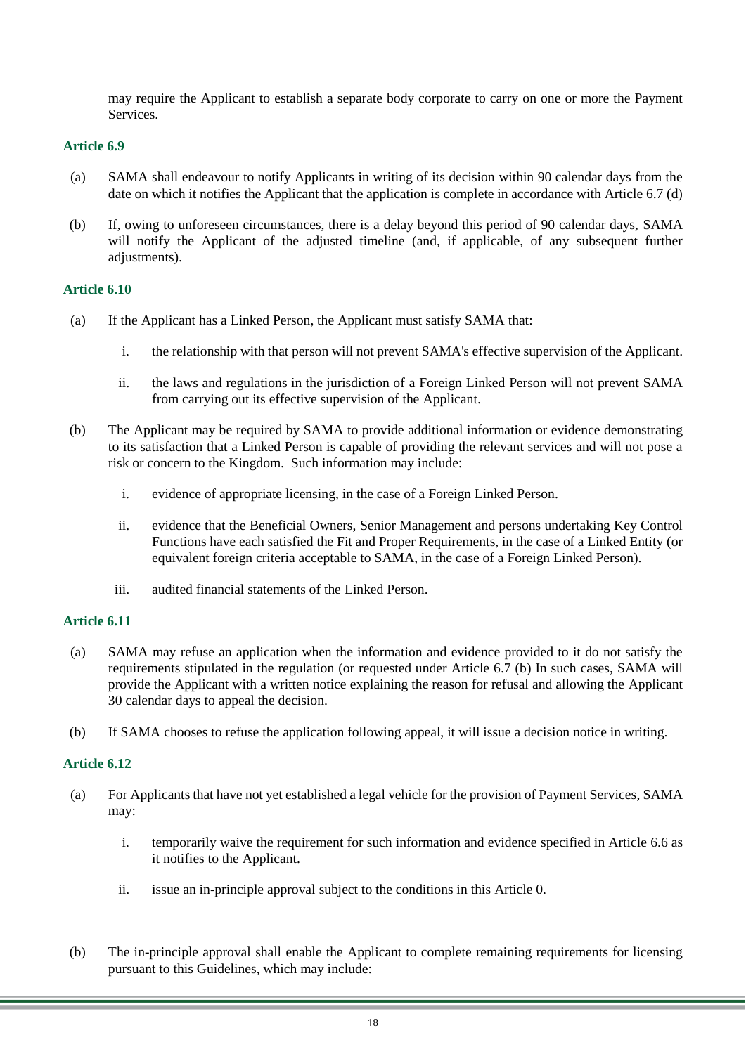may require the Applicant to establish a separate body corporate to carry on one or more the Payment Services.

### Article 6.9

(a) SAMA shall endeavour to notify Applicants in writing of its decision within 90 calendar days from the date on which it notifies the Applicant that the application is complete in accordance with Article 6.7 (d)

(b) If, owing to unforeseen circumstances, there is a delay beyond this period of 90 calendar days, SAMA will notify the Applicant of the adjusted timeline (and, if applicable, of any subsequent further adjustments).

### Article 6.10

(a) If the Applicant has a Linked Person, the Applicant must satisfy SAMA that:

  i. the relationship with that person will not prevent SAMA's effective supervision of the Applicant.

  ii. the laws and regulations in the jurisdiction of a Foreign Linked Person will not prevent SAMA from carrying out its effective supervision of the Applicant.

(b) The Applicant may be required by SAMA to provide additional information or evidence demonstrating to its satisfaction that a Linked Person is capable of providing the relevant services and will not pose a risk or concern to the Kingdom. Such information may include:

  i. evidence of appropriate licensing, in the case of a Foreign Linked Person.

  ii. evidence that the Beneficial Owners, Senior Management and persons undertaking Key Control Functions have each satisfied the Fit and Proper Requirements, in the case of a Linked Entity (or equivalent foreign criteria acceptable to SAMA, in the case of a Foreign Linked Person).

  iii. audited financial statements of the Linked Person.

### Article 6.11

(a) SAMA may refuse an application when the information and evidence provided to it do not satisfy the requirements stipulated in the regulation (or requested under Article 6.7 (b) In such cases, SAMA will provide the Applicant with a written notice explaining the reason for refusal and allowing the Applicant 30 calendar days to appeal the decision.

(b) If SAMA chooses to refuse the application following appeal, it will issue a decision notice in writing.

### Article 6.12

(a) For Applicants that have not yet established a legal vehicle for the provision of Payment Services, SAMA may:

  i. temporarily waive the requirement for such information and evidence specified in Article 6.6 as it notifies to the Applicant.

  ii. issue an in-principle approval subject to the conditions in this Article 0.

(b) The in-principle approval shall enable the Applicant to complete remaining requirements for licensing pursuant to this Guidelines, which may include: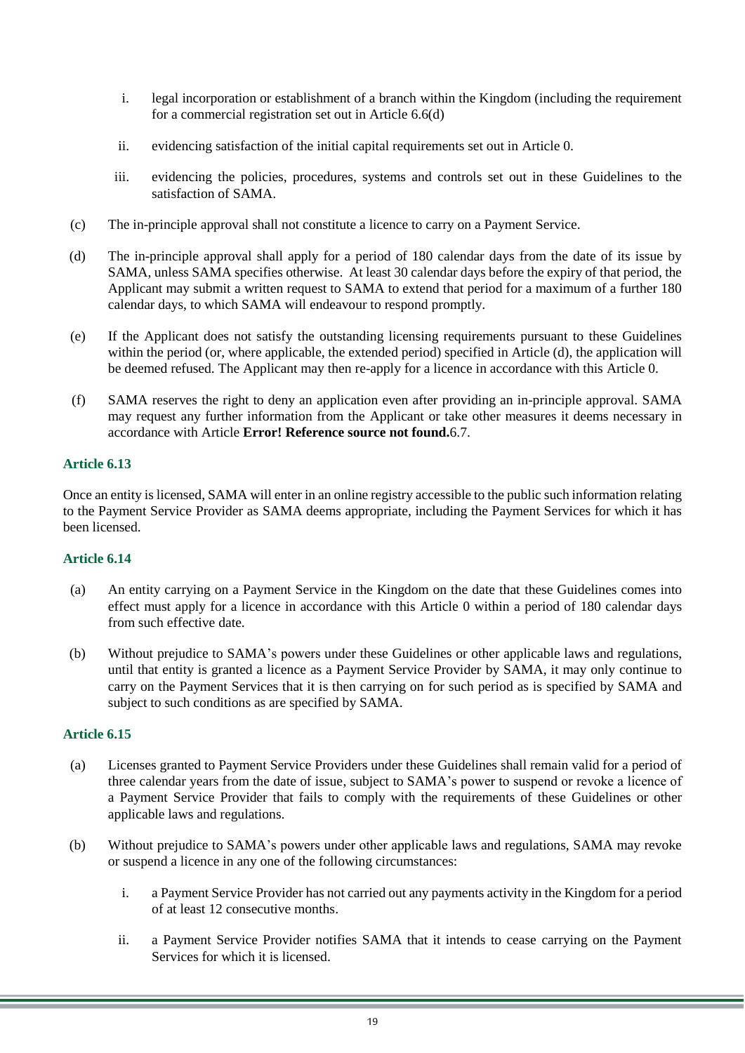i. legal incorporation or establishment of a branch within the Kingdom (including the requirement for a commercial registration set out in Article 6.6(d)

ii. evidencing satisfaction of the initial capital requirements set out in Article 0.

iii. evidencing the policies, procedures, systems and controls set out in these Guidelines to the satisfaction of SAMA.

(c) The in-principle approval shall not constitute a licence to carry on a Payment Service.

(d) The in-principle approval shall apply for a period of 180 calendar days from the date of its issue by SAMA, unless SAMA specifies otherwise. At least 30 calendar days before the expiry of that period, the Applicant may submit a written request to SAMA to extend that period for a maximum of a further 180 calendar days, to which SAMA will endeavour to respond promptly.

(e) If the Applicant does not satisfy the outstanding licensing requirements pursuant to these Guidelines within the period (or, where applicable, the extended period) specified in Article (d), the application will be deemed refused. The Applicant may then re-apply for a licence in accordance with this Article 0.

(f) SAMA reserves the right to deny an application even after providing an in-principle approval. SAMA may request any further information from the Applicant or take other measures it deems necessary in accordance with Article **Error! Reference source not found.**6.7.

### Article 6.13

Once an entity is licensed, SAMA will enter in an online registry accessible to the public such information relating to the Payment Service Provider as SAMA deems appropriate, including the Payment Services for which it has been licensed.

### Article 6.14

(a) An entity carrying on a Payment Service in the Kingdom on the date that these Guidelines comes into effect must apply for a licence in accordance with this Article 0 within a period of 180 calendar days from such effective date.

(b) Without prejudice to SAMA's powers under these Guidelines or other applicable laws and regulations, until that entity is granted a licence as a Payment Service Provider by SAMA, it may only continue to carry on the Payment Services that it is then carrying on for such period as is specified by SAMA and subject to such conditions as are specified by SAMA.

### Article 6.15

(a) Licenses granted to Payment Service Providers under these Guidelines shall remain valid for a period of three calendar years from the date of issue, subject to SAMA's power to suspend or revoke a licence of a Payment Service Provider that fails to comply with the requirements of these Guidelines or other applicable laws and regulations.

(b) Without prejudice to SAMA's powers under other applicable laws and regulations, SAMA may revoke or suspend a licence in any one of the following circumstances:

i. a Payment Service Provider has not carried out any payments activity in the Kingdom for a period of at least 12 consecutive months.

ii. a Payment Service Provider notifies SAMA that it intends to cease carrying on the Payment Services for which it is licensed.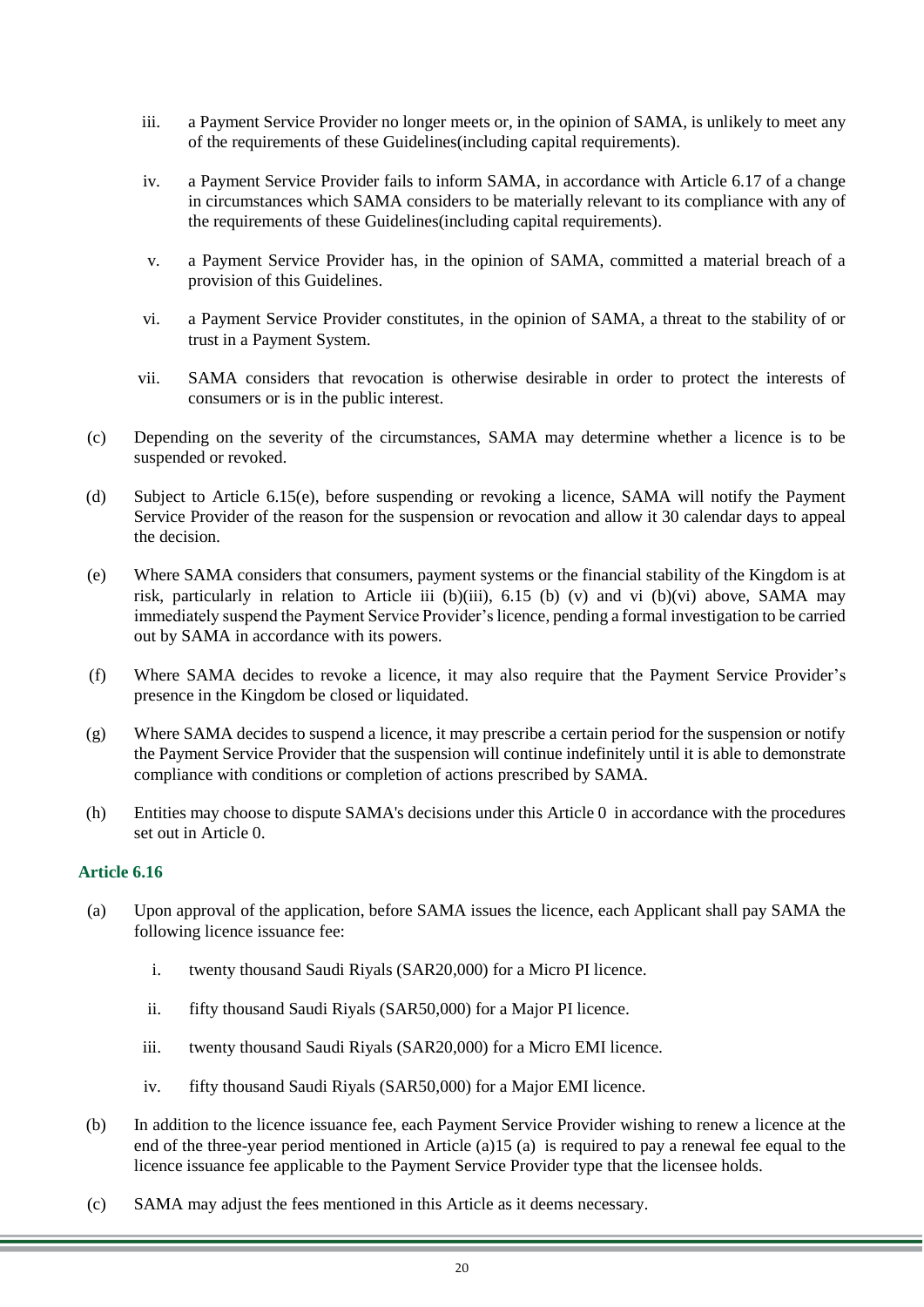iii. a Payment Service Provider no longer meets or, in the opinion of SAMA, is unlikely to meet any of the requirements of these Guidelines(including capital requirements).

iv. a Payment Service Provider fails to inform SAMA, in accordance with Article 6.17 of a change in circumstances which SAMA considers to be materially relevant to its compliance with any of the requirements of these Guidelines(including capital requirements).

v. a Payment Service Provider has, in the opinion of SAMA, committed a material breach of a provision of this Guidelines.

vi. a Payment Service Provider constitutes, in the opinion of SAMA, a threat to the stability of or trust in a Payment System.

vii. SAMA considers that revocation is otherwise desirable in order to protect the interests of consumers or is in the public interest.

(c) Depending on the severity of the circumstances, SAMA may determine whether a licence is to be suspended or revoked.

(d) Subject to Article 6.15(e), before suspending or revoking a licence, SAMA will notify the Payment Service Provider of the reason for the suspension or revocation and allow it 30 calendar days to appeal the decision.

(e) Where SAMA considers that consumers, payment systems or the financial stability of the Kingdom is at risk, particularly in relation to Article iii (b)(iii), 6.15 (b) (v) and vi (b)(vi) above, SAMA may immediately suspend the Payment Service Provider's licence, pending a formal investigation to be carried out by SAMA in accordance with its powers.

(f) Where SAMA decides to revoke a licence, it may also require that the Payment Service Provider's presence in the Kingdom be closed or liquidated.

(g) Where SAMA decides to suspend a licence, it may prescribe a certain period for the suspension or notify the Payment Service Provider that the suspension will continue indefinitely until it is able to demonstrate compliance with conditions or completion of actions prescribed by SAMA.

(h) Entities may choose to dispute SAMA's decisions under this Article 0 in accordance with the procedures set out in Article 0.

### Article 6.16

(a) Upon approval of the application, before SAMA issues the licence, each Applicant shall pay SAMA the following licence issuance fee:

i. twenty thousand Saudi Riyals (SAR20,000) for a Micro PI licence.

ii. fifty thousand Saudi Riyals (SAR50,000) for a Major PI licence.

iii. twenty thousand Saudi Riyals (SAR20,000) for a Micro EMI licence.

iv. fifty thousand Saudi Riyals (SAR50,000) for a Major EMI licence.

(b) In addition to the licence issuance fee, each Payment Service Provider wishing to renew a licence at the end of the three-year period mentioned in Article (a)15 (a) is required to pay a renewal fee equal to the licence issuance fee applicable to the Payment Service Provider type that the licensee holds.

(c) SAMA may adjust the fees mentioned in this Article as it deems necessary.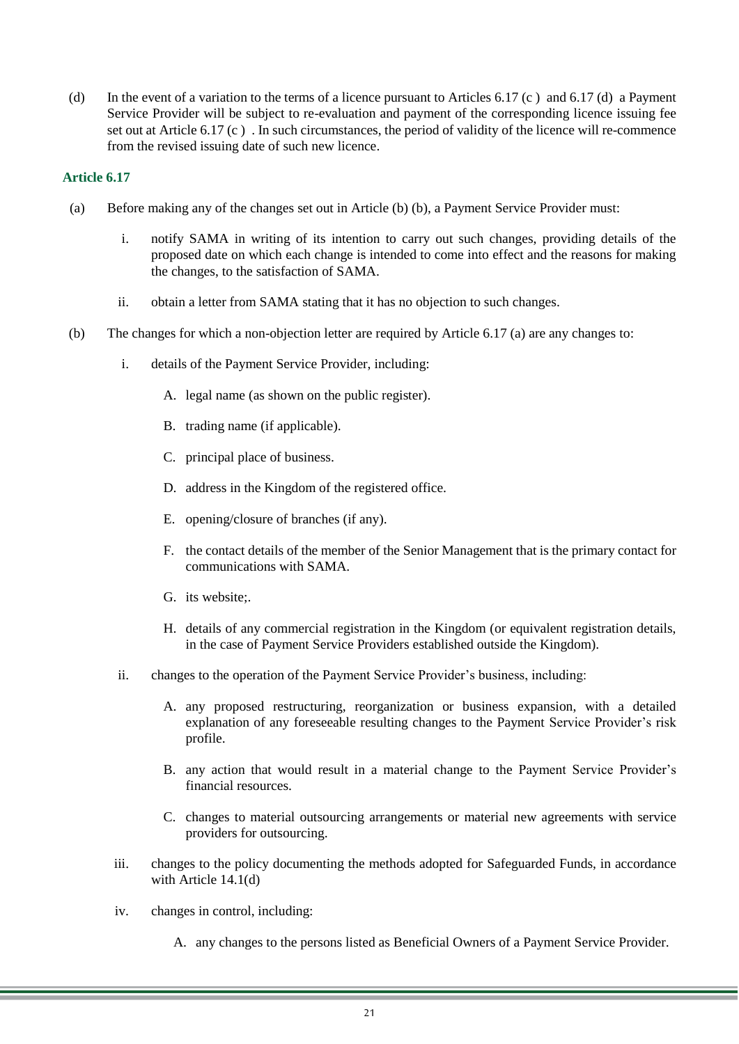(d) In the event of a variation to the terms of a licence pursuant to Articles 6.17 (c ) and 6.17 (d) a Payment Service Provider will be subject to re-evaluation and payment of the corresponding licence issuing fee set out at Article 6.17 (c ) . In such circumstances, the period of validity of the licence will re-commence from the revised issuing date of such new licence.

### Article 6.17

(a) Before making any of the changes set out in Article (b) (b), a Payment Service Provider must:

   i. notify SAMA in writing of its intention to carry out such changes, providing details of the proposed date on which each change is intended to come into effect and the reasons for making the changes, to the satisfaction of SAMA.

   ii. obtain a letter from SAMA stating that it has no objection to such changes.

(b) The changes for which a non-objection letter are required by Article 6.17 (a) are any changes to:

   i. details of the Payment Service Provider, including:

      A. legal name (as shown on the public register).

      B. trading name (if applicable).

      C. principal place of business.

      D. address in the Kingdom of the registered office.

      E. opening/closure of branches (if any).

      F. the contact details of the member of the Senior Management that is the primary contact for communications with SAMA.

      G. its website;.

      H. details of any commercial registration in the Kingdom (or equivalent registration details, in the case of Payment Service Providers established outside the Kingdom).

   ii. changes to the operation of the Payment Service Provider's business, including:

      A. any proposed restructuring, reorganization or business expansion, with a detailed explanation of any foreseeable resulting changes to the Payment Service Provider's risk profile.

      B. any action that would result in a material change to the Payment Service Provider's financial resources.

      C. changes to material outsourcing arrangements or material new agreements with service providers for outsourcing.

   iii. changes to the policy documenting the methods adopted for Safeguarded Funds, in accordance with Article 14.1(d)

   iv. changes in control, including:

      A. any changes to the persons listed as Beneficial Owners of a Payment Service Provider.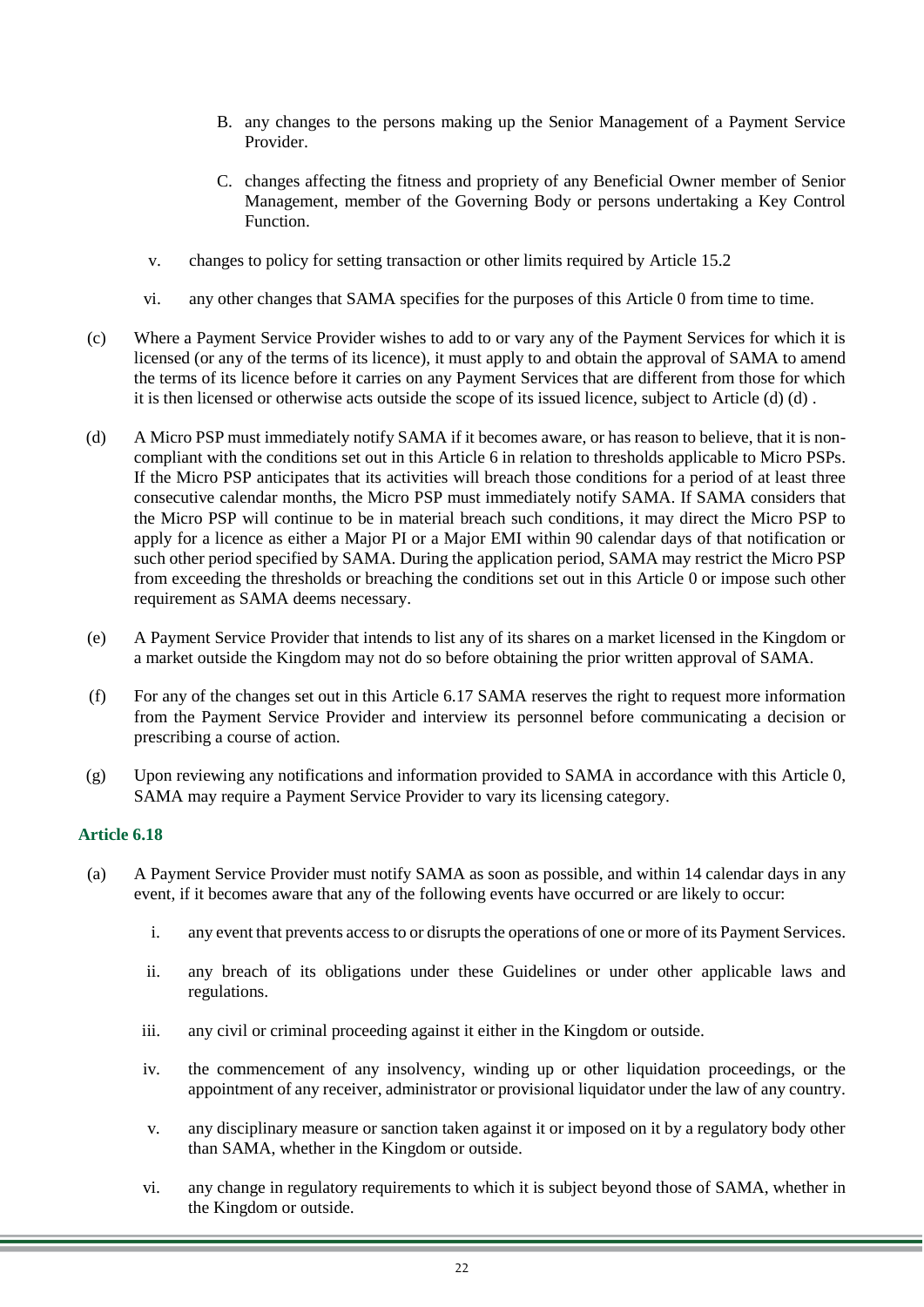B. any changes to the persons making up the Senior Management of a Payment Service Provider.

C. changes affecting the fitness and propriety of any Beneficial Owner member of Senior Management, member of the Governing Body or persons undertaking a Key Control Function.

v. changes to policy for setting transaction or other limits required by Article 15.2

vi. any other changes that SAMA specifies for the purposes of this Article 0 from time to time.

(c) Where a Payment Service Provider wishes to add to or vary any of the Payment Services for which it is licensed (or any of the terms of its licence), it must apply to and obtain the approval of SAMA to amend the terms of its licence before it carries on any Payment Services that are different from those for which it is then licensed or otherwise acts outside the scope of its issued licence, subject to Article (d) (d) .

(d) A Micro PSP must immediately notify SAMA if it becomes aware, or has reason to believe, that it is non-compliant with the conditions set out in this Article 6 in relation to thresholds applicable to Micro PSPs. If the Micro PSP anticipates that its activities will breach those conditions for a period of at least three consecutive calendar months, the Micro PSP must immediately notify SAMA. If SAMA considers that the Micro PSP will continue to be in material breach such conditions, it may direct the Micro PSP to apply for a licence as either a Major PI or a Major EMI within 90 calendar days of that notification or such other period specified by SAMA. During the application period, SAMA may restrict the Micro PSP from exceeding the thresholds or breaching the conditions set out in this Article 0 or impose such other requirement as SAMA deems necessary.

(e) A Payment Service Provider that intends to list any of its shares on a market licensed in the Kingdom or a market outside the Kingdom may not do so before obtaining the prior written approval of SAMA.

(f) For any of the changes set out in this Article 6.17 SAMA reserves the right to request more information from the Payment Service Provider and interview its personnel before communicating a decision or prescribing a course of action.

(g) Upon reviewing any notifications and information provided to SAMA in accordance with this Article 0, SAMA may require a Payment Service Provider to vary its licensing category.

### Article 6.18

(a) A Payment Service Provider must notify SAMA as soon as possible, and within 14 calendar days in any event, if it becomes aware that any of the following events have occurred or are likely to occur:

i. any event that prevents access to or disrupts the operations of one or more of its Payment Services.

ii. any breach of its obligations under these Guidelines or under other applicable laws and regulations.

iii. any civil or criminal proceeding against it either in the Kingdom or outside.

iv. the commencement of any insolvency, winding up or other liquidation proceedings, or the appointment of any receiver, administrator or provisional liquidator under the law of any country.

v. any disciplinary measure or sanction taken against it or imposed on it by a regulatory body other than SAMA, whether in the Kingdom or outside.

vi. any change in regulatory requirements to which it is subject beyond those of SAMA, whether in the Kingdom or outside.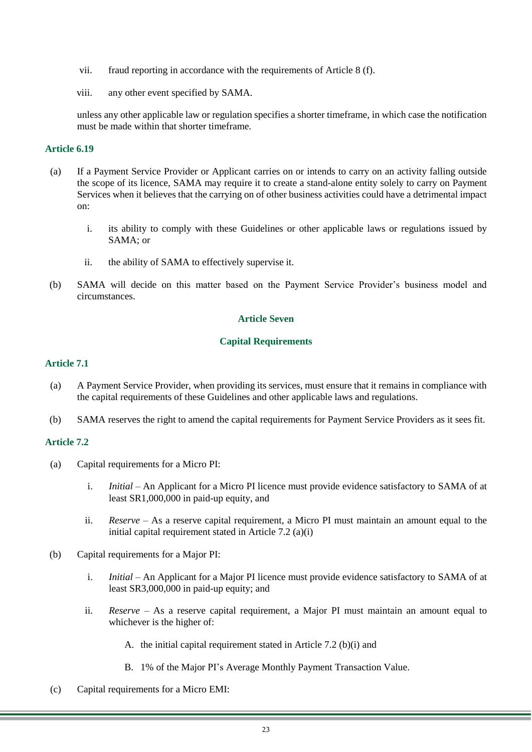vii. fraud reporting in accordance with the requirements of Article 8 (f).

viii. any other event specified by SAMA.

unless any other applicable law or regulation specifies a shorter timeframe, in which case the notification must be made within that shorter timeframe.

### Article 6.19

(a) If a Payment Service Provider or Applicant carries on or intends to carry on an activity falling outside the scope of its licence, SAMA may require it to create a stand-alone entity solely to carry on Payment Services when it believes that the carrying on of other business activities could have a detrimental impact on:

i. its ability to comply with these Guidelines or other applicable laws or regulations issued by SAMA; or

ii. the ability of SAMA to effectively supervise it.

(b) SAMA will decide on this matter based on the Payment Service Provider's business model and circumstances.

## Article Seven

## Capital Requirements

### Article 7.1

(a) A Payment Service Provider, when providing its services, must ensure that it remains in compliance with the capital requirements of these Guidelines and other applicable laws and regulations.

(b) SAMA reserves the right to amend the capital requirements for Payment Service Providers as it sees fit.

### Article 7.2

(a) Capital requirements for a Micro PI:

i. *Initial* – An Applicant for a Micro PI licence must provide evidence satisfactory to SAMA of at least SR1,000,000 in paid-up equity, and

ii. *Reserve* – As a reserve capital requirement, a Micro PI must maintain an amount equal to the initial capital requirement stated in Article 7.2 (a)(i)

(b) Capital requirements for a Major PI:

i. *Initial* – An Applicant for a Major PI licence must provide evidence satisfactory to SAMA of at least SR3,000,000 in paid-up equity; and

ii. *Reserve* – As a reserve capital requirement, a Major PI must maintain an amount equal to whichever is the higher of:

A. the initial capital requirement stated in Article 7.2 (b)(i) and

B. 1% of the Major PI's Average Monthly Payment Transaction Value.

(c) Capital requirements for a Micro EMI: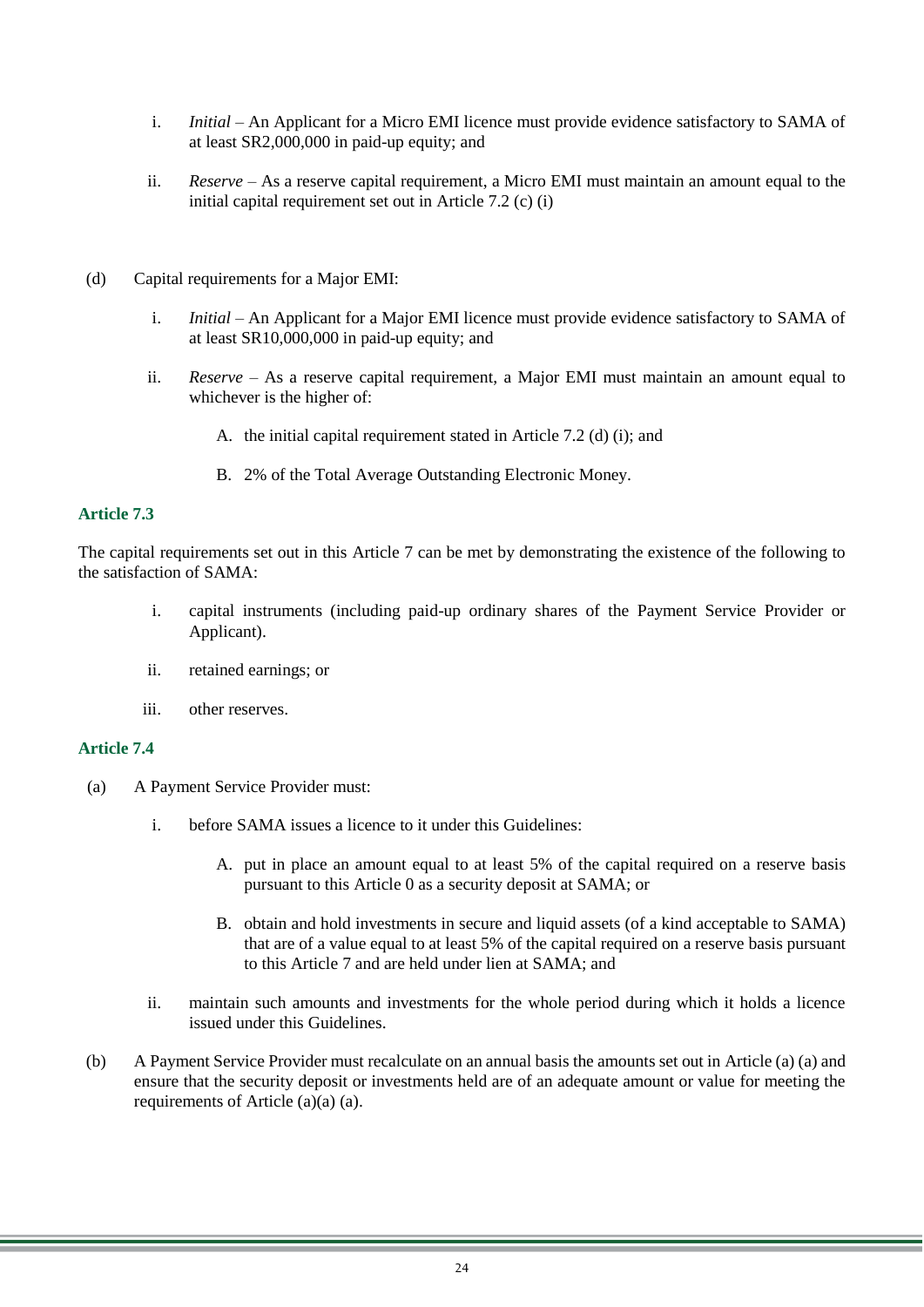i. *Initial* – An Applicant for a Micro EMI licence must provide evidence satisfactory to SAMA of at least SR2,000,000 in paid-up equity; and

ii. *Reserve* – As a reserve capital requirement, a Micro EMI must maintain an amount equal to the initial capital requirement set out in Article 7.2 (c) (i)

(d) Capital requirements for a Major EMI:

i. *Initial* – An Applicant for a Major EMI licence must provide evidence satisfactory to SAMA of at least SR10,000,000 in paid-up equity; and

ii. *Reserve* – As a reserve capital requirement, a Major EMI must maintain an amount equal to whichever is the higher of:

A. the initial capital requirement stated in Article 7.2 (d) (i); and

B. 2% of the Total Average Outstanding Electronic Money.

### Article 7.3

The capital requirements set out in this Article 7 can be met by demonstrating the existence of the following to the satisfaction of SAMA:

i. capital instruments (including paid-up ordinary shares of the Payment Service Provider or Applicant).

ii. retained earnings; or

iii. other reserves.

### Article 7.4

(a) A Payment Service Provider must:

i. before SAMA issues a licence to it under this Guidelines:

A. put in place an amount equal to at least 5% of the capital required on a reserve basis pursuant to this Article 0 as a security deposit at SAMA; or

B. obtain and hold investments in secure and liquid assets (of a kind acceptable to SAMA) that are of a value equal to at least 5% of the capital required on a reserve basis pursuant to this Article 7 and are held under lien at SAMA; and

ii. maintain such amounts and investments for the whole period during which it holds a licence issued under this Guidelines.

(b) A Payment Service Provider must recalculate on an annual basis the amounts set out in Article (a) (a) and ensure that the security deposit or investments held are of an adequate amount or value for meeting the requirements of Article (a)(a) (a).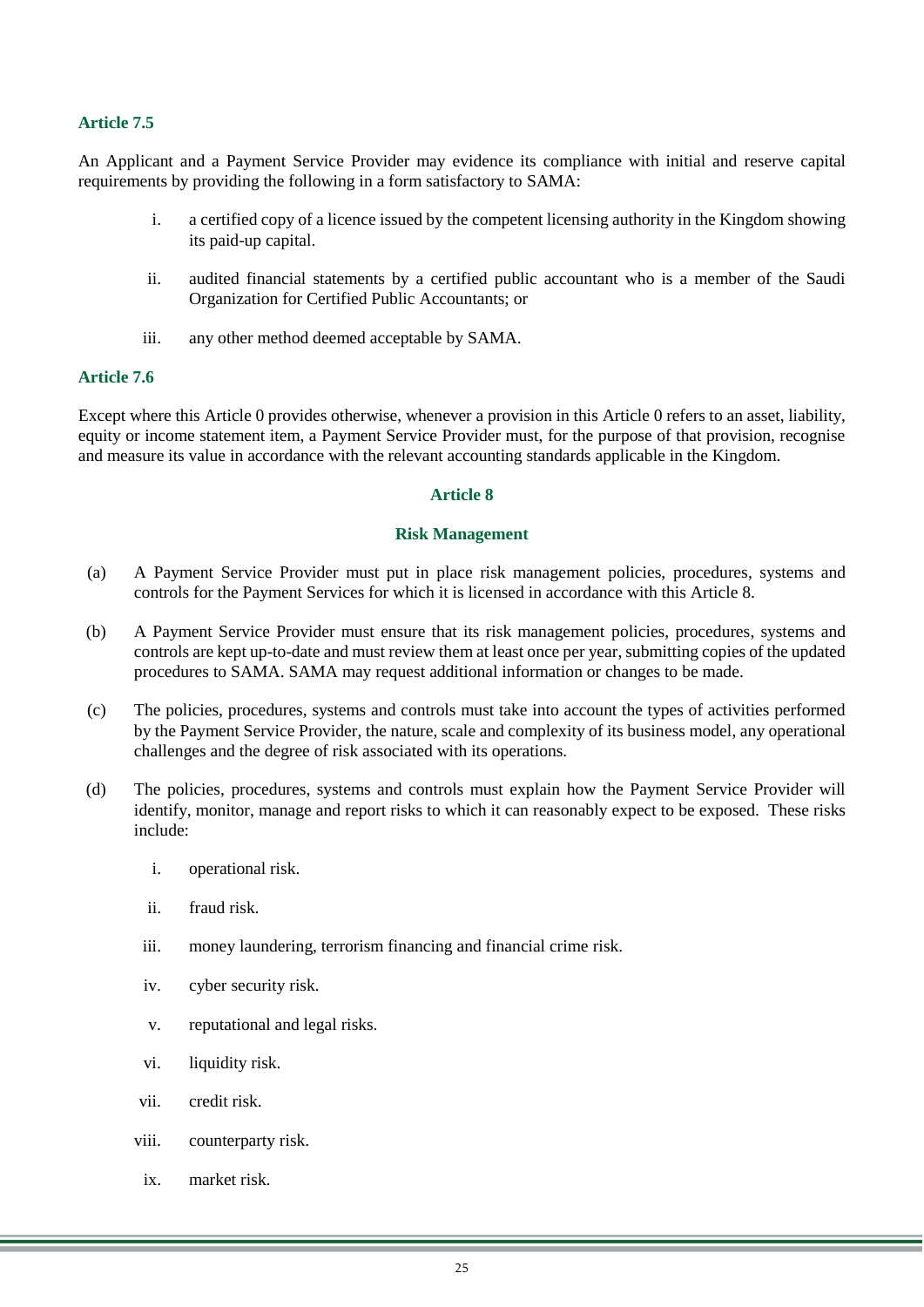### Article 7.5

An Applicant and a Payment Service Provider may evidence its compliance with initial and reserve capital requirements by providing the following in a form satisfactory to SAMA:

i. a certified copy of a licence issued by the competent licensing authority in the Kingdom showing its paid-up capital.

ii. audited financial statements by a certified public accountant who is a member of the Saudi Organization for Certified Public Accountants; or

iii. any other method deemed acceptable by SAMA.

### Article 7.6

Except where this Article 0 provides otherwise, whenever a provision in this Article 0 refers to an asset, liability, equity or income statement item, a Payment Service Provider must, for the purpose of that provision, recognise and measure its value in accordance with the relevant accounting standards applicable in the Kingdom.

## Article 8

## Risk Management

(a) A Payment Service Provider must put in place risk management policies, procedures, systems and controls for the Payment Services for which it is licensed in accordance with this Article 8.

(b) A Payment Service Provider must ensure that its risk management policies, procedures, systems and controls are kept up-to-date and must review them at least once per year, submitting copies of the updated procedures to SAMA. SAMA may request additional information or changes to be made.

(c) The policies, procedures, systems and controls must take into account the types of activities performed by the Payment Service Provider, the nature, scale and complexity of its business model, any operational challenges and the degree of risk associated with its operations.

(d) The policies, procedures, systems and controls must explain how the Payment Service Provider will identify, monitor, manage and report risks to which it can reasonably expect to be exposed. These risks include:

i. operational risk.

ii. fraud risk.

iii. money laundering, terrorism financing and financial crime risk.

iv. cyber security risk.

v. reputational and legal risks.

vi. liquidity risk.

vii. credit risk.

viii. counterparty risk.

ix. market risk.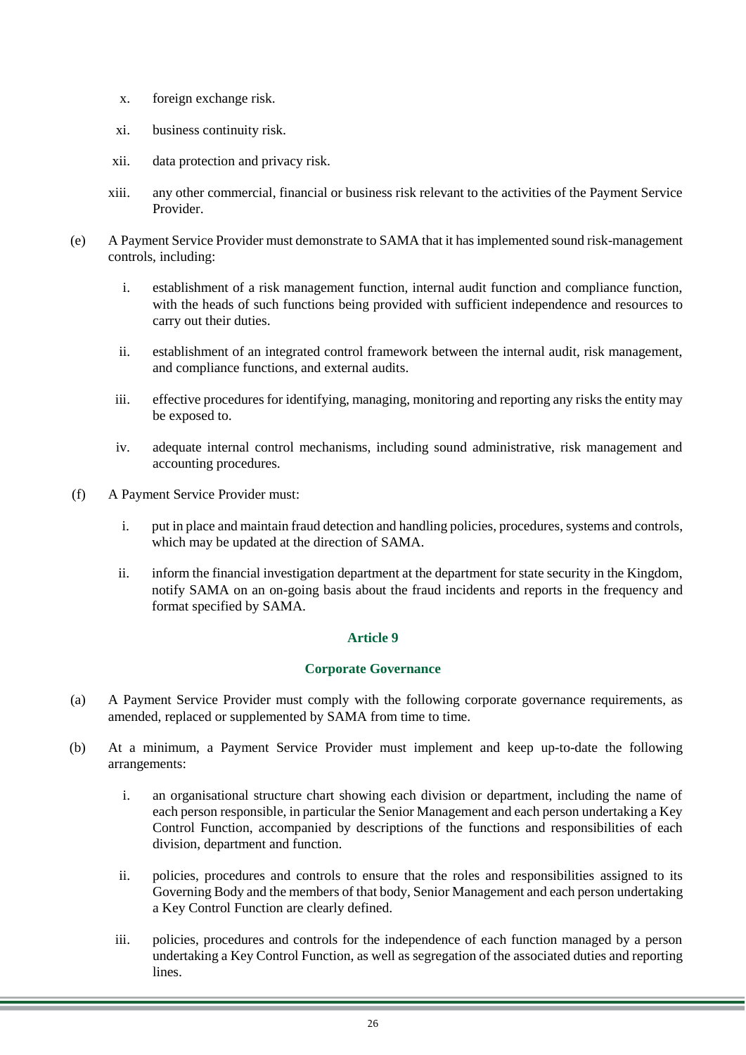x. foreign exchange risk.

xi. business continuity risk.

xii. data protection and privacy risk.

xiii. any other commercial, financial or business risk relevant to the activities of the Payment Service Provider.

(e) A Payment Service Provider must demonstrate to SAMA that it has implemented sound risk-management controls, including:

i. establishment of a risk management function, internal audit function and compliance function, with the heads of such functions being provided with sufficient independence and resources to carry out their duties.

ii. establishment of an integrated control framework between the internal audit, risk management, and compliance functions, and external audits.

iii. effective procedures for identifying, managing, monitoring and reporting any risks the entity may be exposed to.

iv. adequate internal control mechanisms, including sound administrative, risk management and accounting procedures.

(f) A Payment Service Provider must:

i. put in place and maintain fraud detection and handling policies, procedures, systems and controls, which may be updated at the direction of SAMA.

ii. inform the financial investigation department at the department for state security in the Kingdom, notify SAMA on an on-going basis about the fraud incidents and reports in the frequency and format specified by SAMA.

## Article 9

## Corporate Governance

(a) A Payment Service Provider must comply with the following corporate governance requirements, as amended, replaced or supplemented by SAMA from time to time.

(b) At a minimum, a Payment Service Provider must implement and keep up-to-date the following arrangements:

i. an organisational structure chart showing each division or department, including the name of each person responsible, in particular the Senior Management and each person undertaking a Key Control Function, accompanied by descriptions of the functions and responsibilities of each division, department and function.

ii. policies, procedures and controls to ensure that the roles and responsibilities assigned to its Governing Body and the members of that body, Senior Management and each person undertaking a Key Control Function are clearly defined.

iii. policies, procedures and controls for the independence of each function managed by a person undertaking a Key Control Function, as well as segregation of the associated duties and reporting lines.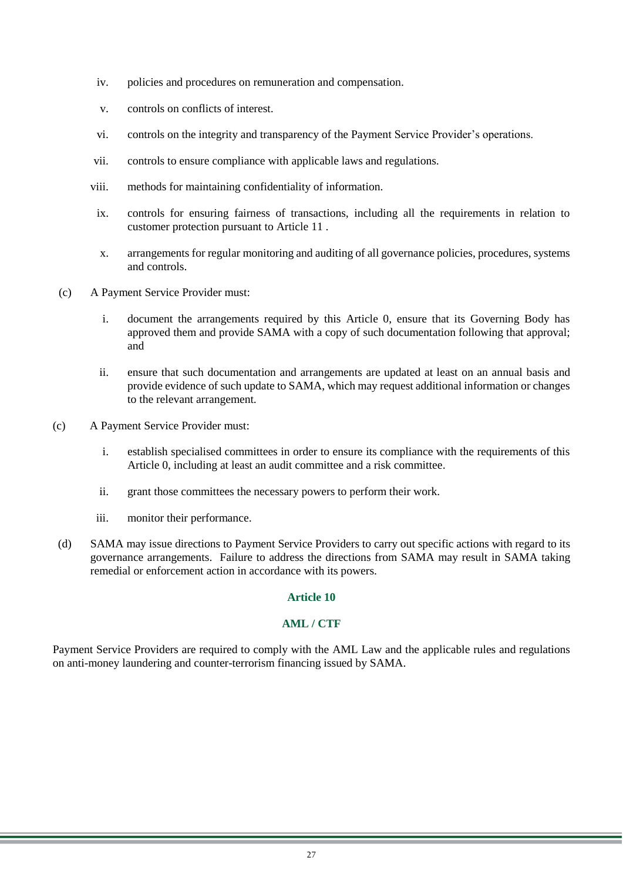iv. policies and procedures on remuneration and compensation.

v. controls on conflicts of interest.

vi. controls on the integrity and transparency of the Payment Service Provider's operations.

vii. controls to ensure compliance with applicable laws and regulations.

viii. methods for maintaining confidentiality of information.

ix. controls for ensuring fairness of transactions, including all the requirements in relation to customer protection pursuant to Article 11 .

x. arrangements for regular monitoring and auditing of all governance policies, procedures, systems and controls.

(c) A Payment Service Provider must:

i. document the arrangements required by this Article 0, ensure that its Governing Body has approved them and provide SAMA with a copy of such documentation following that approval; and

ii. ensure that such documentation and arrangements are updated at least on an annual basis and provide evidence of such update to SAMA, which may request additional information or changes to the relevant arrangement.

(c) A Payment Service Provider must:

i. establish specialised committees in order to ensure its compliance with the requirements of this Article 0, including at least an audit committee and a risk committee.

ii. grant those committees the necessary powers to perform their work.

iii. monitor their performance.

(d) SAMA may issue directions to Payment Service Providers to carry out specific actions with regard to its governance arrangements. Failure to address the directions from SAMA may result in SAMA taking remedial or enforcement action in accordance with its powers.

## Article 10

## AML / CTF

Payment Service Providers are required to comply with the AML Law and the applicable rules and regulations on anti-money laundering and counter-terrorism financing issued by SAMA.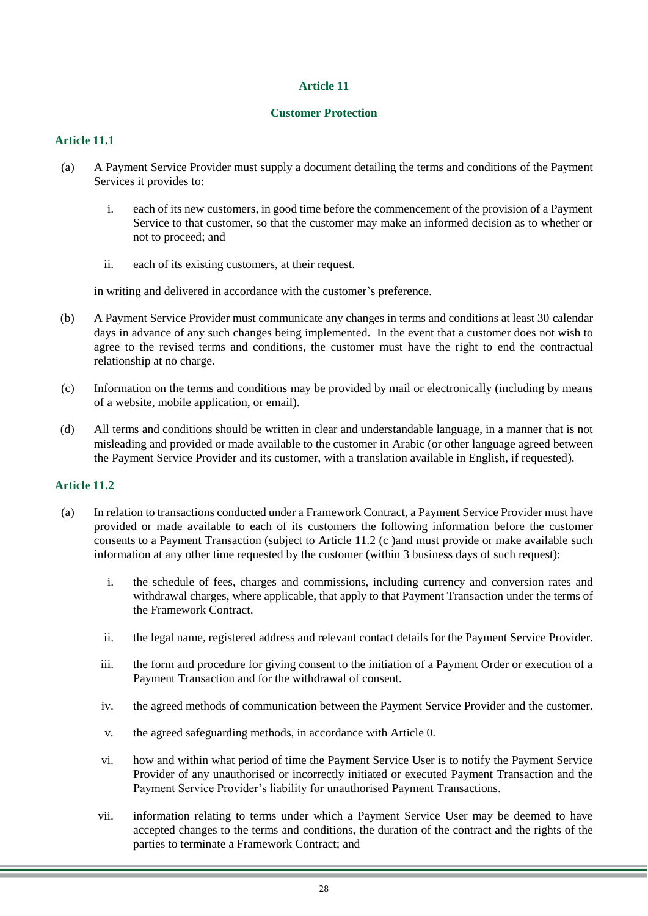## Article 11

### Customer Protection

#### Article 11.1

(a) A Payment Service Provider must supply a document detailing the terms and conditions of the Payment Services it provides to:

i. each of its new customers, in good time before the commencement of the provision of a Payment Service to that customer, so that the customer may make an informed decision as to whether or not to proceed; and

ii. each of its existing customers, at their request.

in writing and delivered in accordance with the customer's preference.

(b) A Payment Service Provider must communicate any changes in terms and conditions at least 30 calendar days in advance of any such changes being implemented. In the event that a customer does not wish to agree to the revised terms and conditions, the customer must have the right to end the contractual relationship at no charge.

(c) Information on the terms and conditions may be provided by mail or electronically (including by means of a website, mobile application, or email).

(d) All terms and conditions should be written in clear and understandable language, in a manner that is not misleading and provided or made available to the customer in Arabic (or other language agreed between the Payment Service Provider and its customer, with a translation available in English, if requested).

#### Article 11.2

(a) In relation to transactions conducted under a Framework Contract, a Payment Service Provider must have provided or made available to each of its customers the following information before the customer consents to a Payment Transaction (subject to Article 11.2 (c )and must provide or make available such information at any other time requested by the customer (within 3 business days of such request):

i. the schedule of fees, charges and commissions, including currency and conversion rates and withdrawal charges, where applicable, that apply to that Payment Transaction under the terms of the Framework Contract.

ii. the legal name, registered address and relevant contact details for the Payment Service Provider.

iii. the form and procedure for giving consent to the initiation of a Payment Order or execution of a Payment Transaction and for the withdrawal of consent.

iv. the agreed methods of communication between the Payment Service Provider and the customer.

v. the agreed safeguarding methods, in accordance with Article 0.

vi. how and within what period of time the Payment Service User is to notify the Payment Service Provider of any unauthorised or incorrectly initiated or executed Payment Transaction and the Payment Service Provider's liability for unauthorised Payment Transactions.

vii. information relating to terms under which a Payment Service User may be deemed to have accepted changes to the terms and conditions, the duration of the contract and the rights of the parties to terminate a Framework Contract; and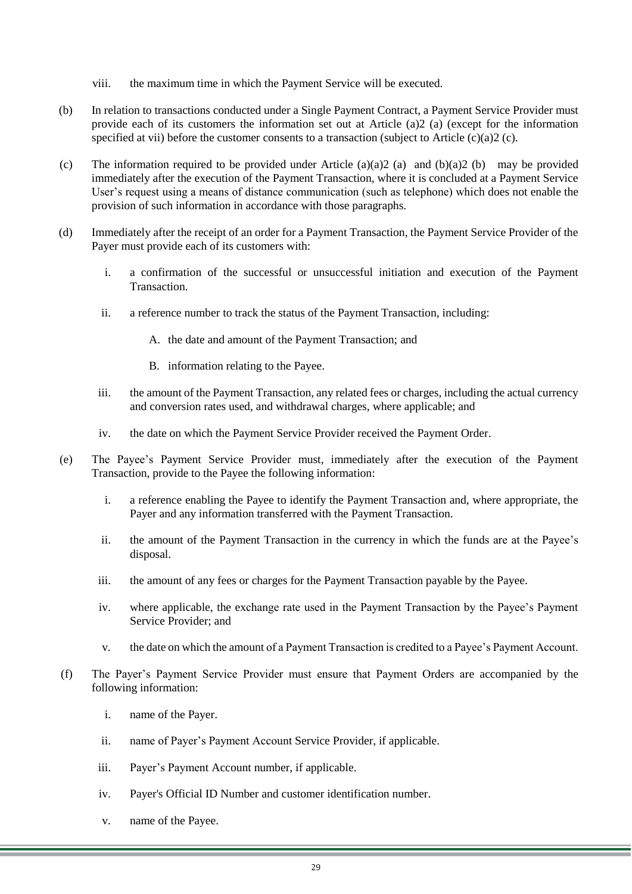viii. the maximum time in which the Payment Service will be executed.

(b) In relation to transactions conducted under a Single Payment Contract, a Payment Service Provider must provide each of its customers the information set out at Article (a)2 (a) (except for the information specified at vii) before the customer consents to a transaction (subject to Article (c)(a)2 (c).

(c) The information required to be provided under Article (a)(a)2 (a) and (b)(a)2 (b) may be provided immediately after the execution of the Payment Transaction, where it is concluded at a Payment Service User's request using a means of distance communication (such as telephone) which does not enable the provision of such information in accordance with those paragraphs.

(d) Immediately after the receipt of an order for a Payment Transaction, the Payment Service Provider of the Payer must provide each of its customers with:

   i. a confirmation of the successful or unsuccessful initiation and execution of the Payment Transaction.

   ii. a reference number to track the status of the Payment Transaction, including:

      A. the date and amount of the Payment Transaction; and

      B. information relating to the Payee.

   iii. the amount of the Payment Transaction, any related fees or charges, including the actual currency and conversion rates used, and withdrawal charges, where applicable; and

   iv. the date on which the Payment Service Provider received the Payment Order.

(e) The Payee's Payment Service Provider must, immediately after the execution of the Payment Transaction, provide to the Payee the following information:

   i. a reference enabling the Payee to identify the Payment Transaction and, where appropriate, the Payer and any information transferred with the Payment Transaction.

   ii. the amount of the Payment Transaction in the currency in which the funds are at the Payee's disposal.

   iii. the amount of any fees or charges for the Payment Transaction payable by the Payee.

   iv. where applicable, the exchange rate used in the Payment Transaction by the Payee's Payment Service Provider; and

   v. the date on which the amount of a Payment Transaction is credited to a Payee's Payment Account.

(f) The Payer's Payment Service Provider must ensure that Payment Orders are accompanied by the following information:

   i. name of the Payer.

   ii. name of Payer's Payment Account Service Provider, if applicable.

   iii. Payer's Payment Account number, if applicable.

   iv. Payer's Official ID Number and customer identification number.

   v. name of the Payee.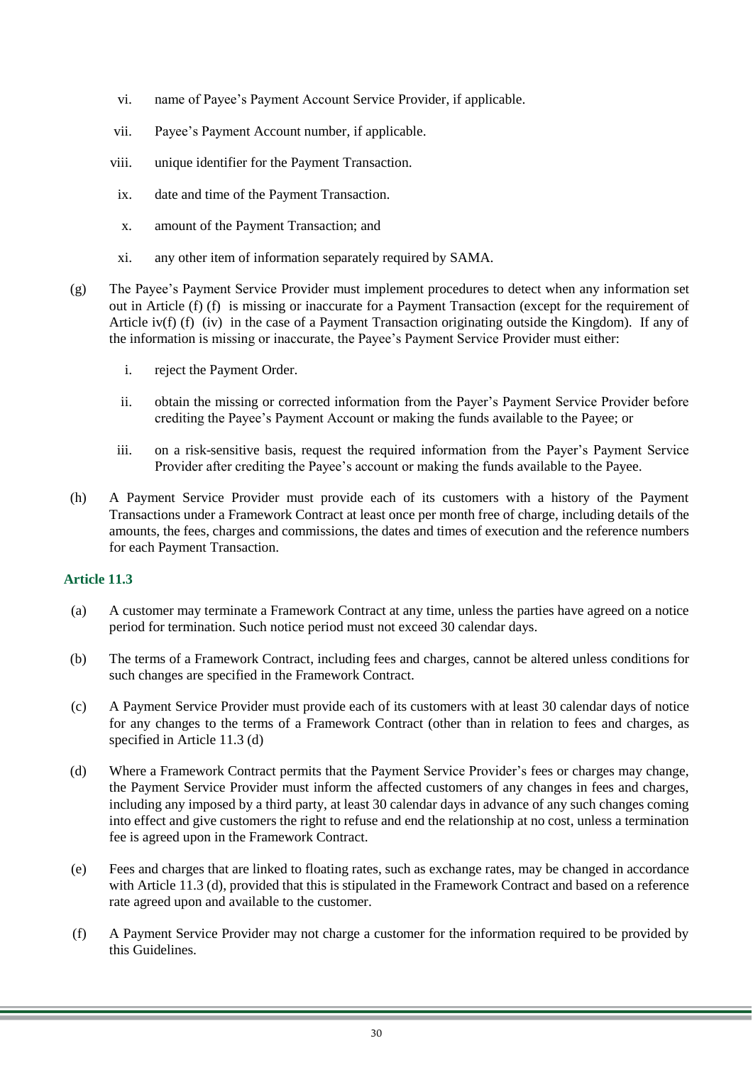vi. name of Payee's Payment Account Service Provider, if applicable.

vii. Payee's Payment Account number, if applicable.

viii. unique identifier for the Payment Transaction.

ix. date and time of the Payment Transaction.

x. amount of the Payment Transaction; and

xi. any other item of information separately required by SAMA.

(g) The Payee's Payment Service Provider must implement procedures to detect when any information set out in Article (f) (f) is missing or inaccurate for a Payment Transaction (except for the requirement of Article iv(f) (f) (iv) in the case of a Payment Transaction originating outside the Kingdom). If any of the information is missing or inaccurate, the Payee's Payment Service Provider must either:

i. reject the Payment Order.

ii. obtain the missing or corrected information from the Payer's Payment Service Provider before crediting the Payee's Payment Account or making the funds available to the Payee; or

iii. on a risk-sensitive basis, request the required information from the Payer's Payment Service Provider after crediting the Payee's account or making the funds available to the Payee.

(h) A Payment Service Provider must provide each of its customers with a history of the Payment Transactions under a Framework Contract at least once per month free of charge, including details of the amounts, the fees, charges and commissions, the dates and times of execution and the reference numbers for each Payment Transaction.

### Article 11.3

(a) A customer may terminate a Framework Contract at any time, unless the parties have agreed on a notice period for termination. Such notice period must not exceed 30 calendar days.

(b) The terms of a Framework Contract, including fees and charges, cannot be altered unless conditions for such changes are specified in the Framework Contract.

(c) A Payment Service Provider must provide each of its customers with at least 30 calendar days of notice for any changes to the terms of a Framework Contract (other than in relation to fees and charges, as specified in Article 11.3 (d)

(d) Where a Framework Contract permits that the Payment Service Provider's fees or charges may change, the Payment Service Provider must inform the affected customers of any changes in fees and charges, including any imposed by a third party, at least 30 calendar days in advance of any such changes coming into effect and give customers the right to refuse and end the relationship at no cost, unless a termination fee is agreed upon in the Framework Contract.

(e) Fees and charges that are linked to floating rates, such as exchange rates, may be changed in accordance with Article 11.3 (d), provided that this is stipulated in the Framework Contract and based on a reference rate agreed upon and available to the customer.

(f) A Payment Service Provider may not charge a customer for the information required to be provided by this Guidelines.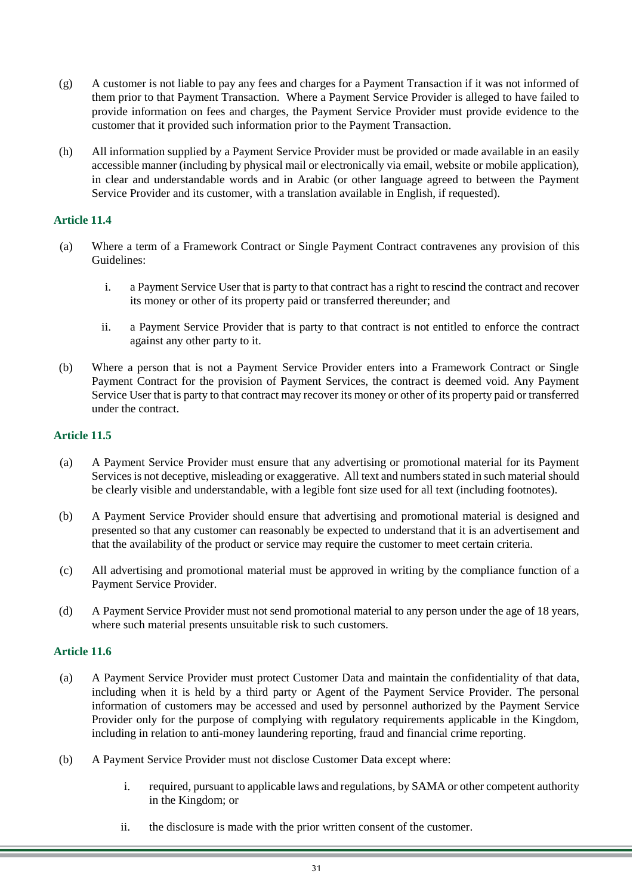(g) A customer is not liable to pay any fees and charges for a Payment Transaction if it was not informed of them prior to that Payment Transaction. Where a Payment Service Provider is alleged to have failed to provide information on fees and charges, the Payment Service Provider must provide evidence to the customer that it provided such information prior to the Payment Transaction.

(h) All information supplied by a Payment Service Provider must be provided or made available in an easily accessible manner (including by physical mail or electronically via email, website or mobile application), in clear and understandable words and in Arabic (or other language agreed to between the Payment Service Provider and its customer, with a translation available in English, if requested).

### Article 11.4

(a) Where a term of a Framework Contract or Single Payment Contract contravenes any provision of this Guidelines:

  i. a Payment Service User that is party to that contract has a right to rescind the contract and recover its money or other of its property paid or transferred thereunder; and

  ii. a Payment Service Provider that is party to that contract is not entitled to enforce the contract against any other party to it.

(b) Where a person that is not a Payment Service Provider enters into a Framework Contract or Single Payment Contract for the provision of Payment Services, the contract is deemed void. Any Payment Service User that is party to that contract may recover its money or other of its property paid or transferred under the contract.

### Article 11.5

(a) A Payment Service Provider must ensure that any advertising or promotional material for its Payment Services is not deceptive, misleading or exaggerative. All text and numbers stated in such material should be clearly visible and understandable, with a legible font size used for all text (including footnotes).

(b) A Payment Service Provider should ensure that advertising and promotional material is designed and presented so that any customer can reasonably be expected to understand that it is an advertisement and that the availability of the product or service may require the customer to meet certain criteria.

(c) All advertising and promotional material must be approved in writing by the compliance function of a Payment Service Provider.

(d) A Payment Service Provider must not send promotional material to any person under the age of 18 years, where such material presents unsuitable risk to such customers.

### Article 11.6

(a) A Payment Service Provider must protect Customer Data and maintain the confidentiality of that data, including when it is held by a third party or Agent of the Payment Service Provider. The personal information of customers may be accessed and used by personnel authorized by the Payment Service Provider only for the purpose of complying with regulatory requirements applicable in the Kingdom, including in relation to anti-money laundering reporting, fraud and financial crime reporting.

(b) A Payment Service Provider must not disclose Customer Data except where:

  i. required, pursuant to applicable laws and regulations, by SAMA or other competent authority in the Kingdom; or

  ii. the disclosure is made with the prior written consent of the customer.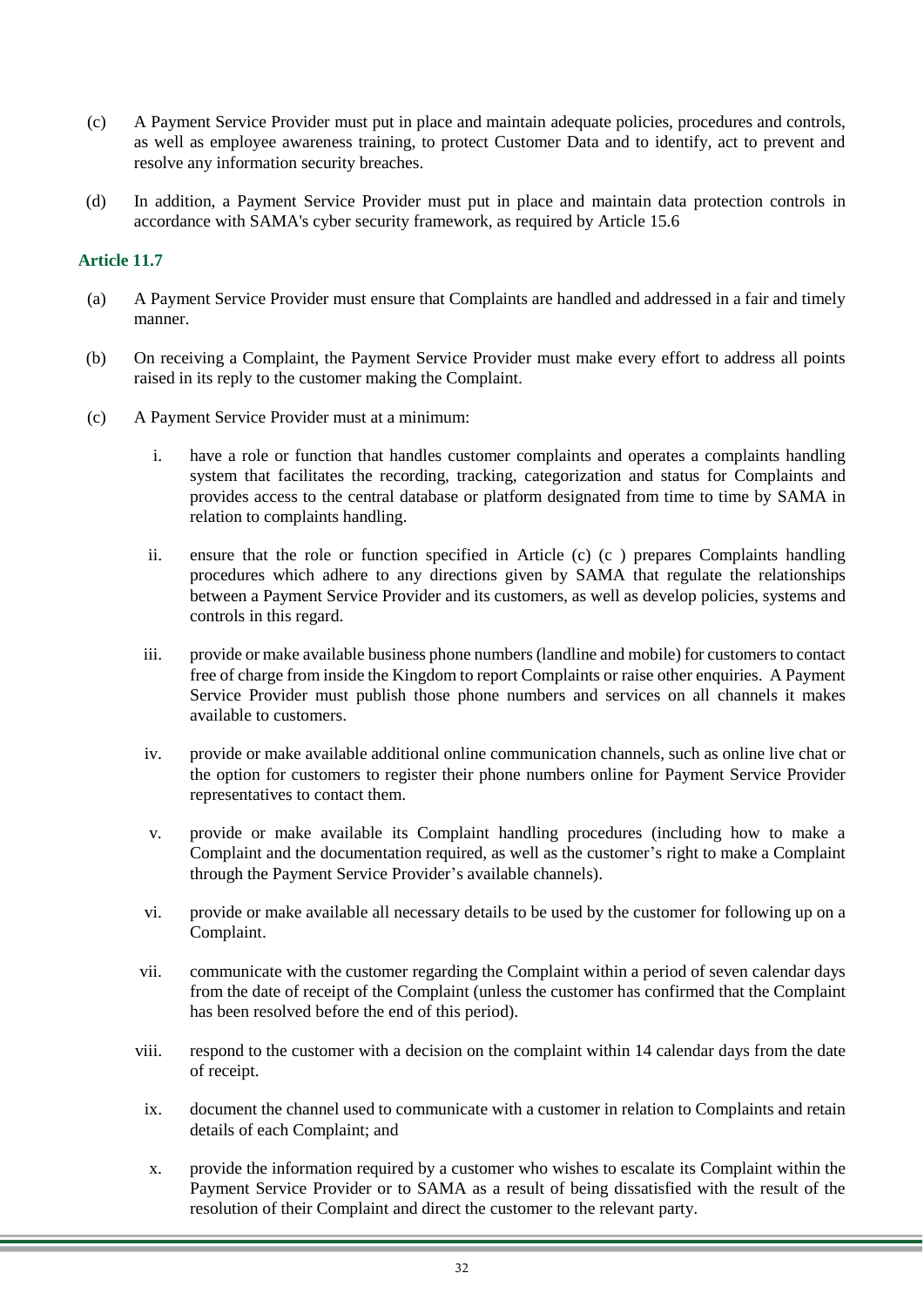(c) A Payment Service Provider must put in place and maintain adequate policies, procedures and controls, as well as employee awareness training, to protect Customer Data and to identify, act to prevent and resolve any information security breaches.

(d) In addition, a Payment Service Provider must put in place and maintain data protection controls in accordance with SAMA's cyber security framework, as required by Article 15.6

### Article 11.7

(a) A Payment Service Provider must ensure that Complaints are handled and addressed in a fair and timely manner.

(b) On receiving a Complaint, the Payment Service Provider must make every effort to address all points raised in its reply to the customer making the Complaint.

(c) A Payment Service Provider must at a minimum:

i. have a role or function that handles customer complaints and operates a complaints handling system that facilitates the recording, tracking, categorization and status for Complaints and provides access to the central database or platform designated from time to time by SAMA in relation to complaints handling.

ii. ensure that the role or function specified in Article (c) (c ) prepares Complaints handling procedures which adhere to any directions given by SAMA that regulate the relationships between a Payment Service Provider and its customers, as well as develop policies, systems and controls in this regard.

iii. provide or make available business phone numbers (landline and mobile) for customers to contact free of charge from inside the Kingdom to report Complaints or raise other enquiries. A Payment Service Provider must publish those phone numbers and services on all channels it makes available to customers.

iv. provide or make available additional online communication channels, such as online live chat or the option for customers to register their phone numbers online for Payment Service Provider representatives to contact them.

v. provide or make available its Complaint handling procedures (including how to make a Complaint and the documentation required, as well as the customer's right to make a Complaint through the Payment Service Provider's available channels).

vi. provide or make available all necessary details to be used by the customer for following up on a Complaint.

vii. communicate with the customer regarding the Complaint within a period of seven calendar days from the date of receipt of the Complaint (unless the customer has confirmed that the Complaint has been resolved before the end of this period).

viii. respond to the customer with a decision on the complaint within 14 calendar days from the date of receipt.

ix. document the channel used to communicate with a customer in relation to Complaints and retain details of each Complaint; and

x. provide the information required by a customer who wishes to escalate its Complaint within the Payment Service Provider or to SAMA as a result of being dissatisfied with the result of the resolution of their Complaint and direct the customer to the relevant party.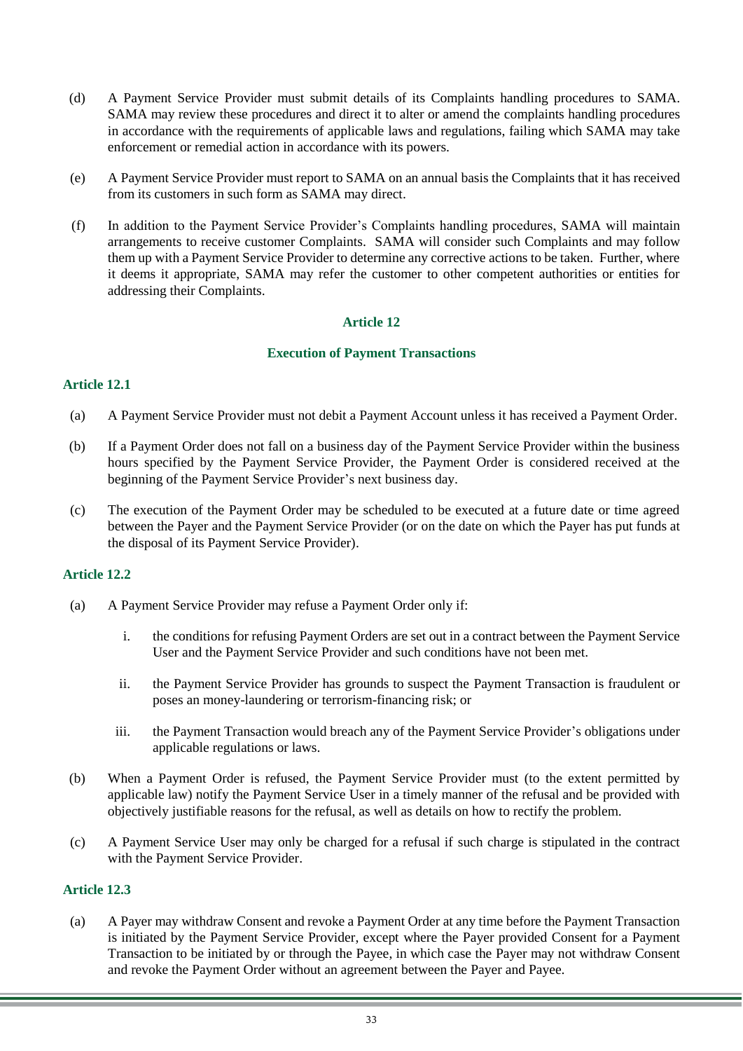(d) A Payment Service Provider must submit details of its Complaints handling procedures to SAMA. SAMA may review these procedures and direct it to alter or amend the complaints handling procedures in accordance with the requirements of applicable laws and regulations, failing which SAMA may take enforcement or remedial action in accordance with its powers.

(e) A Payment Service Provider must report to SAMA on an annual basis the Complaints that it has received from its customers in such form as SAMA may direct.

(f) In addition to the Payment Service Provider's Complaints handling procedures, SAMA will maintain arrangements to receive customer Complaints. SAMA will consider such Complaints and may follow them up with a Payment Service Provider to determine any corrective actions to be taken. Further, where it deems it appropriate, SAMA may refer the customer to other competent authorities or entities for addressing their Complaints.

## Article 12

## Execution of Payment Transactions

### Article 12.1

(a) A Payment Service Provider must not debit a Payment Account unless it has received a Payment Order.

(b) If a Payment Order does not fall on a business day of the Payment Service Provider within the business hours specified by the Payment Service Provider, the Payment Order is considered received at the beginning of the Payment Service Provider's next business day.

(c) The execution of the Payment Order may be scheduled to be executed at a future date or time agreed between the Payer and the Payment Service Provider (or on the date on which the Payer has put funds at the disposal of its Payment Service Provider).

### Article 12.2

(a) A Payment Service Provider may refuse a Payment Order only if:

  i. the conditions for refusing Payment Orders are set out in a contract between the Payment Service User and the Payment Service Provider and such conditions have not been met.

  ii. the Payment Service Provider has grounds to suspect the Payment Transaction is fraudulent or poses an money-laundering or terrorism-financing risk; or

  iii. the Payment Transaction would breach any of the Payment Service Provider's obligations under applicable regulations or laws.

(b) When a Payment Order is refused, the Payment Service Provider must (to the extent permitted by applicable law) notify the Payment Service User in a timely manner of the refusal and be provided with objectively justifiable reasons for the refusal, as well as details on how to rectify the problem.

(c) A Payment Service User may only be charged for a refusal if such charge is stipulated in the contract with the Payment Service Provider.

### Article 12.3

(a) A Payer may withdraw Consent and revoke a Payment Order at any time before the Payment Transaction is initiated by the Payment Service Provider, except where the Payer provided Consent for a Payment Transaction to be initiated by or through the Payee, in which case the Payer may not withdraw Consent and revoke the Payment Order without an agreement between the Payer and Payee.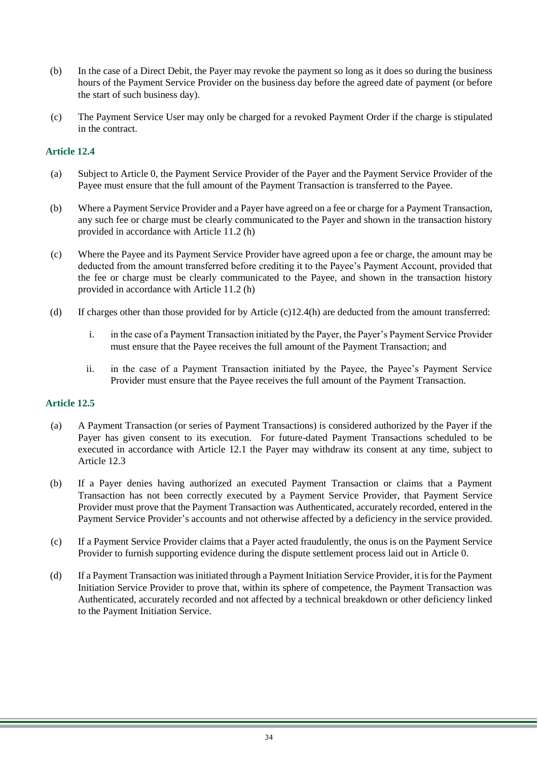(b) In the case of a Direct Debit, the Payer may revoke the payment so long as it does so during the business hours of the Payment Service Provider on the business day before the agreed date of payment (or before the start of such business day).

(c) The Payment Service User may only be charged for a revoked Payment Order if the charge is stipulated in the contract.

### Article 12.4

(a) Subject to Article 0, the Payment Service Provider of the Payer and the Payment Service Provider of the Payee must ensure that the full amount of the Payment Transaction is transferred to the Payee.

(b) Where a Payment Service Provider and a Payer have agreed on a fee or charge for a Payment Transaction, any such fee or charge must be clearly communicated to the Payer and shown in the transaction history provided in accordance with Article 11.2 (h)

(c) Where the Payee and its Payment Service Provider have agreed upon a fee or charge, the amount may be deducted from the amount transferred before crediting it to the Payee's Payment Account, provided that the fee or charge must be clearly communicated to the Payee, and shown in the transaction history provided in accordance with Article 11.2 (h)

(d) If charges other than those provided for by Article (c)12.4(h) are deducted from the amount transferred:

   i. in the case of a Payment Transaction initiated by the Payer, the Payer's Payment Service Provider must ensure that the Payee receives the full amount of the Payment Transaction; and

   ii. in the case of a Payment Transaction initiated by the Payee, the Payee's Payment Service Provider must ensure that the Payee receives the full amount of the Payment Transaction.

### Article 12.5

(a) A Payment Transaction (or series of Payment Transactions) is considered authorized by the Payer if the Payer has given consent to its execution. For future-dated Payment Transactions scheduled to be executed in accordance with Article 12.1 the Payer may withdraw its consent at any time, subject to Article 12.3

(b) If a Payer denies having authorized an executed Payment Transaction or claims that a Payment Transaction has not been correctly executed by a Payment Service Provider, that Payment Service Provider must prove that the Payment Transaction was Authenticated, accurately recorded, entered in the Payment Service Provider's accounts and not otherwise affected by a deficiency in the service provided.

(c) If a Payment Service Provider claims that a Payer acted fraudulently, the onus is on the Payment Service Provider to furnish supporting evidence during the dispute settlement process laid out in Article 0.

(d) If a Payment Transaction was initiated through a Payment Initiation Service Provider, it is for the Payment Initiation Service Provider to prove that, within its sphere of competence, the Payment Transaction was Authenticated, accurately recorded and not affected by a technical breakdown or other deficiency linked to the Payment Initiation Service.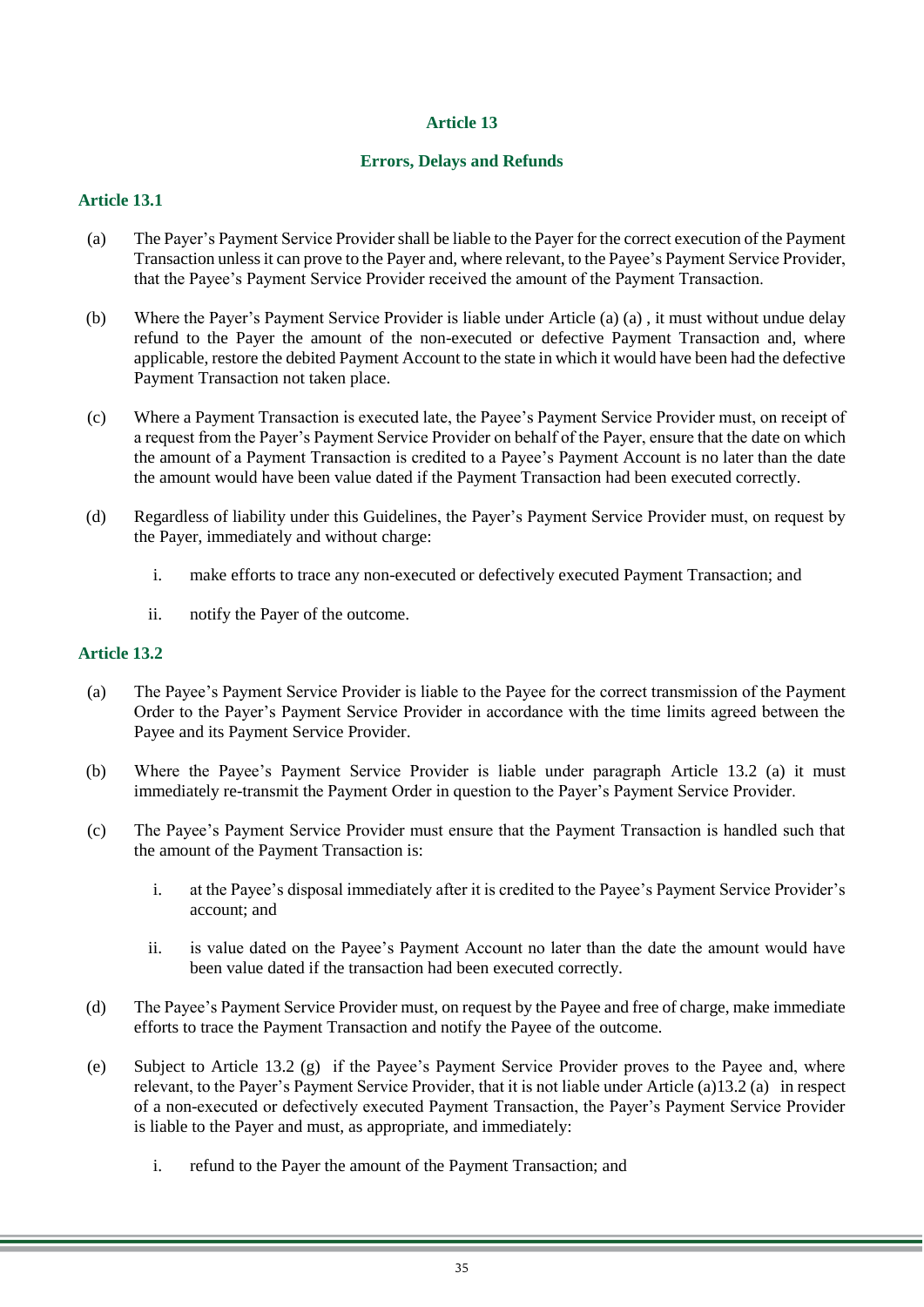## Article 13

## Errors, Delays and Refunds

### Article 13.1

(a) The Payer's Payment Service Provider shall be liable to the Payer for the correct execution of the Payment Transaction unless it can prove to the Payer and, where relevant, to the Payee's Payment Service Provider, that the Payee's Payment Service Provider received the amount of the Payment Transaction.

(b) Where the Payer's Payment Service Provider is liable under Article (a) (a) , it must without undue delay refund to the Payer the amount of the non-executed or defective Payment Transaction and, where applicable, restore the debited Payment Account to the state in which it would have been had the defective Payment Transaction not taken place.

(c) Where a Payment Transaction is executed late, the Payee's Payment Service Provider must, on receipt of a request from the Payer's Payment Service Provider on behalf of the Payer, ensure that the date on which the amount of a Payment Transaction is credited to a Payee's Payment Account is no later than the date the amount would have been value dated if the Payment Transaction had been executed correctly.

(d) Regardless of liability under this Guidelines, the Payer's Payment Service Provider must, on request by the Payer, immediately and without charge:

   i. make efforts to trace any non-executed or defectively executed Payment Transaction; and

   ii. notify the Payer of the outcome.

### Article 13.2

(a) The Payee's Payment Service Provider is liable to the Payee for the correct transmission of the Payment Order to the Payer's Payment Service Provider in accordance with the time limits agreed between the Payee and its Payment Service Provider.

(b) Where the Payee's Payment Service Provider is liable under paragraph Article 13.2 (a) it must immediately re-transmit the Payment Order in question to the Payer's Payment Service Provider.

(c) The Payee's Payment Service Provider must ensure that the Payment Transaction is handled such that the amount of the Payment Transaction is:

   i. at the Payee's disposal immediately after it is credited to the Payee's Payment Service Provider's account; and

   ii. is value dated on the Payee's Payment Account no later than the date the amount would have been value dated if the transaction had been executed correctly.

(d) The Payee's Payment Service Provider must, on request by the Payee and free of charge, make immediate efforts to trace the Payment Transaction and notify the Payee of the outcome.

(e) Subject to Article 13.2 (g) if the Payee's Payment Service Provider proves to the Payee and, where relevant, to the Payer's Payment Service Provider, that it is not liable under Article (a)13.2 (a) in respect of a non-executed or defectively executed Payment Transaction, the Payer's Payment Service Provider is liable to the Payer and must, as appropriate, and immediately:

   i. refund to the Payer the amount of the Payment Transaction; and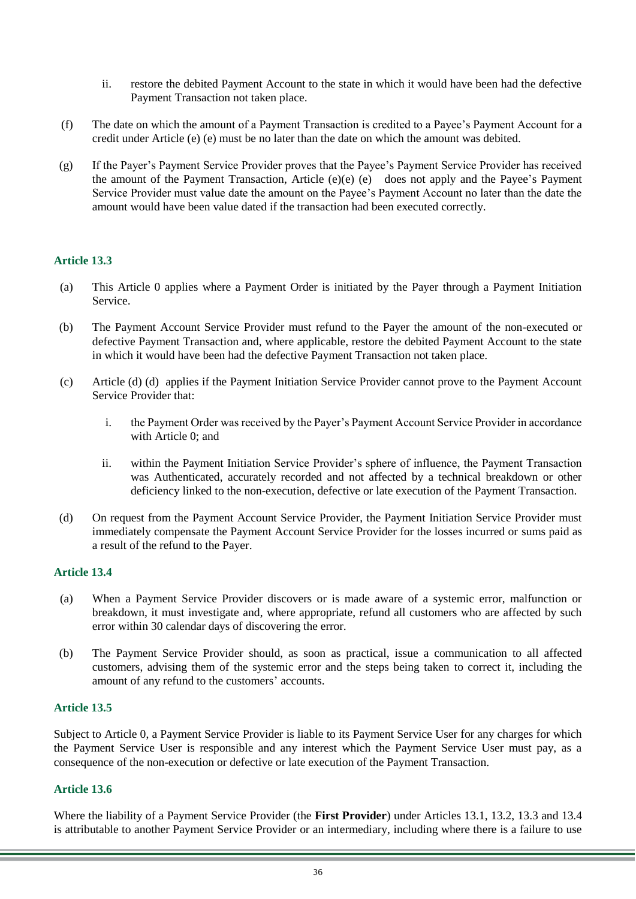ii. restore the debited Payment Account to the state in which it would have been had the defective Payment Transaction not taken place.

(f) The date on which the amount of a Payment Transaction is credited to a Payee's Payment Account for a credit under Article (e) (e) must be no later than the date on which the amount was debited.

(g) If the Payer's Payment Service Provider proves that the Payee's Payment Service Provider has received the amount of the Payment Transaction, Article (e)(e) (e) does not apply and the Payee's Payment Service Provider must value date the amount on the Payee's Payment Account no later than the date the amount would have been value dated if the transaction had been executed correctly.

### Article 13.3

(a) This Article 0 applies where a Payment Order is initiated by the Payer through a Payment Initiation Service.

(b) The Payment Account Service Provider must refund to the Payer the amount of the non-executed or defective Payment Transaction and, where applicable, restore the debited Payment Account to the state in which it would have been had the defective Payment Transaction not taken place.

(c) Article (d) (d) applies if the Payment Initiation Service Provider cannot prove to the Payment Account Service Provider that:

i. the Payment Order was received by the Payer's Payment Account Service Provider in accordance with Article 0; and

ii. within the Payment Initiation Service Provider's sphere of influence, the Payment Transaction was Authenticated, accurately recorded and not affected by a technical breakdown or other deficiency linked to the non-execution, defective or late execution of the Payment Transaction.

(d) On request from the Payment Account Service Provider, the Payment Initiation Service Provider must immediately compensate the Payment Account Service Provider for the losses incurred or sums paid as a result of the refund to the Payer.

### Article 13.4

(a) When a Payment Service Provider discovers or is made aware of a systemic error, malfunction or breakdown, it must investigate and, where appropriate, refund all customers who are affected by such error within 30 calendar days of discovering the error.

(b) The Payment Service Provider should, as soon as practical, issue a communication to all affected customers, advising them of the systemic error and the steps being taken to correct it, including the amount of any refund to the customers' accounts.

### Article 13.5

Subject to Article 0, a Payment Service Provider is liable to its Payment Service User for any charges for which the Payment Service User is responsible and any interest which the Payment Service User must pay, as a consequence of the non-execution or defective or late execution of the Payment Transaction.

### Article 13.6

Where the liability of a Payment Service Provider (the **First Provider**) under Articles 13.1, 13.2, 13.3 and 13.4 is attributable to another Payment Service Provider or an intermediary, including where there is a failure to use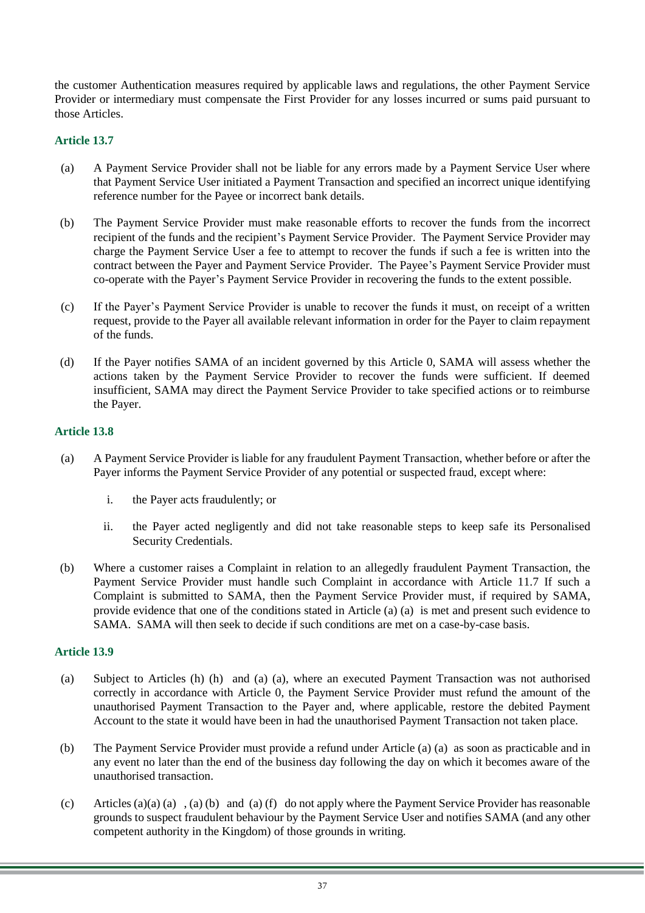the customer Authentication measures required by applicable laws and regulations, the other Payment Service Provider or intermediary must compensate the First Provider for any losses incurred or sums paid pursuant to those Articles.

### Article 13.7

(a) A Payment Service Provider shall not be liable for any errors made by a Payment Service User where that Payment Service User initiated a Payment Transaction and specified an incorrect unique identifying reference number for the Payee or incorrect bank details.

(b) The Payment Service Provider must make reasonable efforts to recover the funds from the incorrect recipient of the funds and the recipient's Payment Service Provider. The Payment Service Provider may charge the Payment Service User a fee to attempt to recover the funds if such a fee is written into the contract between the Payer and Payment Service Provider. The Payee's Payment Service Provider must co-operate with the Payer's Payment Service Provider in recovering the funds to the extent possible.

(c) If the Payer's Payment Service Provider is unable to recover the funds it must, on receipt of a written request, provide to the Payer all available relevant information in order for the Payer to claim repayment of the funds.

(d) If the Payer notifies SAMA of an incident governed by this Article 0, SAMA will assess whether the actions taken by the Payment Service Provider to recover the funds were sufficient. If deemed insufficient, SAMA may direct the Payment Service Provider to take specified actions or to reimburse the Payer.

### Article 13.8

(a) A Payment Service Provider is liable for any fraudulent Payment Transaction, whether before or after the Payer informs the Payment Service Provider of any potential or suspected fraud, except where:

   i. the Payer acts fraudulently; or

   ii. the Payer acted negligently and did not take reasonable steps to keep safe its Personalised Security Credentials.

(b) Where a customer raises a Complaint in relation to an allegedly fraudulent Payment Transaction, the Payment Service Provider must handle such Complaint in accordance with Article 11.7 If such a Complaint is submitted to SAMA, then the Payment Service Provider must, if required by SAMA, provide evidence that one of the conditions stated in Article (a) (a) is met and present such evidence to SAMA. SAMA will then seek to decide if such conditions are met on a case-by-case basis.

### Article 13.9

(a) Subject to Articles (h) (h) and (a) (a), where an executed Payment Transaction was not authorised correctly in accordance with Article 0, the Payment Service Provider must refund the amount of the unauthorised Payment Transaction to the Payer and, where applicable, restore the debited Payment Account to the state it would have been in had the unauthorised Payment Transaction not taken place.

(b) The Payment Service Provider must provide a refund under Article (a) (a) as soon as practicable and in any event no later than the end of the business day following the day on which it becomes aware of the unauthorised transaction.

(c) Articles (a)(a) (a) , (a) (b) and (a) (f) do not apply where the Payment Service Provider has reasonable grounds to suspect fraudulent behaviour by the Payment Service User and notifies SAMA (and any other competent authority in the Kingdom) of those grounds in writing.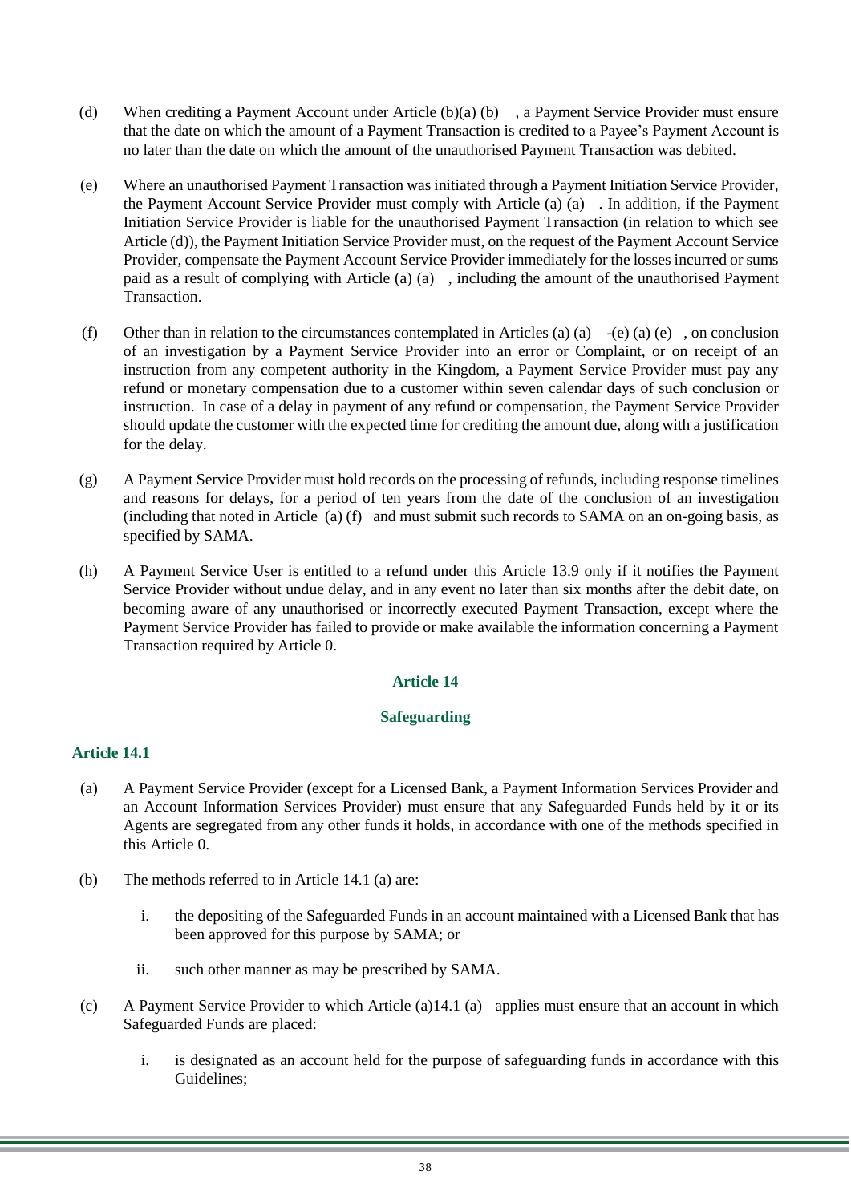(d) When crediting a Payment Account under Article (b)(a) (b) , a Payment Service Provider must ensure that the date on which the amount of a Payment Transaction is credited to a Payee's Payment Account is no later than the date on which the amount of the unauthorised Payment Transaction was debited.

(e) Where an unauthorised Payment Transaction was initiated through a Payment Initiation Service Provider, the Payment Account Service Provider must comply with Article (a) (a) . In addition, if the Payment Initiation Service Provider is liable for the unauthorised Payment Transaction (in relation to which see Article (d)), the Payment Initiation Service Provider must, on the request of the Payment Account Service Provider, compensate the Payment Account Service Provider immediately for the losses incurred or sums paid as a result of complying with Article (a) (a) , including the amount of the unauthorised Payment Transaction.

(f) Other than in relation to the circumstances contemplated in Articles (a) (a) -(e) (a) (e) , on conclusion of an investigation by a Payment Service Provider into an error or Complaint, or on receipt of an instruction from any competent authority in the Kingdom, a Payment Service Provider must pay any refund or monetary compensation due to a customer within seven calendar days of such conclusion or instruction. In case of a delay in payment of any refund or compensation, the Payment Service Provider should update the customer with the expected time for crediting the amount due, along with a justification for the delay.

(g) A Payment Service Provider must hold records on the processing of refunds, including response timelines and reasons for delays, for a period of ten years from the date of the conclusion of an investigation (including that noted in Article (a) (f) and must submit such records to SAMA on an on-going basis, as specified by SAMA.

(h) A Payment Service User is entitled to a refund under this Article 13.9 only if it notifies the Payment Service Provider without undue delay, and in any event no later than six months after the debit date, on becoming aware of any unauthorised or incorrectly executed Payment Transaction, except where the Payment Service Provider has failed to provide or make available the information concerning a Payment Transaction required by Article 0.

## Article 14

## Safeguarding

### Article 14.1

(a) A Payment Service Provider (except for a Licensed Bank, a Payment Information Services Provider and an Account Information Services Provider) must ensure that any Safeguarded Funds held by it or its Agents are segregated from any other funds it holds, in accordance with one of the methods specified in this Article 0.

(b) The methods referred to in Article 14.1 (a) are:

   i. the depositing of the Safeguarded Funds in an account maintained with a Licensed Bank that has been approved for this purpose by SAMA; or

   ii. such other manner as may be prescribed by SAMA.

(c) A Payment Service Provider to which Article (a)14.1 (a) applies must ensure that an account in which Safeguarded Funds are placed:

   i. is designated as an account held for the purpose of safeguarding funds in accordance with this Guidelines;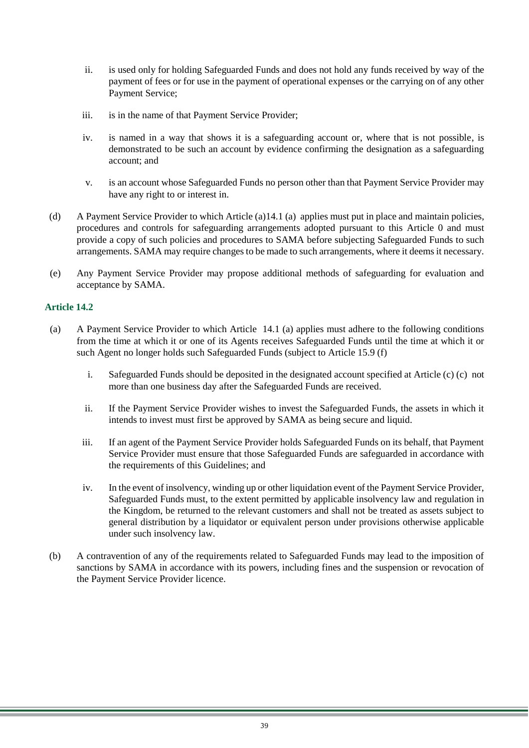ii. is used only for holding Safeguarded Funds and does not hold any funds received by way of the payment of fees or for use in the payment of operational expenses or the carrying on of any other Payment Service;

iii. is in the name of that Payment Service Provider;

iv. is named in a way that shows it is a safeguarding account or, where that is not possible, is demonstrated to be such an account by evidence confirming the designation as a safeguarding account; and

v. is an account whose Safeguarded Funds no person other than that Payment Service Provider may have any right to or interest in.

(d) A Payment Service Provider to which Article (a)14.1 (a) applies must put in place and maintain policies, procedures and controls for safeguarding arrangements adopted pursuant to this Article 0 and must provide a copy of such policies and procedures to SAMA before subjecting Safeguarded Funds to such arrangements. SAMA may require changes to be made to such arrangements, where it deems it necessary.

(e) Any Payment Service Provider may propose additional methods of safeguarding for evaluation and acceptance by SAMA.

### Article 14.2

(a) A Payment Service Provider to which Article 14.1 (a) applies must adhere to the following conditions from the time at which it or one of its Agents receives Safeguarded Funds until the time at which it or such Agent no longer holds such Safeguarded Funds (subject to Article 15.9 (f)

i. Safeguarded Funds should be deposited in the designated account specified at Article (c) (c) not more than one business day after the Safeguarded Funds are received.

ii. If the Payment Service Provider wishes to invest the Safeguarded Funds, the assets in which it intends to invest must first be approved by SAMA as being secure and liquid.

iii. If an agent of the Payment Service Provider holds Safeguarded Funds on its behalf, that Payment Service Provider must ensure that those Safeguarded Funds are safeguarded in accordance with the requirements of this Guidelines; and

iv. In the event of insolvency, winding up or other liquidation event of the Payment Service Provider, Safeguarded Funds must, to the extent permitted by applicable insolvency law and regulation in the Kingdom, be returned to the relevant customers and shall not be treated as assets subject to general distribution by a liquidator or equivalent person under provisions otherwise applicable under such insolvency law.

(b) A contravention of any of the requirements related to Safeguarded Funds may lead to the imposition of sanctions by SAMA in accordance with its powers, including fines and the suspension or revocation of the Payment Service Provider licence.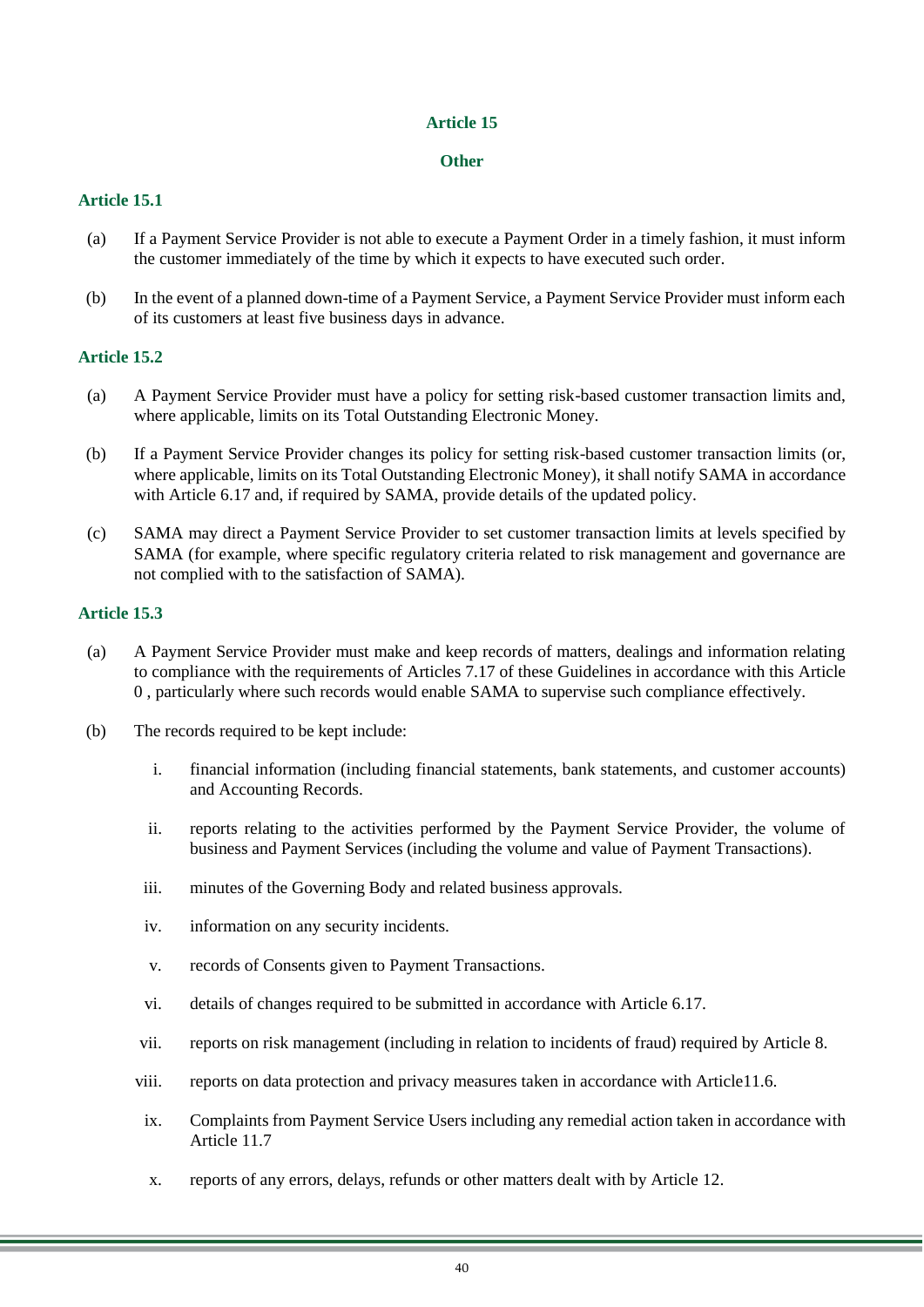## Article 15

## Other

### Article 15.1

(a) If a Payment Service Provider is not able to execute a Payment Order in a timely fashion, it must inform the customer immediately of the time by which it expects to have executed such order.

(b) In the event of a planned down-time of a Payment Service, a Payment Service Provider must inform each of its customers at least five business days in advance.

### Article 15.2

(a) A Payment Service Provider must have a policy for setting risk-based customer transaction limits and, where applicable, limits on its Total Outstanding Electronic Money.

(b) If a Payment Service Provider changes its policy for setting risk-based customer transaction limits (or, where applicable, limits on its Total Outstanding Electronic Money), it shall notify SAMA in accordance with Article 6.17 and, if required by SAMA, provide details of the updated policy.

(c) SAMA may direct a Payment Service Provider to set customer transaction limits at levels specified by SAMA (for example, where specific regulatory criteria related to risk management and governance are not complied with to the satisfaction of SAMA).

### Article 15.3

(a) A Payment Service Provider must make and keep records of matters, dealings and information relating to compliance with the requirements of Articles 7.17 of these Guidelines in accordance with this Article 0 , particularly where such records would enable SAMA to supervise such compliance effectively.

(b) The records required to be kept include:

i. financial information (including financial statements, bank statements, and customer accounts) and Accounting Records.

ii. reports relating to the activities performed by the Payment Service Provider, the volume of business and Payment Services (including the volume and value of Payment Transactions).

iii. minutes of the Governing Body and related business approvals.

iv. information on any security incidents.

v. records of Consents given to Payment Transactions.

vi. details of changes required to be submitted in accordance with Article 6.17.

vii. reports on risk management (including in relation to incidents of fraud) required by Article 8.

viii. reports on data protection and privacy measures taken in accordance with Article11.6.

ix. Complaints from Payment Service Users including any remedial action taken in accordance with Article 11.7

x. reports of any errors, delays, refunds or other matters dealt with by Article 12.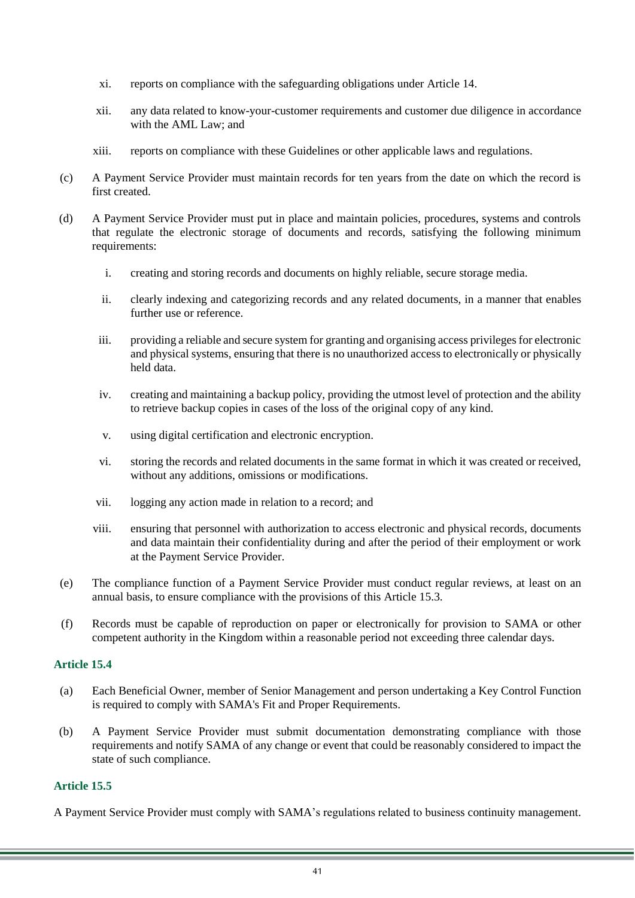xi. reports on compliance with the safeguarding obligations under Article 14.

xii. any data related to know-your-customer requirements and customer due diligence in accordance with the AML Law; and

xiii. reports on compliance with these Guidelines or other applicable laws and regulations.

(c) A Payment Service Provider must maintain records for ten years from the date on which the record is first created.

(d) A Payment Service Provider must put in place and maintain policies, procedures, systems and controls that regulate the electronic storage of documents and records, satisfying the following minimum requirements:

i. creating and storing records and documents on highly reliable, secure storage media.

ii. clearly indexing and categorizing records and any related documents, in a manner that enables further use or reference.

iii. providing a reliable and secure system for granting and organising access privileges for electronic and physical systems, ensuring that there is no unauthorized access to electronically or physically held data.

iv. creating and maintaining a backup policy, providing the utmost level of protection and the ability to retrieve backup copies in cases of the loss of the original copy of any kind.

v. using digital certification and electronic encryption.

vi. storing the records and related documents in the same format in which it was created or received, without any additions, omissions or modifications.

vii. logging any action made in relation to a record; and

viii. ensuring that personnel with authorization to access electronic and physical records, documents and data maintain their confidentiality during and after the period of their employment or work at the Payment Service Provider.

(e) The compliance function of a Payment Service Provider must conduct regular reviews, at least on an annual basis, to ensure compliance with the provisions of this Article 15.3.

(f) Records must be capable of reproduction on paper or electronically for provision to SAMA or other competent authority in the Kingdom within a reasonable period not exceeding three calendar days.

### Article 15.4

(a) Each Beneficial Owner, member of Senior Management and person undertaking a Key Control Function is required to comply with SAMA's Fit and Proper Requirements.

(b) A Payment Service Provider must submit documentation demonstrating compliance with those requirements and notify SAMA of any change or event that could be reasonably considered to impact the state of such compliance.

### Article 15.5

A Payment Service Provider must comply with SAMA's regulations related to business continuity management.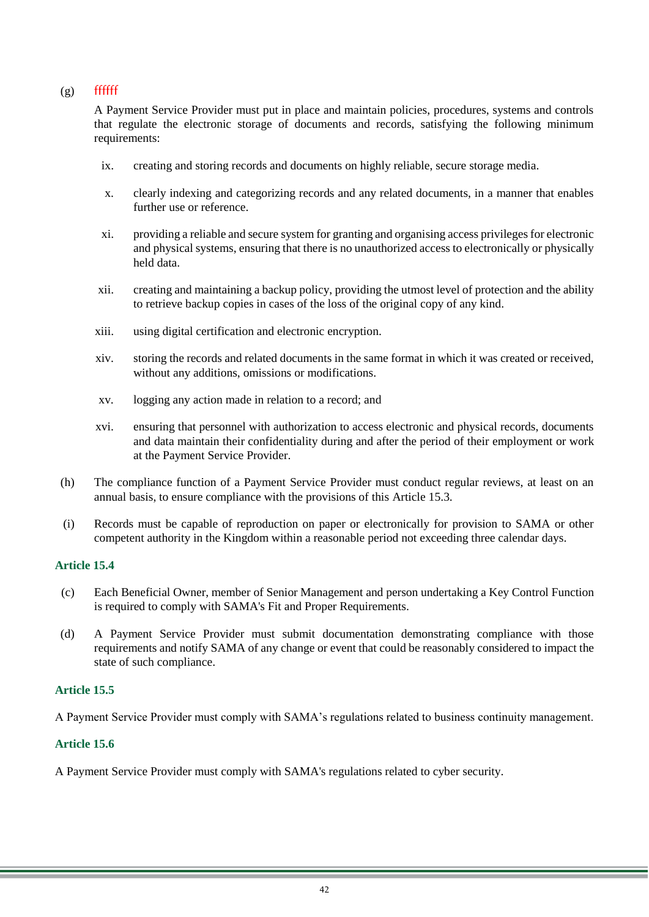(g) ffffff

A Payment Service Provider must put in place and maintain policies, procedures, systems and controls that regulate the electronic storage of documents and records, satisfying the following minimum requirements:

ix. creating and storing records and documents on highly reliable, secure storage media.

x. clearly indexing and categorizing records and any related documents, in a manner that enables further use or reference.

xi. providing a reliable and secure system for granting and organising access privileges for electronic and physical systems, ensuring that there is no unauthorized access to electronically or physically held data.

xii. creating and maintaining a backup policy, providing the utmost level of protection and the ability to retrieve backup copies in cases of the loss of the original copy of any kind.

xiii. using digital certification and electronic encryption.

xiv. storing the records and related documents in the same format in which it was created or received, without any additions, omissions or modifications.

xv. logging any action made in relation to a record; and

xvi. ensuring that personnel with authorization to access electronic and physical records, documents and data maintain their confidentiality during and after the period of their employment or work at the Payment Service Provider.

(h) The compliance function of a Payment Service Provider must conduct regular reviews, at least on an annual basis, to ensure compliance with the provisions of this Article 15.3.

(i) Records must be capable of reproduction on paper or electronically for provision to SAMA or other competent authority in the Kingdom within a reasonable period not exceeding three calendar days.

### Article 15.4

(c) Each Beneficial Owner, member of Senior Management and person undertaking a Key Control Function is required to comply with SAMA's Fit and Proper Requirements.

(d) A Payment Service Provider must submit documentation demonstrating compliance with those requirements and notify SAMA of any change or event that could be reasonably considered to impact the state of such compliance.

### Article 15.5

A Payment Service Provider must comply with SAMA's regulations related to business continuity management.

### Article 15.6

A Payment Service Provider must comply with SAMA's regulations related to cyber security.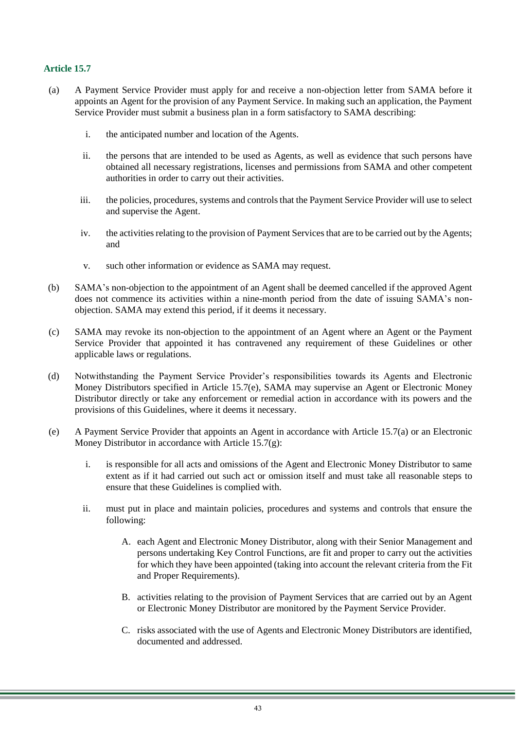### Article 15.7

(a) A Payment Service Provider must apply for and receive a non-objection letter from SAMA before it appoints an Agent for the provision of any Payment Service. In making such an application, the Payment Service Provider must submit a business plan in a form satisfactory to SAMA describing:

  i. the anticipated number and location of the Agents.

  ii. the persons that are intended to be used as Agents, as well as evidence that such persons have obtained all necessary registrations, licenses and permissions from SAMA and other competent authorities in order to carry out their activities.

  iii. the policies, procedures, systems and controls that the Payment Service Provider will use to select and supervise the Agent.

  iv. the activities relating to the provision of Payment Services that are to be carried out by the Agents; and

  v. such other information or evidence as SAMA may request.

(b) SAMA's non-objection to the appointment of an Agent shall be deemed cancelled if the approved Agent does not commence its activities within a nine-month period from the date of issuing SAMA's non-objection. SAMA may extend this period, if it deems it necessary.

(c) SAMA may revoke its non-objection to the appointment of an Agent where an Agent or the Payment Service Provider that appointed it has contravened any requirement of these Guidelines or other applicable laws or regulations.

(d) Notwithstanding the Payment Service Provider's responsibilities towards its Agents and Electronic Money Distributors specified in Article 15.7(e), SAMA may supervise an Agent or Electronic Money Distributor directly or take any enforcement or remedial action in accordance with its powers and the provisions of this Guidelines, where it deems it necessary.

(e) A Payment Service Provider that appoints an Agent in accordance with Article 15.7(a) or an Electronic Money Distributor in accordance with Article 15.7(g):

  i. is responsible for all acts and omissions of the Agent and Electronic Money Distributor to same extent as if it had carried out such act or omission itself and must take all reasonable steps to ensure that these Guidelines is complied with.

  ii. must put in place and maintain policies, procedures and systems and controls that ensure the following:

    A. each Agent and Electronic Money Distributor, along with their Senior Management and persons undertaking Key Control Functions, are fit and proper to carry out the activities for which they have been appointed (taking into account the relevant criteria from the Fit and Proper Requirements).

    B. activities relating to the provision of Payment Services that are carried out by an Agent or Electronic Money Distributor are monitored by the Payment Service Provider.

    C. risks associated with the use of Agents and Electronic Money Distributors are identified, documented and addressed.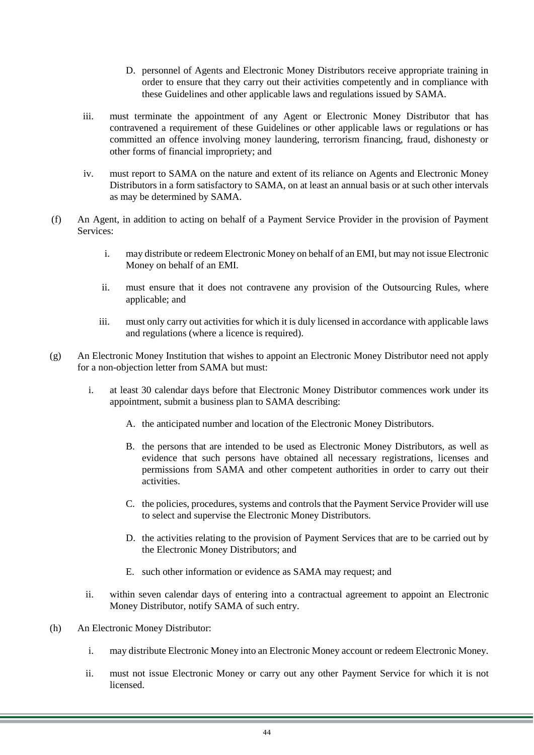D. personnel of Agents and Electronic Money Distributors receive appropriate training in order to ensure that they carry out their activities competently and in compliance with these Guidelines and other applicable laws and regulations issued by SAMA.

iii. must terminate the appointment of any Agent or Electronic Money Distributor that has contravened a requirement of these Guidelines or other applicable laws or regulations or has committed an offence involving money laundering, terrorism financing, fraud, dishonesty or other forms of financial impropriety; and

iv. must report to SAMA on the nature and extent of its reliance on Agents and Electronic Money Distributors in a form satisfactory to SAMA, on at least an annual basis or at such other intervals as may be determined by SAMA.

(f) An Agent, in addition to acting on behalf of a Payment Service Provider in the provision of Payment Services:

i. may distribute or redeem Electronic Money on behalf of an EMI, but may not issue Electronic Money on behalf of an EMI.

ii. must ensure that it does not contravene any provision of the Outsourcing Rules, where applicable; and

iii. must only carry out activities for which it is duly licensed in accordance with applicable laws and regulations (where a licence is required).

(g) An Electronic Money Institution that wishes to appoint an Electronic Money Distributor need not apply for a non-objection letter from SAMA but must:

i. at least 30 calendar days before that Electronic Money Distributor commences work under its appointment, submit a business plan to SAMA describing:

A. the anticipated number and location of the Electronic Money Distributors.

B. the persons that are intended to be used as Electronic Money Distributors, as well as evidence that such persons have obtained all necessary registrations, licenses and permissions from SAMA and other competent authorities in order to carry out their activities.

C. the policies, procedures, systems and controls that the Payment Service Provider will use to select and supervise the Electronic Money Distributors.

D. the activities relating to the provision of Payment Services that are to be carried out by the Electronic Money Distributors; and

E. such other information or evidence as SAMA may request; and

ii. within seven calendar days of entering into a contractual agreement to appoint an Electronic Money Distributor, notify SAMA of such entry.

(h) An Electronic Money Distributor:

i. may distribute Electronic Money into an Electronic Money account or redeem Electronic Money.

ii. must not issue Electronic Money or carry out any other Payment Service for which it is not licensed.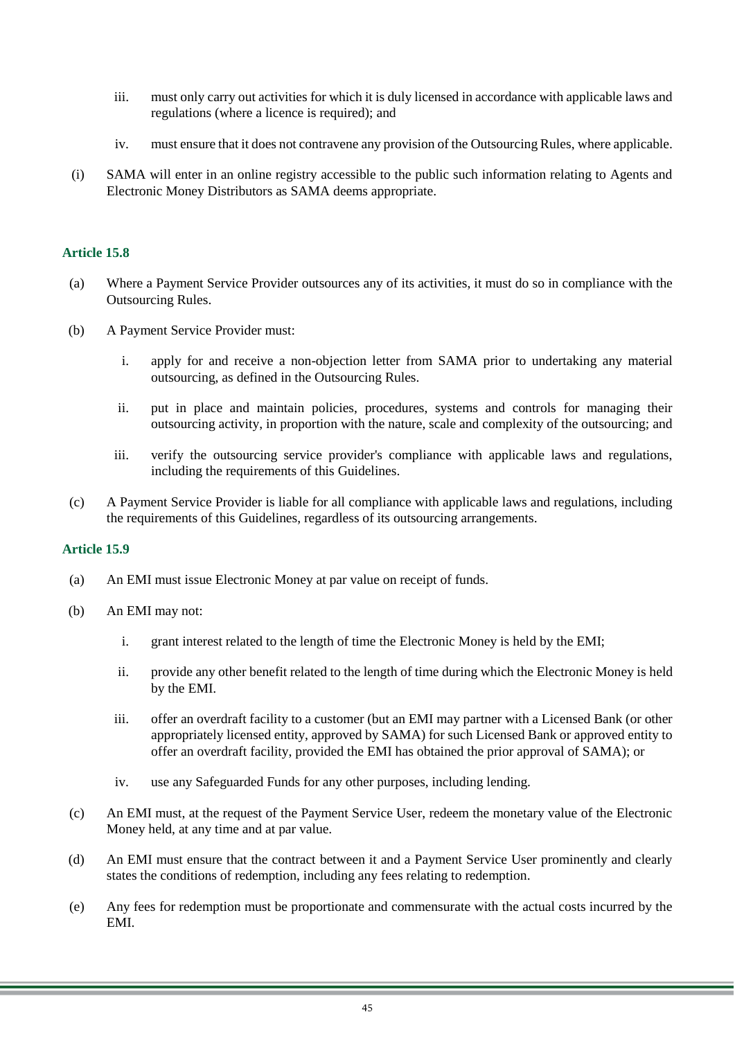iii. must only carry out activities for which it is duly licensed in accordance with applicable laws and regulations (where a licence is required); and

iv. must ensure that it does not contravene any provision of the Outsourcing Rules, where applicable.

(i) SAMA will enter in an online registry accessible to the public such information relating to Agents and Electronic Money Distributors as SAMA deems appropriate.

### Article 15.8

(a) Where a Payment Service Provider outsources any of its activities, it must do so in compliance with the Outsourcing Rules.

(b) A Payment Service Provider must:

i. apply for and receive a non-objection letter from SAMA prior to undertaking any material outsourcing, as defined in the Outsourcing Rules.

ii. put in place and maintain policies, procedures, systems and controls for managing their outsourcing activity, in proportion with the nature, scale and complexity of the outsourcing; and

iii. verify the outsourcing service provider's compliance with applicable laws and regulations, including the requirements of this Guidelines.

(c) A Payment Service Provider is liable for all compliance with applicable laws and regulations, including the requirements of this Guidelines, regardless of its outsourcing arrangements.

### Article 15.9

(a) An EMI must issue Electronic Money at par value on receipt of funds.

(b) An EMI may not:

i. grant interest related to the length of time the Electronic Money is held by the EMI;

ii. provide any other benefit related to the length of time during which the Electronic Money is held by the EMI.

iii. offer an overdraft facility to a customer (but an EMI may partner with a Licensed Bank (or other appropriately licensed entity, approved by SAMA) for such Licensed Bank or approved entity to offer an overdraft facility, provided the EMI has obtained the prior approval of SAMA); or

iv. use any Safeguarded Funds for any other purposes, including lending.

(c) An EMI must, at the request of the Payment Service User, redeem the monetary value of the Electronic Money held, at any time and at par value.

(d) An EMI must ensure that the contract between it and a Payment Service User prominently and clearly states the conditions of redemption, including any fees relating to redemption.

(e) Any fees for redemption must be proportionate and commensurate with the actual costs incurred by the EMI.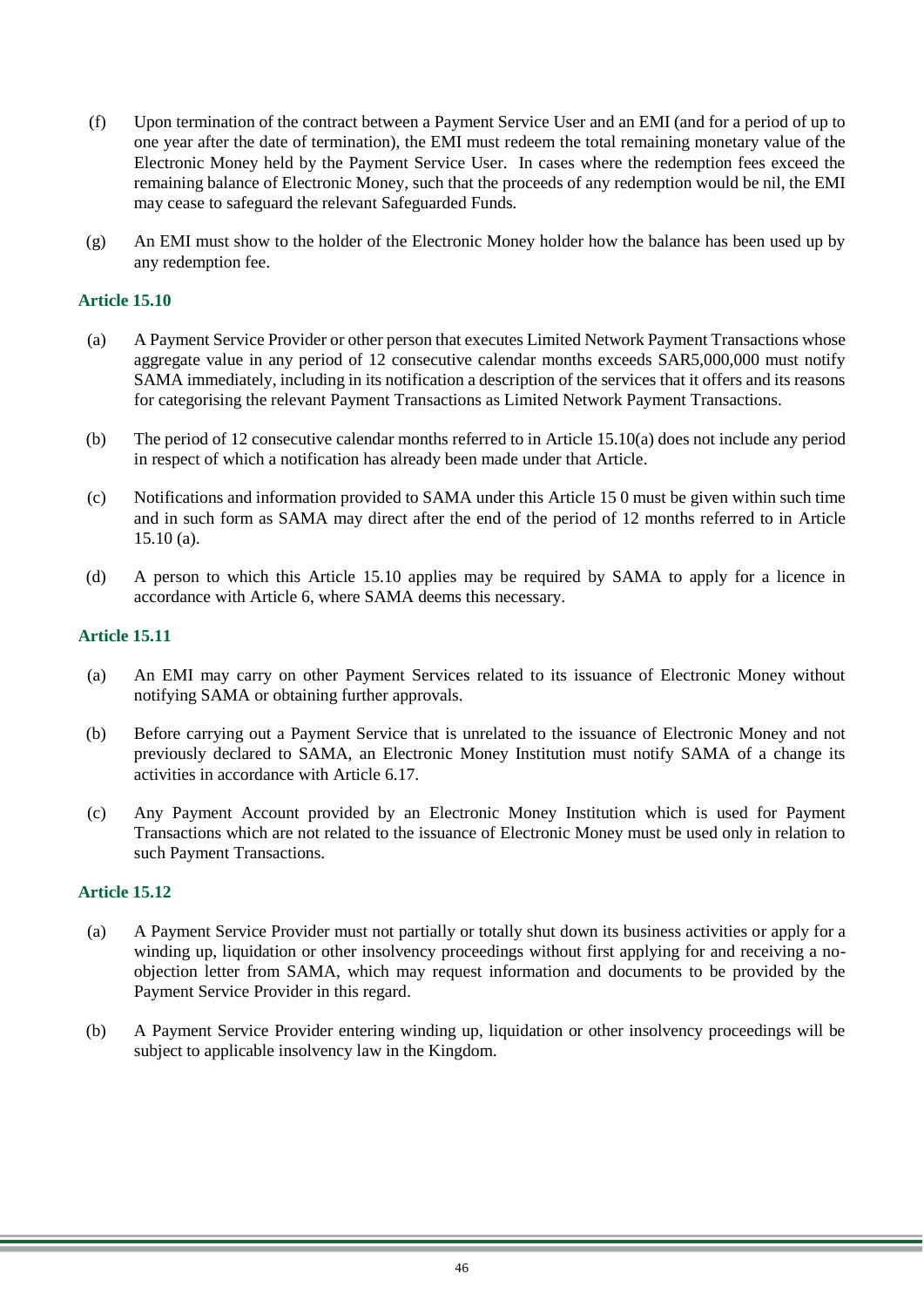(f) Upon termination of the contract between a Payment Service User and an EMI (and for a period of up to one year after the date of termination), the EMI must redeem the total remaining monetary value of the Electronic Money held by the Payment Service User. In cases where the redemption fees exceed the remaining balance of Electronic Money, such that the proceeds of any redemption would be nil, the EMI may cease to safeguard the relevant Safeguarded Funds.

(g) An EMI must show to the holder of the Electronic Money holder how the balance has been used up by any redemption fee.

### Article 15.10

(a) A Payment Service Provider or other person that executes Limited Network Payment Transactions whose aggregate value in any period of 12 consecutive calendar months exceeds SAR5,000,000 must notify SAMA immediately, including in its notification a description of the services that it offers and its reasons for categorising the relevant Payment Transactions as Limited Network Payment Transactions.

(b) The period of 12 consecutive calendar months referred to in Article 15.10(a) does not include any period in respect of which a notification has already been made under that Article.

(c) Notifications and information provided to SAMA under this Article 15 0 must be given within such time and in such form as SAMA may direct after the end of the period of 12 months referred to in Article 15.10 (a).

(d) A person to which this Article 15.10 applies may be required by SAMA to apply for a licence in accordance with Article 6, where SAMA deems this necessary.

### Article 15.11

(a) An EMI may carry on other Payment Services related to its issuance of Electronic Money without notifying SAMA or obtaining further approvals.

(b) Before carrying out a Payment Service that is unrelated to the issuance of Electronic Money and not previously declared to SAMA, an Electronic Money Institution must notify SAMA of a change its activities in accordance with Article 6.17.

(c) Any Payment Account provided by an Electronic Money Institution which is used for Payment Transactions which are not related to the issuance of Electronic Money must be used only in relation to such Payment Transactions.

### Article 15.12

(a) A Payment Service Provider must not partially or totally shut down its business activities or apply for a winding up, liquidation or other insolvency proceedings without first applying for and receiving a no-objection letter from SAMA, which may request information and documents to be provided by the Payment Service Provider in this regard.

(b) A Payment Service Provider entering winding up, liquidation or other insolvency proceedings will be subject to applicable insolvency law in the Kingdom.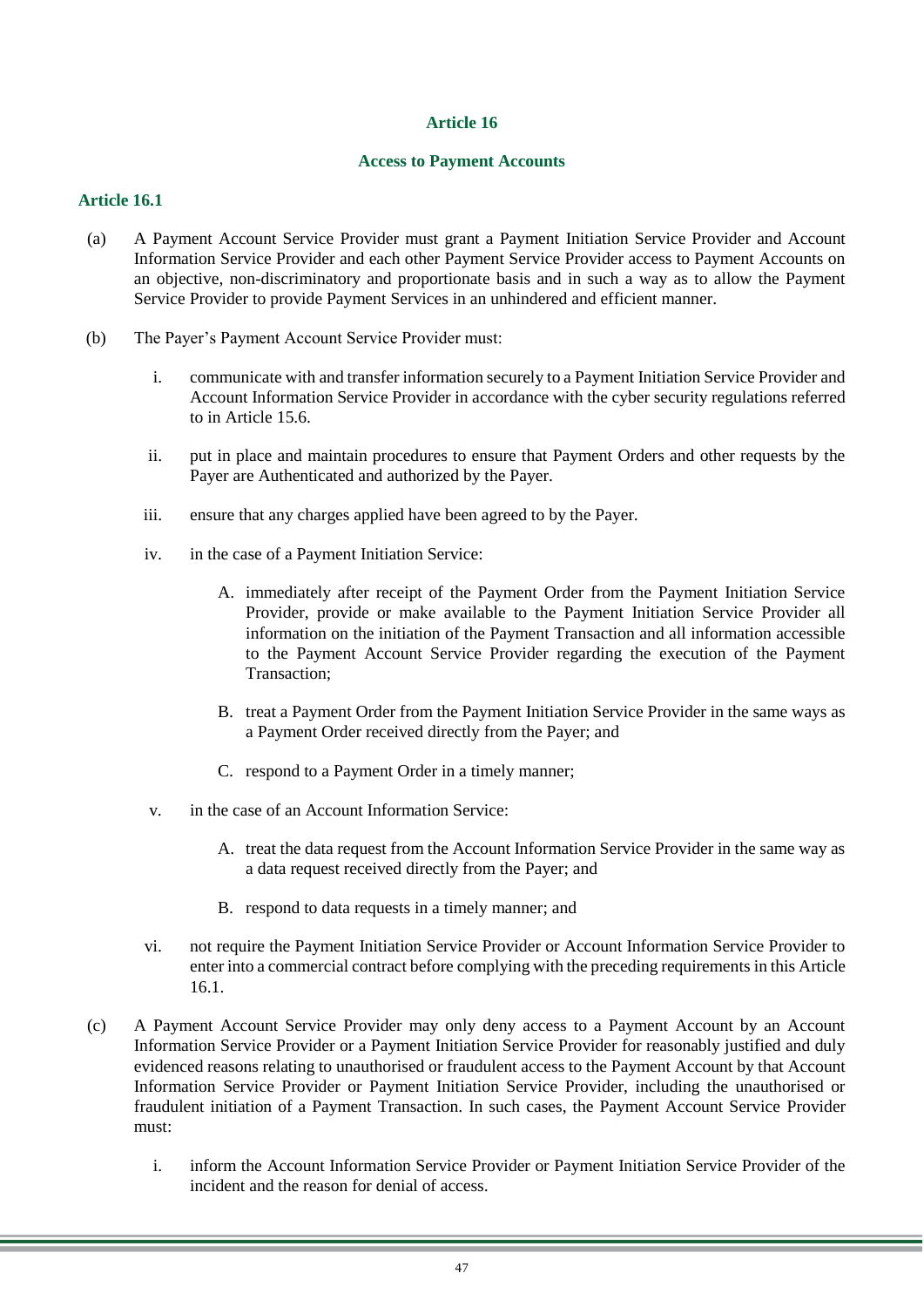## Article 16

### Access to Payment Accounts

#### Article 16.1

(a) A Payment Account Service Provider must grant a Payment Initiation Service Provider and Account Information Service Provider and each other Payment Service Provider access to Payment Accounts on an objective, non-discriminatory and proportionate basis and in such a way as to allow the Payment Service Provider to provide Payment Services in an unhindered and efficient manner.

(b) The Payer's Payment Account Service Provider must:

  i. communicate with and transfer information securely to a Payment Initiation Service Provider and Account Information Service Provider in accordance with the cyber security regulations referred to in Article 15.6.

  ii. put in place and maintain procedures to ensure that Payment Orders and other requests by the Payer are Authenticated and authorized by the Payer.

  iii. ensure that any charges applied have been agreed to by the Payer.

  iv. in the case of a Payment Initiation Service:

    A. immediately after receipt of the Payment Order from the Payment Initiation Service Provider, provide or make available to the Payment Initiation Service Provider all information on the initiation of the Payment Transaction and all information accessible to the Payment Account Service Provider regarding the execution of the Payment Transaction;

    B. treat a Payment Order from the Payment Initiation Service Provider in the same ways as a Payment Order received directly from the Payer; and

    C. respond to a Payment Order in a timely manner;

  v. in the case of an Account Information Service:

    A. treat the data request from the Account Information Service Provider in the same way as a data request received directly from the Payer; and

    B. respond to data requests in a timely manner; and

  vi. not require the Payment Initiation Service Provider or Account Information Service Provider to enter into a commercial contract before complying with the preceding requirements in this Article 16.1.

(c) A Payment Account Service Provider may only deny access to a Payment Account by an Account Information Service Provider or a Payment Initiation Service Provider for reasonably justified and duly evidenced reasons relating to unauthorised or fraudulent access to the Payment Account by that Account Information Service Provider or Payment Initiation Service Provider, including the unauthorised or fraudulent initiation of a Payment Transaction. In such cases, the Payment Account Service Provider must:

  i. inform the Account Information Service Provider or Payment Initiation Service Provider of the incident and the reason for denial of access.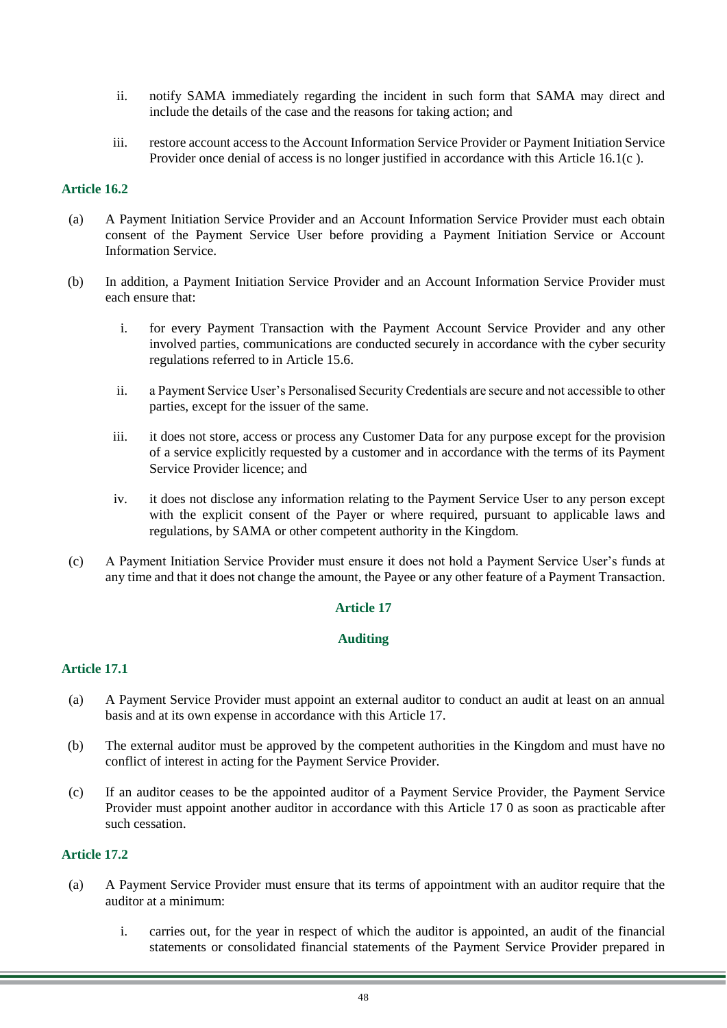ii. notify SAMA immediately regarding the incident in such form that SAMA may direct and include the details of the case and the reasons for taking action; and

iii. restore account access to the Account Information Service Provider or Payment Initiation Service Provider once denial of access is no longer justified in accordance with this Article 16.1(c ).

**Article 16.2**

(a) A Payment Initiation Service Provider and an Account Information Service Provider must each obtain consent of the Payment Service User before providing a Payment Initiation Service or Account Information Service.

(b) In addition, a Payment Initiation Service Provider and an Account Information Service Provider must each ensure that:

i. for every Payment Transaction with the Payment Account Service Provider and any other involved parties, communications are conducted securely in accordance with the cyber security regulations referred to in Article 15.6.

ii. a Payment Service User's Personalised Security Credentials are secure and not accessible to other parties, except for the issuer of the same.

iii. it does not store, access or process any Customer Data for any purpose except for the provision of a service explicitly requested by a customer and in accordance with the terms of its Payment Service Provider licence; and

iv. it does not disclose any information relating to the Payment Service User to any person except with the explicit consent of the Payer or where required, pursuant to applicable laws and regulations, by SAMA or other competent authority in the Kingdom.

(c) A Payment Initiation Service Provider must ensure it does not hold a Payment Service User's funds at any time and that it does not change the amount, the Payee or any other feature of a Payment Transaction.

## Article 17

## Auditing

**Article 17.1**

(a) A Payment Service Provider must appoint an external auditor to conduct an audit at least on an annual basis and at its own expense in accordance with this Article 17.

(b) The external auditor must be approved by the competent authorities in the Kingdom and must have no conflict of interest in acting for the Payment Service Provider.

(c) If an auditor ceases to be the appointed auditor of a Payment Service Provider, the Payment Service Provider must appoint another auditor in accordance with this Article 17 0 as soon as practicable after such cessation.

**Article 17.2**

(a) A Payment Service Provider must ensure that its terms of appointment with an auditor require that the auditor at a minimum:

i. carries out, for the year in respect of which the auditor is appointed, an audit of the financial statements or consolidated financial statements of the Payment Service Provider prepared in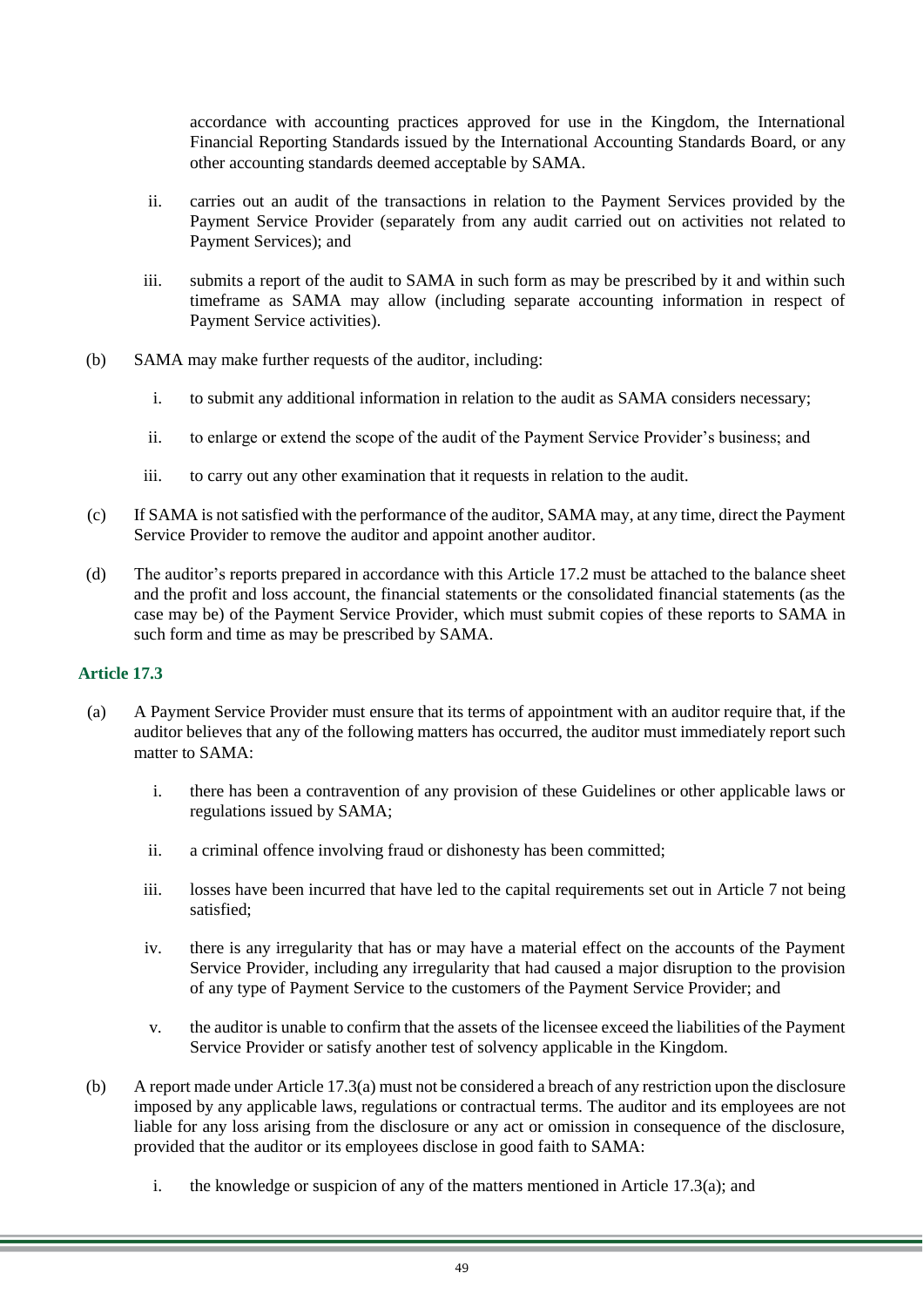accordance with accounting practices approved for use in the Kingdom, the International Financial Reporting Standards issued by the International Accounting Standards Board, or any other accounting standards deemed acceptable by SAMA.

ii. carries out an audit of the transactions in relation to the Payment Services provided by the Payment Service Provider (separately from any audit carried out on activities not related to Payment Services); and

iii. submits a report of the audit to SAMA in such form as may be prescribed by it and within such timeframe as SAMA may allow (including separate accounting information in respect of Payment Service activities).

(b) SAMA may make further requests of the auditor, including:

i. to submit any additional information in relation to the audit as SAMA considers necessary;

ii. to enlarge or extend the scope of the audit of the Payment Service Provider's business; and

iii. to carry out any other examination that it requests in relation to the audit.

(c) If SAMA is not satisfied with the performance of the auditor, SAMA may, at any time, direct the Payment Service Provider to remove the auditor and appoint another auditor.

(d) The auditor's reports prepared in accordance with this Article 17.2 must be attached to the balance sheet and the profit and loss account, the financial statements or the consolidated financial statements (as the case may be) of the Payment Service Provider, which must submit copies of these reports to SAMA in such form and time as may be prescribed by SAMA.

### Article 17.3

(a) A Payment Service Provider must ensure that its terms of appointment with an auditor require that, if the auditor believes that any of the following matters has occurred, the auditor must immediately report such matter to SAMA:

i. there has been a contravention of any provision of these Guidelines or other applicable laws or regulations issued by SAMA;

ii. a criminal offence involving fraud or dishonesty has been committed;

iii. losses have been incurred that have led to the capital requirements set out in Article 7 not being satisfied;

iv. there is any irregularity that has or may have a material effect on the accounts of the Payment Service Provider, including any irregularity that had caused a major disruption to the provision of any type of Payment Service to the customers of the Payment Service Provider; and

v. the auditor is unable to confirm that the assets of the licensee exceed the liabilities of the Payment Service Provider or satisfy another test of solvency applicable in the Kingdom.

(b) A report made under Article 17.3(a) must not be considered a breach of any restriction upon the disclosure imposed by any applicable laws, regulations or contractual terms. The auditor and its employees are not liable for any loss arising from the disclosure or any act or omission in consequence of the disclosure, provided that the auditor or its employees disclose in good faith to SAMA:

i. the knowledge or suspicion of any of the matters mentioned in Article 17.3(a); and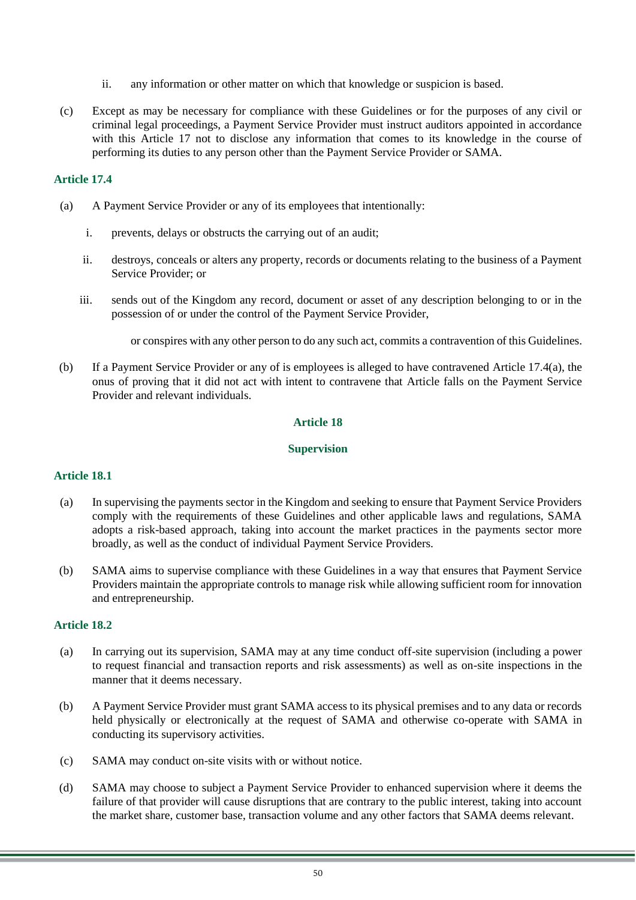ii. any information or other matter on which that knowledge or suspicion is based.

(c) Except as may be necessary for compliance with these Guidelines or for the purposes of any civil or criminal legal proceedings, a Payment Service Provider must instruct auditors appointed in accordance with this Article 17 not to disclose any information that comes to its knowledge in the course of performing its duties to any person other than the Payment Service Provider or SAMA.

#### Article 17.4

(a) A Payment Service Provider or any of its employees that intentionally:

i. prevents, delays or obstructs the carrying out of an audit;

ii. destroys, conceals or alters any property, records or documents relating to the business of a Payment Service Provider; or

iii. sends out of the Kingdom any record, document or asset of any description belonging to or in the possession of or under the control of the Payment Service Provider,

or conspires with any other person to do any such act, commits a contravention of this Guidelines.

(b) If a Payment Service Provider or any of is employees is alleged to have contravened Article 17.4(a), the onus of proving that it did not act with intent to contravene that Article falls on the Payment Service Provider and relevant individuals.

## Article 18

## Supervision

#### Article 18.1

(a) In supervising the payments sector in the Kingdom and seeking to ensure that Payment Service Providers comply with the requirements of these Guidelines and other applicable laws and regulations, SAMA adopts a risk-based approach, taking into account the market practices in the payments sector more broadly, as well as the conduct of individual Payment Service Providers.

(b) SAMA aims to supervise compliance with these Guidelines in a way that ensures that Payment Service Providers maintain the appropriate controls to manage risk while allowing sufficient room for innovation and entrepreneurship.

#### Article 18.2

(a) In carrying out its supervision, SAMA may at any time conduct off-site supervision (including a power to request financial and transaction reports and risk assessments) as well as on-site inspections in the manner that it deems necessary.

(b) A Payment Service Provider must grant SAMA access to its physical premises and to any data or records held physically or electronically at the request of SAMA and otherwise co-operate with SAMA in conducting its supervisory activities.

(c) SAMA may conduct on-site visits with or without notice.

(d) SAMA may choose to subject a Payment Service Provider to enhanced supervision where it deems the failure of that provider will cause disruptions that are contrary to the public interest, taking into account the market share, customer base, transaction volume and any other factors that SAMA deems relevant.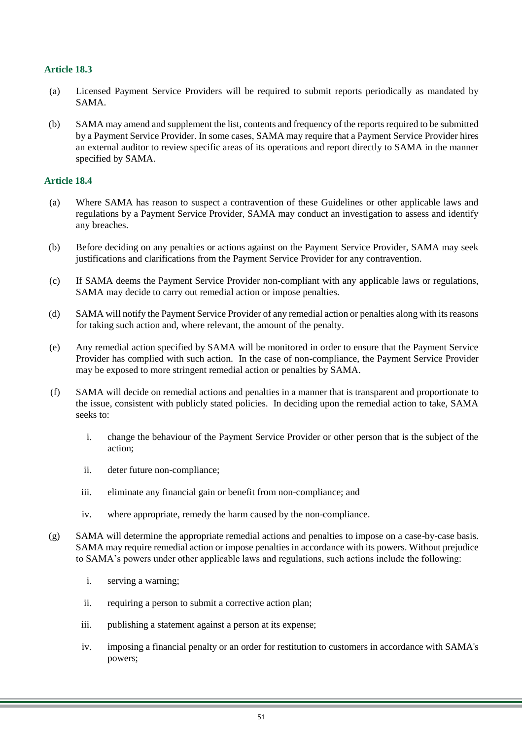### Article 18.3

(a) Licensed Payment Service Providers will be required to submit reports periodically as mandated by SAMA.

(b) SAMA may amend and supplement the list, contents and frequency of the reports required to be submitted by a Payment Service Provider. In some cases, SAMA may require that a Payment Service Provider hires an external auditor to review specific areas of its operations and report directly to SAMA in the manner specified by SAMA.

### Article 18.4

(a) Where SAMA has reason to suspect a contravention of these Guidelines or other applicable laws and regulations by a Payment Service Provider, SAMA may conduct an investigation to assess and identify any breaches.

(b) Before deciding on any penalties or actions against on the Payment Service Provider, SAMA may seek justifications and clarifications from the Payment Service Provider for any contravention.

(c) If SAMA deems the Payment Service Provider non-compliant with any applicable laws or regulations, SAMA may decide to carry out remedial action or impose penalties.

(d) SAMA will notify the Payment Service Provider of any remedial action or penalties along with its reasons for taking such action and, where relevant, the amount of the penalty.

(e) Any remedial action specified by SAMA will be monitored in order to ensure that the Payment Service Provider has complied with such action. In the case of non-compliance, the Payment Service Provider may be exposed to more stringent remedial action or penalties by SAMA.

(f) SAMA will decide on remedial actions and penalties in a manner that is transparent and proportionate to the issue, consistent with publicly stated policies. In deciding upon the remedial action to take, SAMA seeks to:

   i. change the behaviour of the Payment Service Provider or other person that is the subject of the action;

   ii. deter future non-compliance;

   iii. eliminate any financial gain or benefit from non-compliance; and

   iv. where appropriate, remedy the harm caused by the non-compliance.

(g) SAMA will determine the appropriate remedial actions and penalties to impose on a case-by-case basis. SAMA may require remedial action or impose penalties in accordance with its powers. Without prejudice to SAMA's powers under other applicable laws and regulations, such actions include the following:

   i. serving a warning;

   ii. requiring a person to submit a corrective action plan;

   iii. publishing a statement against a person at its expense;

   iv. imposing a financial penalty or an order for restitution to customers in accordance with SAMA's powers;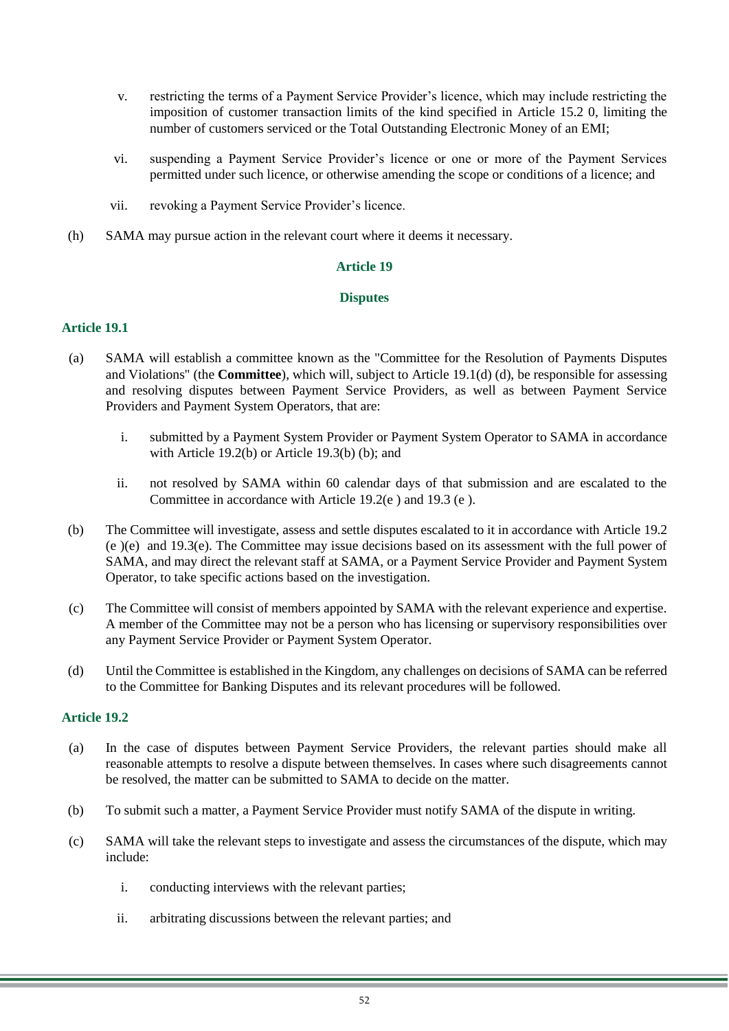v. restricting the terms of a Payment Service Provider's licence, which may include restricting the imposition of customer transaction limits of the kind specified in Article 15.2 0, limiting the number of customers serviced or the Total Outstanding Electronic Money of an EMI;

vi. suspending a Payment Service Provider's licence or one or more of the Payment Services permitted under such licence, or otherwise amending the scope or conditions of a licence; and

vii. revoking a Payment Service Provider's licence.

(h) SAMA may pursue action in the relevant court where it deems it necessary.

## Article 19

## Disputes

### Article 19.1

(a) SAMA will establish a committee known as the "Committee for the Resolution of Payments Disputes and Violations" (the **Committee**), which will, subject to Article 19.1(d) (d), be responsible for assessing and resolving disputes between Payment Service Providers, as well as between Payment Service Providers and Payment System Operators, that are:

i. submitted by a Payment System Provider or Payment System Operator to SAMA in accordance with Article 19.2(b) or Article 19.3(b) (b); and

ii. not resolved by SAMA within 60 calendar days of that submission and are escalated to the Committee in accordance with Article 19.2(e ) and 19.3 (e ).

(b) The Committee will investigate, assess and settle disputes escalated to it in accordance with Article 19.2 (e )(e) and 19.3(e). The Committee may issue decisions based on its assessment with the full power of SAMA, and may direct the relevant staff at SAMA, or a Payment Service Provider and Payment System Operator, to take specific actions based on the investigation.

(c) The Committee will consist of members appointed by SAMA with the relevant experience and expertise. A member of the Committee may not be a person who has licensing or supervisory responsibilities over any Payment Service Provider or Payment System Operator.

(d) Until the Committee is established in the Kingdom, any challenges on decisions of SAMA can be referred to the Committee for Banking Disputes and its relevant procedures will be followed.

### Article 19.2

(a) In the case of disputes between Payment Service Providers, the relevant parties should make all reasonable attempts to resolve a dispute between themselves. In cases where such disagreements cannot be resolved, the matter can be submitted to SAMA to decide on the matter.

(b) To submit such a matter, a Payment Service Provider must notify SAMA of the dispute in writing.

(c) SAMA will take the relevant steps to investigate and assess the circumstances of the dispute, which may include:

i. conducting interviews with the relevant parties;

ii. arbitrating discussions between the relevant parties; and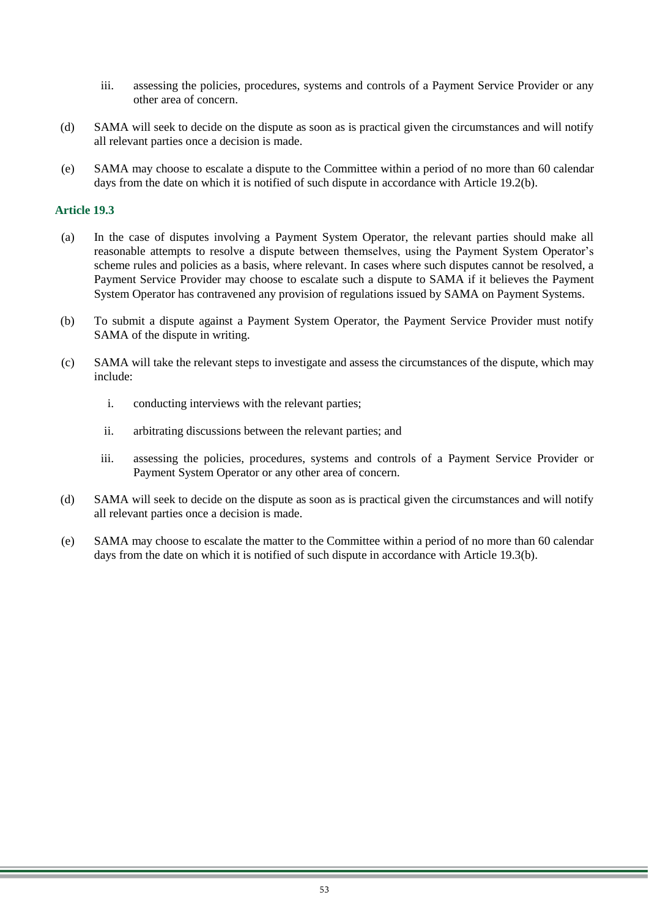iii. assessing the policies, procedures, systems and controls of a Payment Service Provider or any other area of concern.

(d) SAMA will seek to decide on the dispute as soon as is practical given the circumstances and will notify all relevant parties once a decision is made.

(e) SAMA may choose to escalate a dispute to the Committee within a period of no more than 60 calendar days from the date on which it is notified of such dispute in accordance with Article 19.2(b).

### Article 19.3

(a) In the case of disputes involving a Payment System Operator, the relevant parties should make all reasonable attempts to resolve a dispute between themselves, using the Payment System Operator's scheme rules and policies as a basis, where relevant. In cases where such disputes cannot be resolved, a Payment Service Provider may choose to escalate such a dispute to SAMA if it believes the Payment System Operator has contravened any provision of regulations issued by SAMA on Payment Systems.

(b) To submit a dispute against a Payment System Operator, the Payment Service Provider must notify SAMA of the dispute in writing.

(c) SAMA will take the relevant steps to investigate and assess the circumstances of the dispute, which may include:

i. conducting interviews with the relevant parties;

ii. arbitrating discussions between the relevant parties; and

iii. assessing the policies, procedures, systems and controls of a Payment Service Provider or Payment System Operator or any other area of concern.

(d) SAMA will seek to decide on the dispute as soon as is practical given the circumstances and will notify all relevant parties once a decision is made.

(e) SAMA may choose to escalate the matter to the Committee within a period of no more than 60 calendar days from the date on which it is notified of such dispute in accordance with Article 19.3(b).